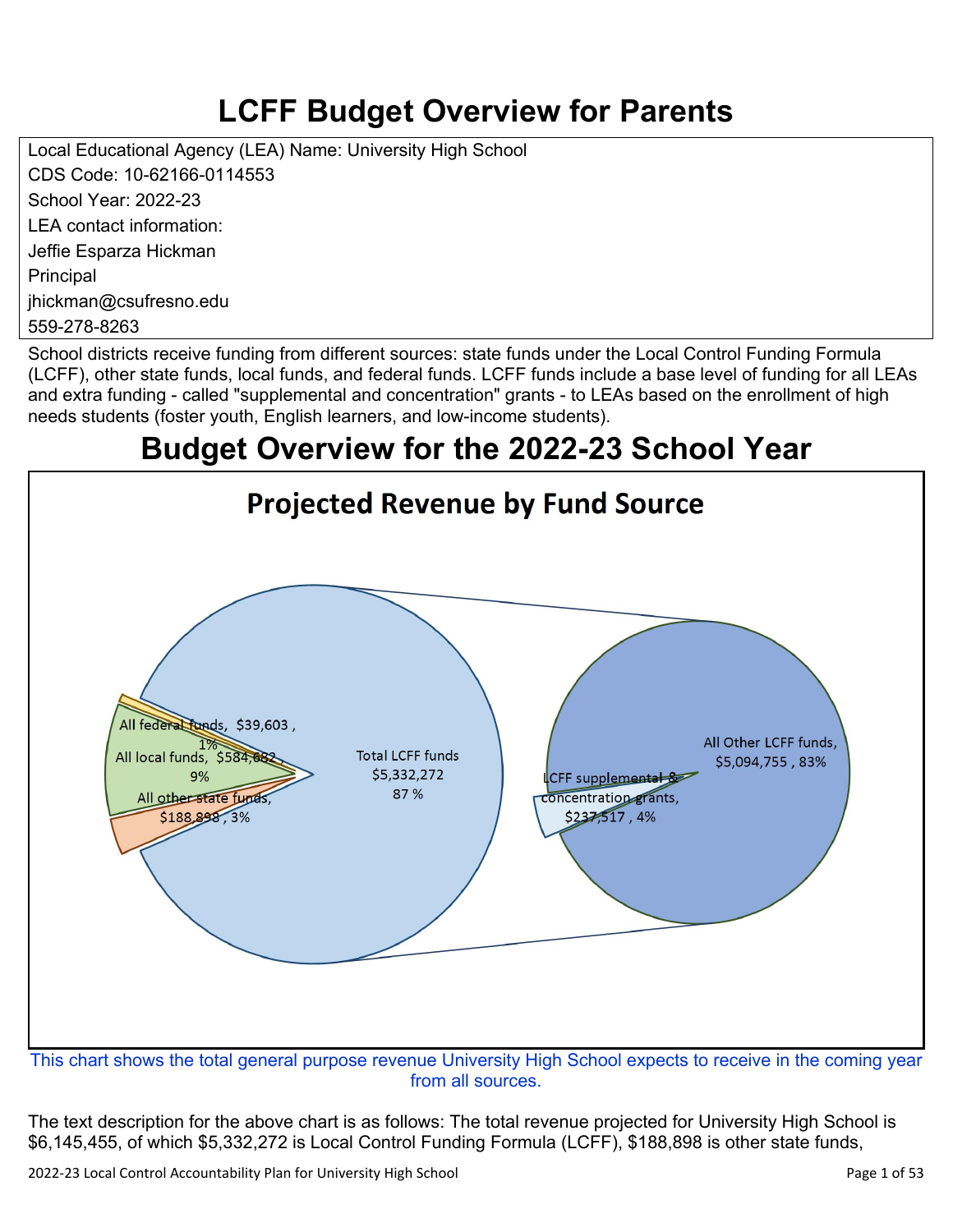# LCFF Budget Overview for Parents

| |
|---|
| Local Educational Agency (LEA) Name: University High School |
| CDS Code: 10-62166-0114553 |
| School Year: 2022-23 |
| LEA contact information: |
| Jeffie Esparza Hickman |
| Principal |
| jhickman@csufresno.edu |
| 559-278-8263 |

School districts receive funding from different sources: state funds under the Local Control Funding Formula (LCFF), other state funds, local funds, and federal funds. LCFF funds include a base level of funding for all LEAs and extra funding - called "supplemental and concentration" grants - to LEAs based on the enrollment of high needs students (foster youth, English learners, and low-income students).

# Budget Overview for the 2022-23 School Year

Projected Revenue by Fund Source

All federal funds, $39,603, 1%

All local funds, $584,682, 9%

All other state funds, $188,898, 3%

Total LCFF funds $5,332,272 87 %

LCFF supplemental & concentration grants, $237,517, 4%

All Other LCFF funds, $5,094,755, 83%

This chart shows the total general purpose revenue University High School expects to receive in the coming year from all sources.

The text description for the above chart is as follows: The total revenue projected for University High School is $6,145,455, of which $5,332,272 is Local Control Funding Formula (LCFF), $188,898 is other state funds,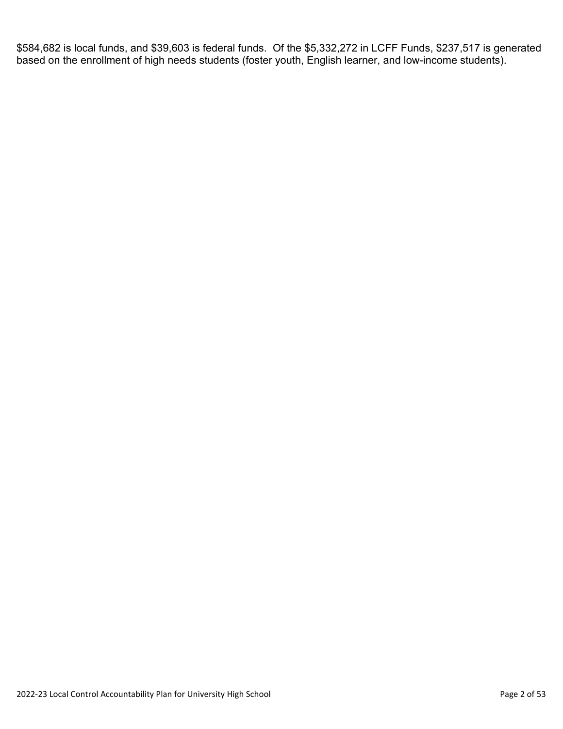$584,682 is local funds, and $39,603 is federal funds. Of the $5,332,272 in LCFF Funds, $237,517 is generated based on the enrollment of high needs students (foster youth, English learner, and low-income students).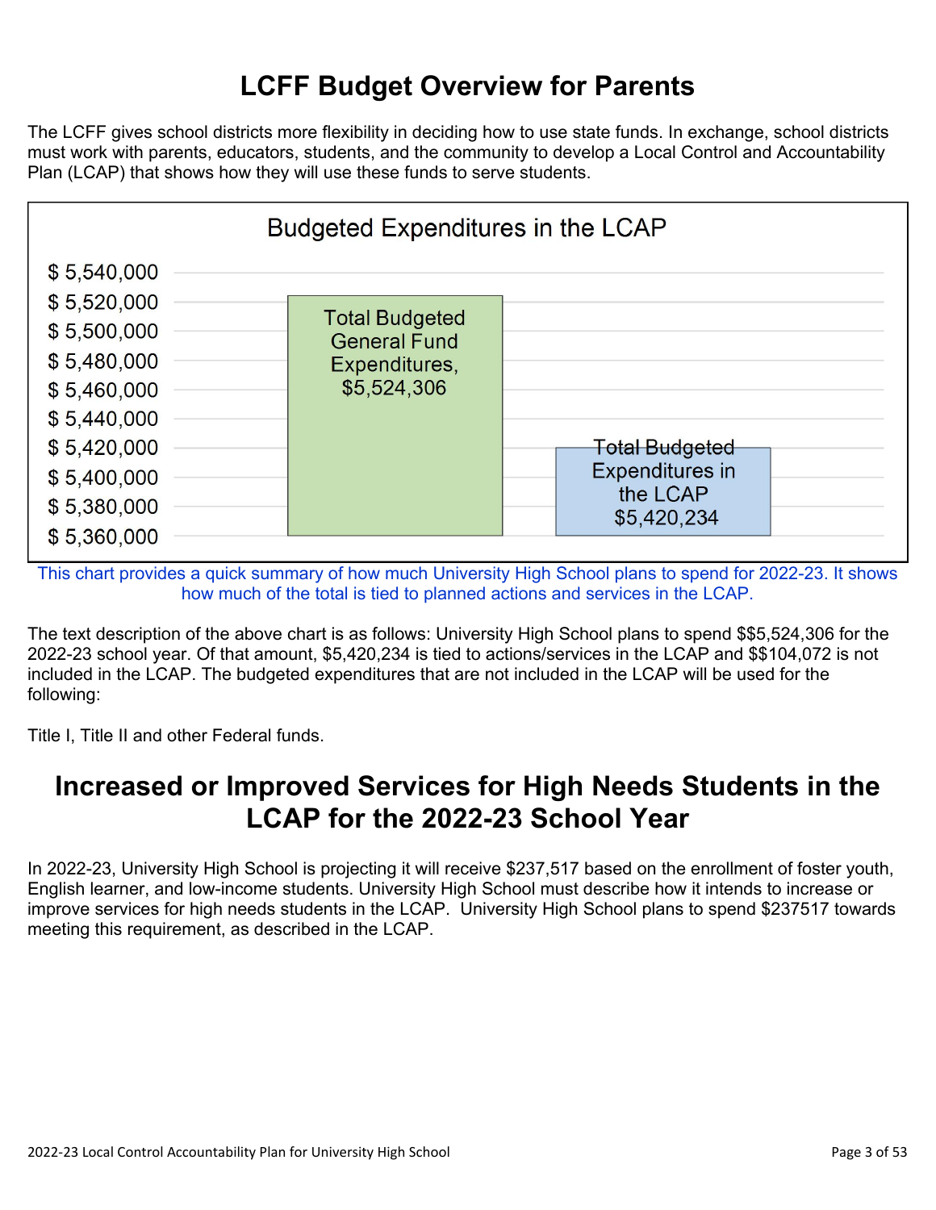# LCFF Budget Overview for Parents

The LCFF gives school districts more flexibility in deciding how to use state funds. In exchange, school districts must work with parents, educators, students, and the community to develop a Local Control and Accountability Plan (LCAP) that shows how they will use these funds to serve students.

Budgeted Expenditures in the LCAP

$ 5,540,000
$ 5,520,000
$ 5,500,000
$ 5,480,000
$ 5,460,000
$ 5,440,000
$ 5,420,000
$ 5,400,000
$ 5,380,000
$ 5,360,000

Total Budgeted General Fund Expenditures, $5,524,306

Total Budgeted Expenditures in the LCAP $5,420,234

This chart provides a quick summary of how much University High School plans to spend for 2022-23. It shows how much of the total is tied to planned actions and services in the LCAP.

The text description of the above chart is as follows: University High School plans to spend $$5,524,306 for the 2022-23 school year. Of that amount, $5,420,234 is tied to actions/services in the LCAP and $$104,072 is not included in the LCAP. The budgeted expenditures that are not included in the LCAP will be used for the following:

Title I, Title II and other Federal funds.

# Increased or Improved Services for High Needs Students in the LCAP for the 2022-23 School Year

In 2022-23, University High School is projecting it will receive $237,517 based on the enrollment of foster youth, English learner, and low-income students. University High School must describe how it intends to increase or improve services for high needs students in the LCAP. University High School plans to spend $237517 towards meeting this requirement, as described in the LCAP.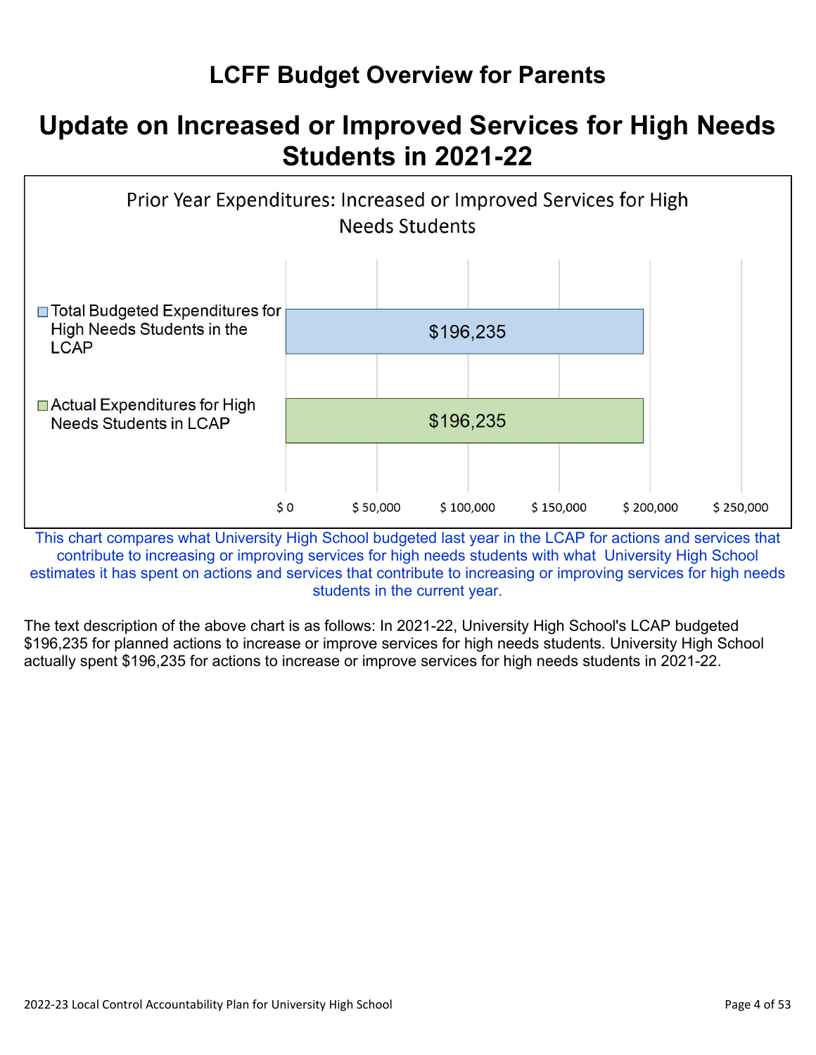# LCFF Budget Overview for Parents

## Update on Increased or Improved Services for High Needs Students in 2021-22

Prior Year Expenditures: Increased or Improved Services for High Needs Students

Total Budgeted Expenditures for High Needs Students in the LCAP

$196,235

Actual Expenditures for High Needs Students in LCAP

$196,235

$ 0
$ 50,000
$ 100,000
$ 150,000
$ 200,000
$ 250,000

This chart compares what University High School budgeted last year in the LCAP for actions and services that contribute to increasing or improving services for high needs students with what University High School estimates it has spent on actions and services that contribute to increasing or improving services for high needs students in the current year.

The text description of the above chart is as follows: In 2021-22, University High School's LCAP budgeted $196,235 for planned actions to increase or improve services for high needs students. University High School actually spent $196,235 for actions to increase or improve services for high needs students in 2021-22.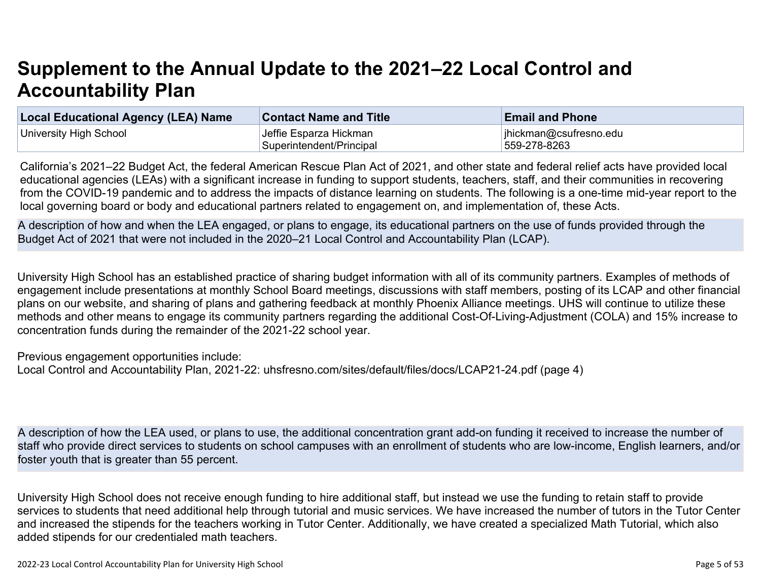# Supplement to the Annual Update to the 2021–22 Local Control and Accountability Plan

| Local Educational Agency (LEA) Name | Contact Name and Title | Email and Phone |
|---|---|---|
| University High School | Jeffie Esparza Hickman<br>Superintendent/Principal | jhickman@csufresno.edu<br>559-278-8263 |

California's 2021–22 Budget Act, the federal American Rescue Plan Act of 2021, and other state and federal relief acts have provided local educational agencies (LEAs) with a significant increase in funding to support students, teachers, staff, and their communities in recovering from the COVID-19 pandemic and to address the impacts of distance learning on students. The following is a one-time mid-year report to the local governing board or body and educational partners related to engagement on, and implementation of, these Acts.

A description of how and when the LEA engaged, or plans to engage, its educational partners on the use of funds provided through the Budget Act of 2021 that were not included in the 2020–21 Local Control and Accountability Plan (LCAP).

University High School has an established practice of sharing budget information with all of its community partners. Examples of methods of engagement include presentations at monthly School Board meetings, discussions with staff members, posting of its LCAP and other financial plans on our website, and sharing of plans and gathering feedback at monthly Phoenix Alliance meetings. UHS will continue to utilize these methods and other means to engage its community partners regarding the additional Cost-Of-Living-Adjustment (COLA) and 15% increase to concentration funds during the remainder of the 2021-22 school year.

Previous engagement opportunities include:
Local Control and Accountability Plan, 2021-22: uhsfresno.com/sites/default/files/docs/LCAP21-24.pdf (page 4)

A description of how the LEA used, or plans to use, the additional concentration grant add-on funding it received to increase the number of staff who provide direct services to students on school campuses with an enrollment of students who are low-income, English learners, and/or foster youth that is greater than 55 percent.

University High School does not receive enough funding to hire additional staff, but instead we use the funding to retain staff to provide services to students that need additional help through tutorial and music services. We have increased the number of tutors in the Tutor Center and increased the stipends for the teachers working in Tutor Center. Additionally, we have created a specialized Math Tutorial, which also added stipends for our credentialed math teachers.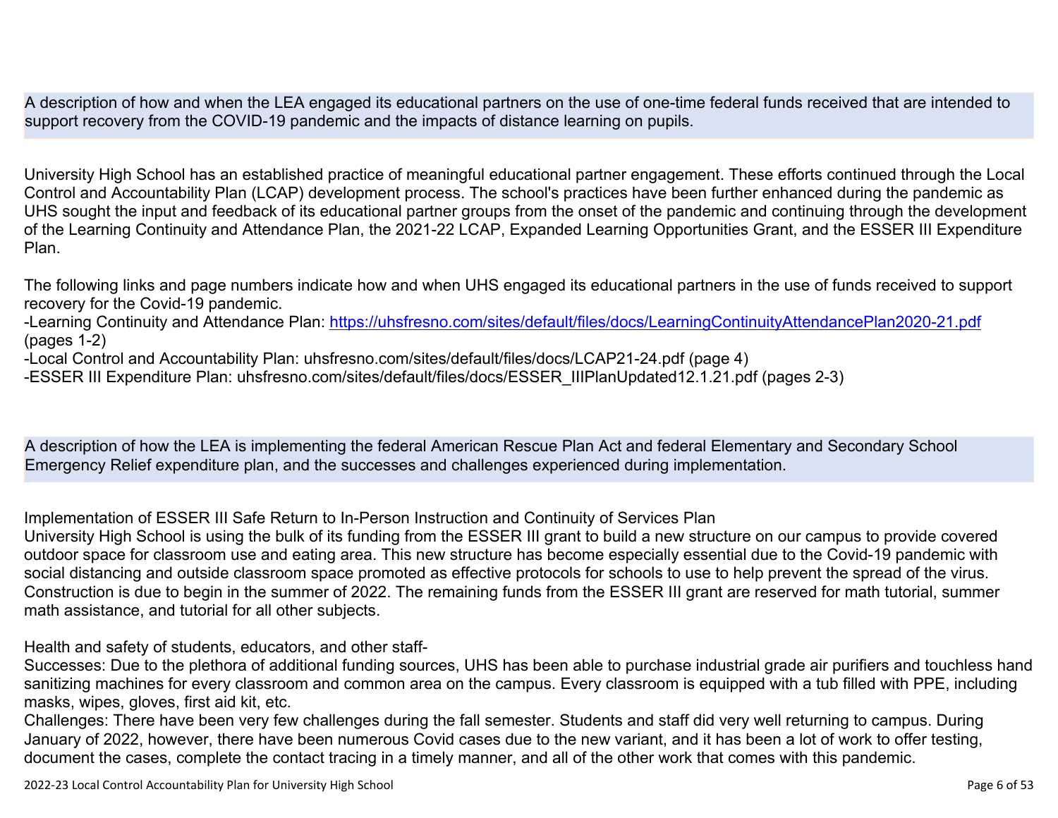## A description of how and when the LEA engaged its educational partners on the use of one-time federal funds received that are intended to support recovery from the COVID-19 pandemic and the impacts of distance learning on pupils.

University High School has an established practice of meaningful educational partner engagement. These efforts continued through the Local Control and Accountability Plan (LCAP) development process. The school's practices have been further enhanced during the pandemic as UHS sought the input and feedback of its educational partner groups from the onset of the pandemic and continuing through the development of the Learning Continuity and Attendance Plan, the 2021-22 LCAP, Expanded Learning Opportunities Grant, and the ESSER III Expenditure Plan.

The following links and page numbers indicate how and when UHS engaged its educational partners in the use of funds received to support recovery for the Covid-19 pandemic.
-Learning Continuity and Attendance Plan: [https://uhsfresno.com/sites/default/files/docs/LearningContinuityAttendancePlan2020-21.pdf](https://uhsfresno.com/sites/default/files/docs/LearningContinuityAttendancePlan2020-21.pdf) (pages 1-2)
-Local Control and Accountability Plan: uhsfresno.com/sites/default/files/docs/LCAP21-24.pdf (page 4)
-ESSER III Expenditure Plan: uhsfresno.com/sites/default/files/docs/ESSER_IIIPlanUpdated12.1.21.pdf (pages 2-3)

## A description of how the LEA is implementing the federal American Rescue Plan Act and federal Elementary and Secondary School Emergency Relief expenditure plan, and the successes and challenges experienced during implementation.

Implementation of ESSER III Safe Return to In-Person Instruction and Continuity of Services Plan
University High School is using the bulk of its funding from the ESSER III grant to build a new structure on our campus to provide covered outdoor space for classroom use and eating area. This new structure has become especially essential due to the Covid-19 pandemic with social distancing and outside classroom space promoted as effective protocols for schools to use to help prevent the spread of the virus. Construction is due to begin in the summer of 2022. The remaining funds from the ESSER III grant are reserved for math tutorial, summer math assistance, and tutorial for all other subjects.

Health and safety of students, educators, and other staff-
Successes: Due to the plethora of additional funding sources, UHS has been able to purchase industrial grade air purifiers and touchless hand sanitizing machines for every classroom and common area on the campus. Every classroom is equipped with a tub filled with PPE, including masks, wipes, gloves, first aid kit, etc.
Challenges: There have been very few challenges during the fall semester. Students and staff did very well returning to campus. During January of 2022, however, there have been numerous Covid cases due to the new variant, and it has been a lot of work to offer testing, document the cases, complete the contact tracing in a timely manner, and all of the other work that comes with this pandemic.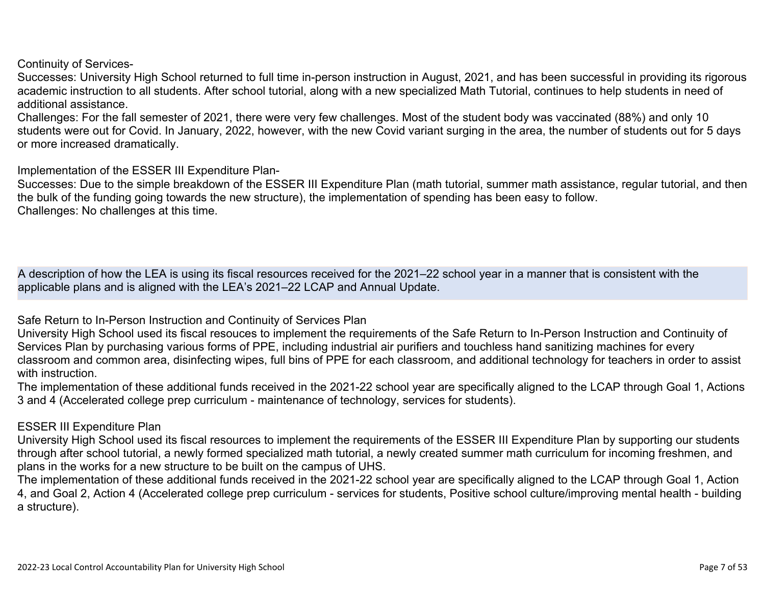Continuity of Services-

Successes: University High School returned to full time in-person instruction in August, 2021, and has been successful in providing its rigorous academic instruction to all students. After school tutorial, along with a new specialized Math Tutorial, continues to help students in need of additional assistance.

Challenges: For the fall semester of 2021, there were very few challenges. Most of the student body was vaccinated (88%) and only 10 students were out for Covid. In January, 2022, however, with the new Covid variant surging in the area, the number of students out for 5 days or more increased dramatically.

Implementation of the ESSER III Expenditure Plan-

Successes: Due to the simple breakdown of the ESSER III Expenditure Plan (math tutorial, summer math assistance, regular tutorial, and then the bulk of the funding going towards the new structure), the implementation of spending has been easy to follow.

Challenges: No challenges at this time.

A description of how the LEA is using its fiscal resources received for the 2021–22 school year in a manner that is consistent with the applicable plans and is aligned with the LEA's 2021–22 LCAP and Annual Update.

Safe Return to In-Person Instruction and Continuity of Services Plan

University High School used its fiscal resouces to implement the requirements of the Safe Return to In-Person Instruction and Continuity of Services Plan by purchasing various forms of PPE, including industrial air purifiers and touchless hand sanitizing machines for every classroom and common area, disinfecting wipes, full bins of PPE for each classroom, and additional technology for teachers in order to assist with instruction.

The implementation of these additional funds received in the 2021-22 school year are specifically aligned to the LCAP through Goal 1, Actions 3 and 4 (Accelerated college prep curriculum - maintenance of technology, services for students).

ESSER III Expenditure Plan

University High School used its fiscal resources to implement the requirements of the ESSER III Expenditure Plan by supporting our students through after school tutorial, a newly formed specialized math tutorial, a newly created summer math curriculum for incoming freshmen, and plans in the works for a new structure to be built on the campus of UHS.

The implementation of these additional funds received in the 2021-22 school year are specifically aligned to the LCAP through Goal 1, Action 4, and Goal 2, Action 4 (Accelerated college prep curriculum - services for students, Positive school culture/improving mental health - building a structure).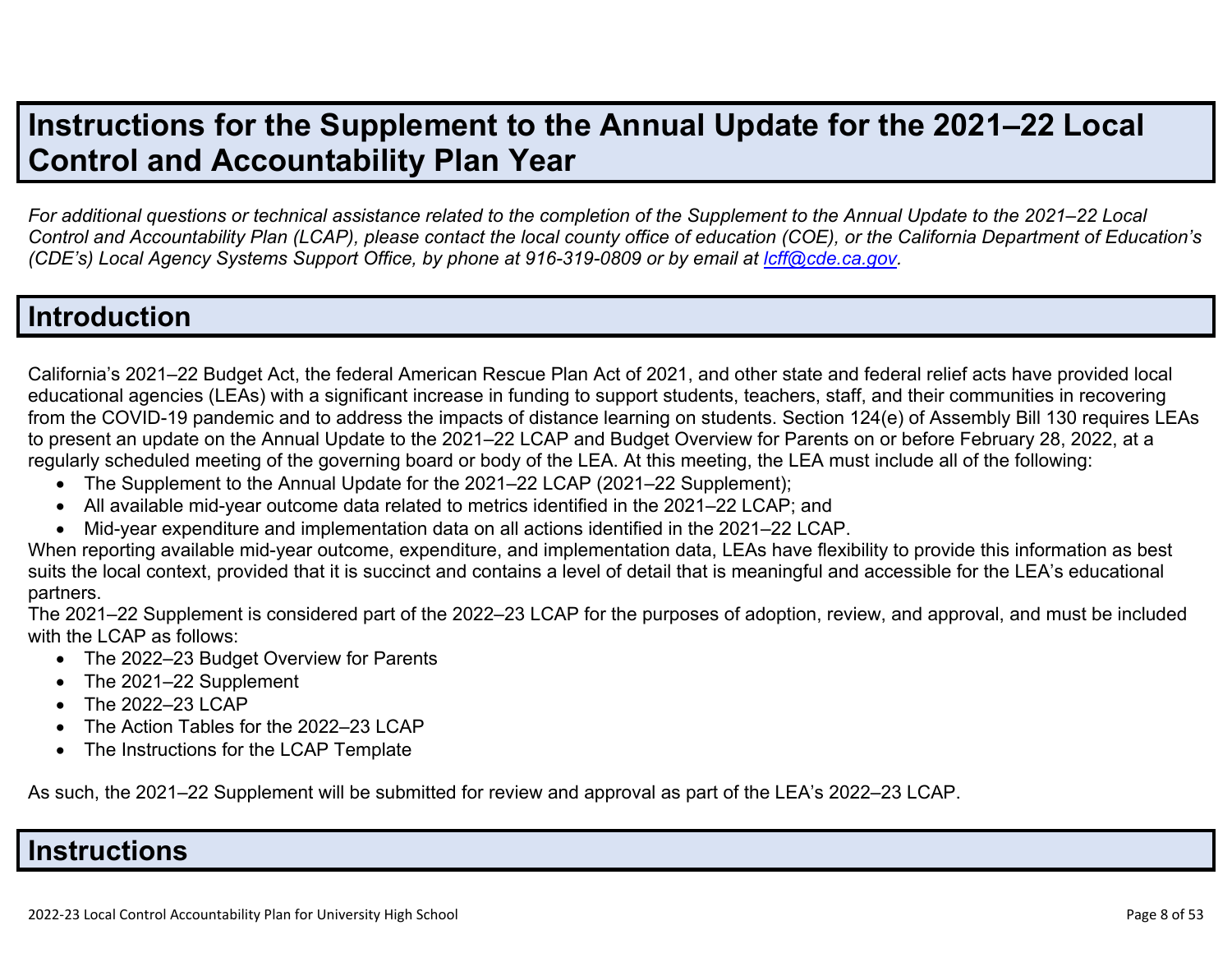# Instructions for the Supplement to the Annual Update for the 2021–22 Local Control and Accountability Plan Year

*For additional questions or technical assistance related to the completion of the Supplement to the Annual Update to the 2021–22 Local Control and Accountability Plan (LCAP), please contact the local county office of education (COE), or the California Department of Education's (CDE's) Local Agency Systems Support Office, by phone at 916-319-0809 or by email at [lcff@cde.ca.gov](mailto:lcff@cde.ca.gov).*

## Introduction

California's 2021–22 Budget Act, the federal American Rescue Plan Act of 2021, and other state and federal relief acts have provided local educational agencies (LEAs) with a significant increase in funding to support students, teachers, staff, and their communities in recovering from the COVID-19 pandemic and to address the impacts of distance learning on students. Section 124(e) of Assembly Bill 130 requires LEAs to present an update on the Annual Update to the 2021–22 LCAP and Budget Overview for Parents on or before February 28, 2022, at a regularly scheduled meeting of the governing board or body of the LEA. At this meeting, the LEA must include all of the following:

- The Supplement to the Annual Update for the 2021–22 LCAP (2021–22 Supplement);
- All available mid-year outcome data related to metrics identified in the 2021–22 LCAP; and
- Mid-year expenditure and implementation data on all actions identified in the 2021–22 LCAP.

When reporting available mid-year outcome, expenditure, and implementation data, LEAs have flexibility to provide this information as best suits the local context, provided that it is succinct and contains a level of detail that is meaningful and accessible for the LEA's educational partners.

The 2021–22 Supplement is considered part of the 2022–23 LCAP for the purposes of adoption, review, and approval, and must be included with the LCAP as follows:

- The 2022–23 Budget Overview for Parents
- The 2021–22 Supplement
- The 2022–23 LCAP
- The Action Tables for the 2022–23 LCAP
- The Instructions for the LCAP Template

As such, the 2021–22 Supplement will be submitted for review and approval as part of the LEA's 2022–23 LCAP.

## Instructions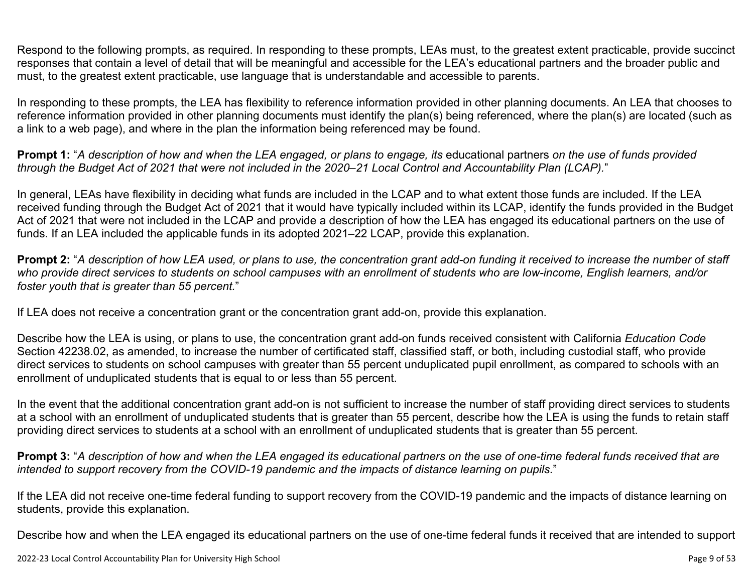Respond to the following prompts, as required. In responding to these prompts, LEAs must, to the greatest extent practicable, provide succinct responses that contain a level of detail that will be meaningful and accessible for the LEA's educational partners and the broader public and must, to the greatest extent practicable, use language that is understandable and accessible to parents.

In responding to these prompts, the LEA has flexibility to reference information provided in other planning documents. An LEA that chooses to reference information provided in other planning documents must identify the plan(s) being referenced, where the plan(s) are located (such as a link to a web page), and where in the plan the information being referenced may be found.

**Prompt 1:** "*A description of how and when the LEA engaged, or plans to engage, its* educational partners *on the use of funds provided through the Budget Act of 2021 that were not included in the 2020–21 Local Control and Accountability Plan (LCAP).*"

In general, LEAs have flexibility in deciding what funds are included in the LCAP and to what extent those funds are included. If the LEA received funding through the Budget Act of 2021 that it would have typically included within its LCAP, identify the funds provided in the Budget Act of 2021 that were not included in the LCAP and provide a description of how the LEA has engaged its educational partners on the use of funds. If an LEA included the applicable funds in its adopted 2021–22 LCAP, provide this explanation.

**Prompt 2:** "*A description of how LEA used, or plans to use, the concentration grant add-on funding it received to increase the number of staff who provide direct services to students on school campuses with an enrollment of students who are low-income, English learners, and/or foster youth that is greater than 55 percent.*"

If LEA does not receive a concentration grant or the concentration grant add-on, provide this explanation.

Describe how the LEA is using, or plans to use, the concentration grant add-on funds received consistent with California *Education Code* Section 42238.02, as amended, to increase the number of certificated staff, classified staff, or both, including custodial staff, who provide direct services to students on school campuses with greater than 55 percent unduplicated pupil enrollment, as compared to schools with an enrollment of unduplicated students that is equal to or less than 55 percent.

In the event that the additional concentration grant add-on is not sufficient to increase the number of staff providing direct services to students at a school with an enrollment of unduplicated students that is greater than 55 percent, describe how the LEA is using the funds to retain staff providing direct services to students at a school with an enrollment of unduplicated students that is greater than 55 percent.

**Prompt 3:** "*A description of how and when the LEA engaged its educational partners on the use of one-time federal funds received that are intended to support recovery from the COVID-19 pandemic and the impacts of distance learning on pupils.*"

If the LEA did not receive one-time federal funding to support recovery from the COVID-19 pandemic and the impacts of distance learning on students, provide this explanation.

Describe how and when the LEA engaged its educational partners on the use of one-time federal funds it received that are intended to support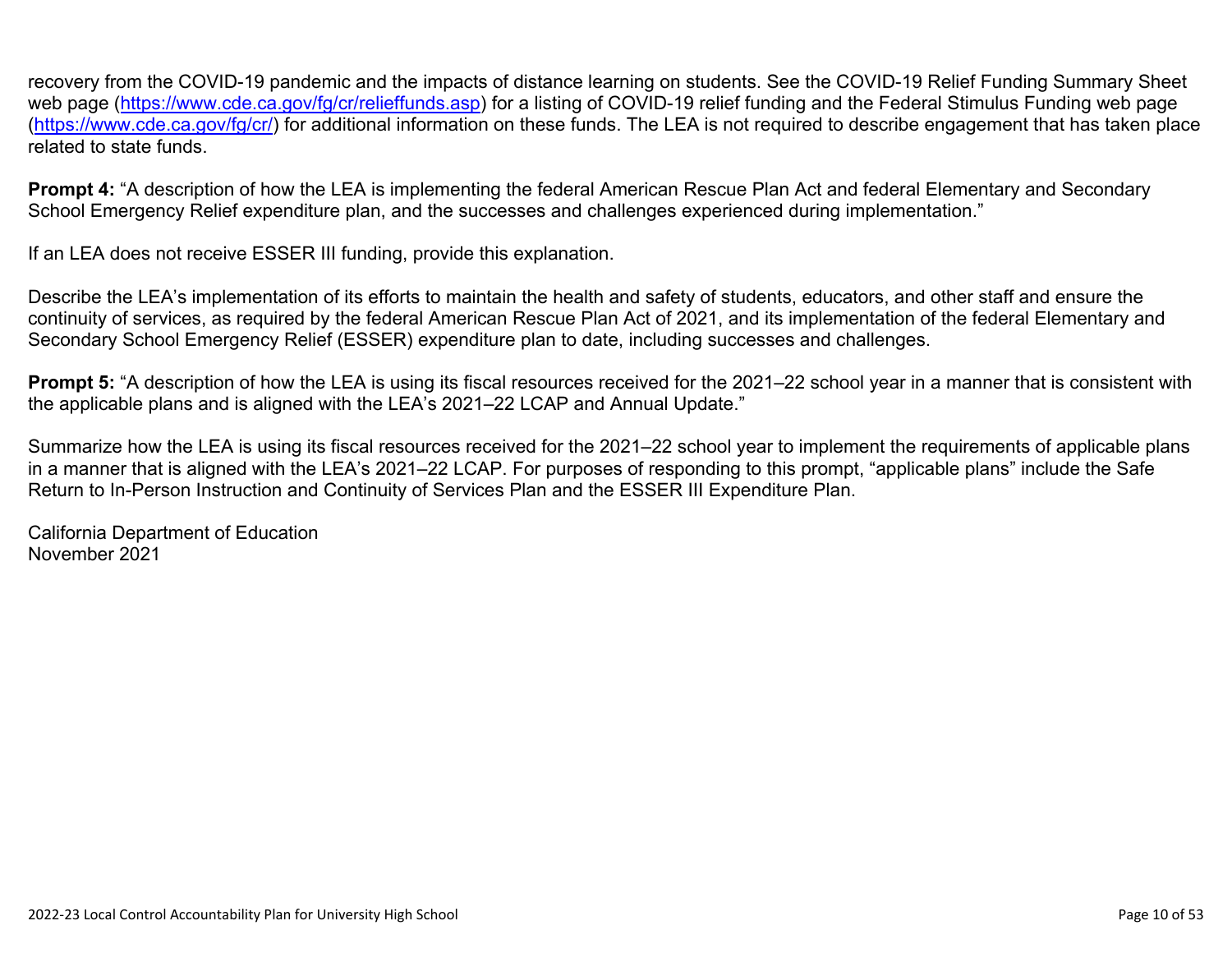recovery from the COVID-19 pandemic and the impacts of distance learning on students. See the COVID-19 Relief Funding Summary Sheet web page ([https://www.cde.ca.gov/fg/cr/relieffunds.asp](https://www.cde.ca.gov/fg/cr/relieffunds.asp)) for a listing of COVID-19 relief funding and the Federal Stimulus Funding web page ([https://www.cde.ca.gov/fg/cr/](https://www.cde.ca.gov/fg/cr/)) for additional information on these funds. The LEA is not required to describe engagement that has taken place related to state funds.

**Prompt 4:** "A description of how the LEA is implementing the federal American Rescue Plan Act and federal Elementary and Secondary School Emergency Relief expenditure plan, and the successes and challenges experienced during implementation."

If an LEA does not receive ESSER III funding, provide this explanation.

Describe the LEA's implementation of its efforts to maintain the health and safety of students, educators, and other staff and ensure the continuity of services, as required by the federal American Rescue Plan Act of 2021, and its implementation of the federal Elementary and Secondary School Emergency Relief (ESSER) expenditure plan to date, including successes and challenges.

**Prompt 5:** "A description of how the LEA is using its fiscal resources received for the 2021–22 school year in a manner that is consistent with the applicable plans and is aligned with the LEA's 2021–22 LCAP and Annual Update."

Summarize how the LEA is using its fiscal resources received for the 2021–22 school year to implement the requirements of applicable plans in a manner that is aligned with the LEA's 2021–22 LCAP. For purposes of responding to this prompt, "applicable plans" include the Safe Return to In-Person Instruction and Continuity of Services Plan and the ESSER III Expenditure Plan.

California Department of Education
November 2021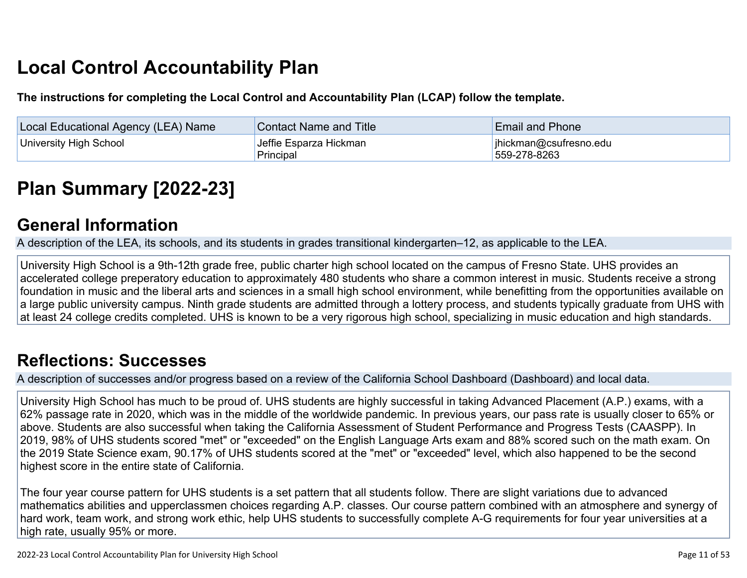# Local Control Accountability Plan

**The instructions for completing the Local Control and Accountability Plan (LCAP) follow the template.**

| Local Educational Agency (LEA) Name | Contact Name and Title | Email and Phone |
| --- | --- | --- |
| University High School | Jeffie Esparza Hickman<br>Principal | jhickman@csufresno.edu<br>559-278-8263 |

# Plan Summary [2022-23]

## General Information

A description of the LEA, its schools, and its students in grades transitional kindergarten–12, as applicable to the LEA.

University High School is a 9th-12th grade free, public charter high school located on the campus of Fresno State. UHS provides an accelerated college preperatory education to approximately 480 students who share a common interest in music. Students receive a strong foundation in music and the liberal arts and sciences in a small high school environment, while benefitting from the opportunities available on a large public university campus. Ninth grade students are admitted through a lottery process, and students typically graduate from UHS with at least 24 college credits completed. UHS is known to be a very rigorous high school, specializing in music education and high standards.

## Reflections: Successes

A description of successes and/or progress based on a review of the California School Dashboard (Dashboard) and local data.

University High School has much to be proud of. UHS students are highly successful in taking Advanced Placement (A.P.) exams, with a 62% passage rate in 2020, which was in the middle of the worldwide pandemic. In previous years, our pass rate is usually closer to 65% or above. Students are also successful when taking the California Assessment of Student Performance and Progress Tests (CAASPP). In 2019, 98% of UHS students scored "met" or "exceeded" on the English Language Arts exam and 88% scored such on the math exam. On the 2019 State Science exam, 90.17% of UHS students scored at the "met" or "exceeded" level, which also happened to be the second highest score in the entire state of California.

The four year course pattern for UHS students is a set pattern that all students follow. There are slight variations due to advanced mathematics abilities and upperclassmen choices regarding A.P. classes. Our course pattern combined with an atmosphere and synergy of hard work, team work, and strong work ethic, help UHS students to successfully complete A-G requirements for four year universities at a high rate, usually 95% or more.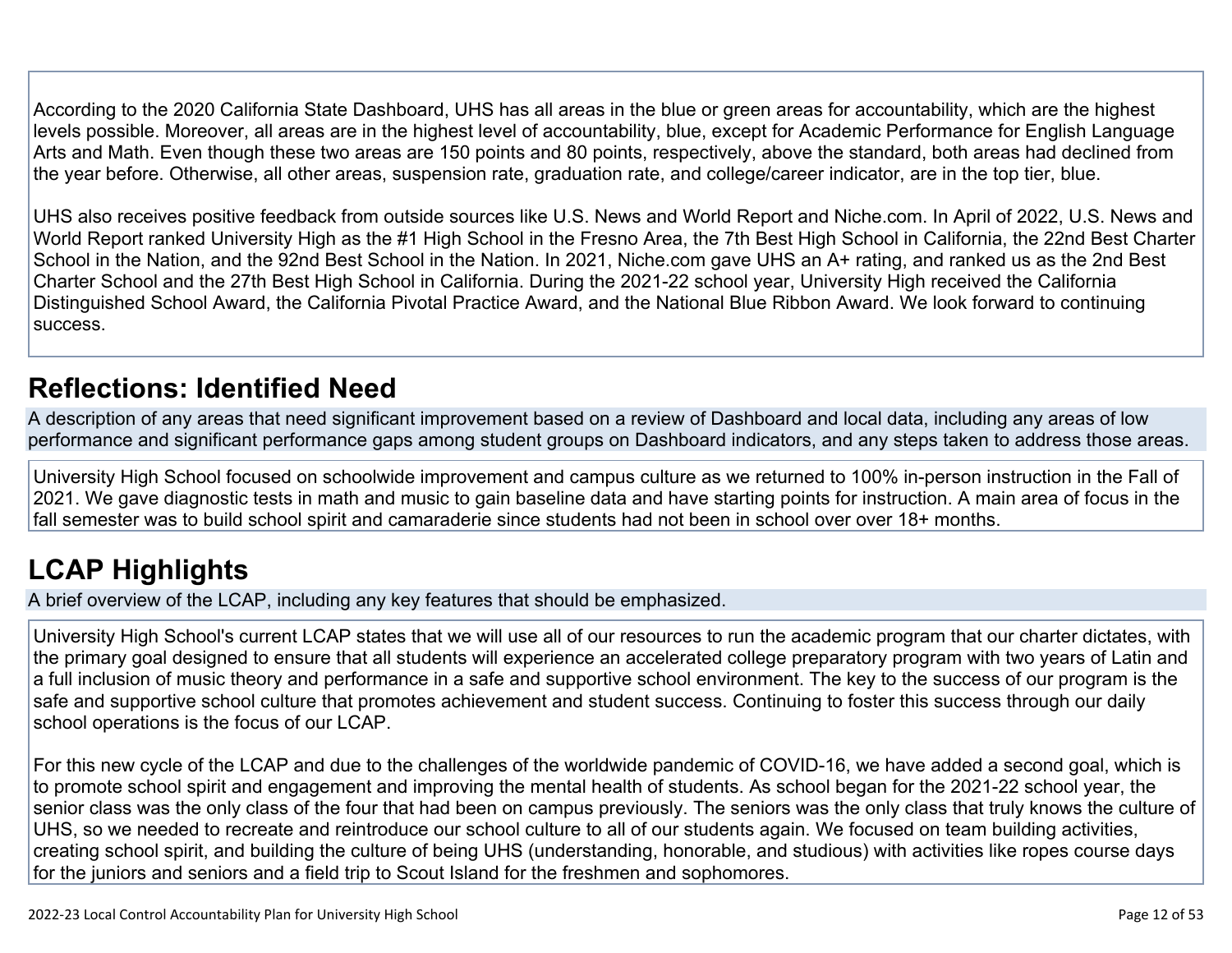According to the 2020 California State Dashboard, UHS has all areas in the blue or green areas for accountability, which are the highest levels possible. Moreover, all areas are in the highest level of accountability, blue, except for Academic Performance for English Language Arts and Math. Even though these two areas are 150 points and 80 points, respectively, above the standard, both areas had declined from the year before. Otherwise, all other areas, suspension rate, graduation rate, and college/career indicator, are in the top tier, blue.

UHS also receives positive feedback from outside sources like U.S. News and World Report and Niche.com. In April of 2022, U.S. News and World Report ranked University High as the #1 High School in the Fresno Area, the 7th Best High School in California, the 22nd Best Charter School in the Nation, and the 92nd Best School in the Nation. In 2021, Niche.com gave UHS an A+ rating, and ranked us as the 2nd Best Charter School and the 27th Best High School in California. During the 2021-22 school year, University High received the California Distinguished School Award, the California Pivotal Practice Award, and the National Blue Ribbon Award. We look forward to continuing success.

## Reflections: Identified Need

A description of any areas that need significant improvement based on a review of Dashboard and local data, including any areas of low performance and significant performance gaps among student groups on Dashboard indicators, and any steps taken to address those areas.

University High School focused on schoolwide improvement and campus culture as we returned to 100% in-person instruction in the Fall of 2021. We gave diagnostic tests in math and music to gain baseline data and have starting points for instruction. A main area of focus in the fall semester was to build school spirit and camaraderie since students had not been in school over over 18+ months.

## LCAP Highlights

A brief overview of the LCAP, including any key features that should be emphasized.

University High School's current LCAP states that we will use all of our resources to run the academic program that our charter dictates, with the primary goal designed to ensure that all students will experience an accelerated college preparatory program with two years of Latin and a full inclusion of music theory and performance in a safe and supportive school environment. The key to the success of our program is the safe and supportive school culture that promotes achievement and student success. Continuing to foster this success through our daily school operations is the focus of our LCAP.

For this new cycle of the LCAP and due to the challenges of the worldwide pandemic of COVID-16, we have added a second goal, which is to promote school spirit and engagement and improving the mental health of students. As school began for the 2021-22 school year, the senior class was the only class of the four that had been on campus previously. The seniors was the only class that truly knows the culture of UHS, so we needed to recreate and reintroduce our school culture to all of our students again. We focused on team building activities, creating school spirit, and building the culture of being UHS (understanding, honorable, and studious) with activities like ropes course days for the juniors and seniors and a field trip to Scout Island for the freshmen and sophomores.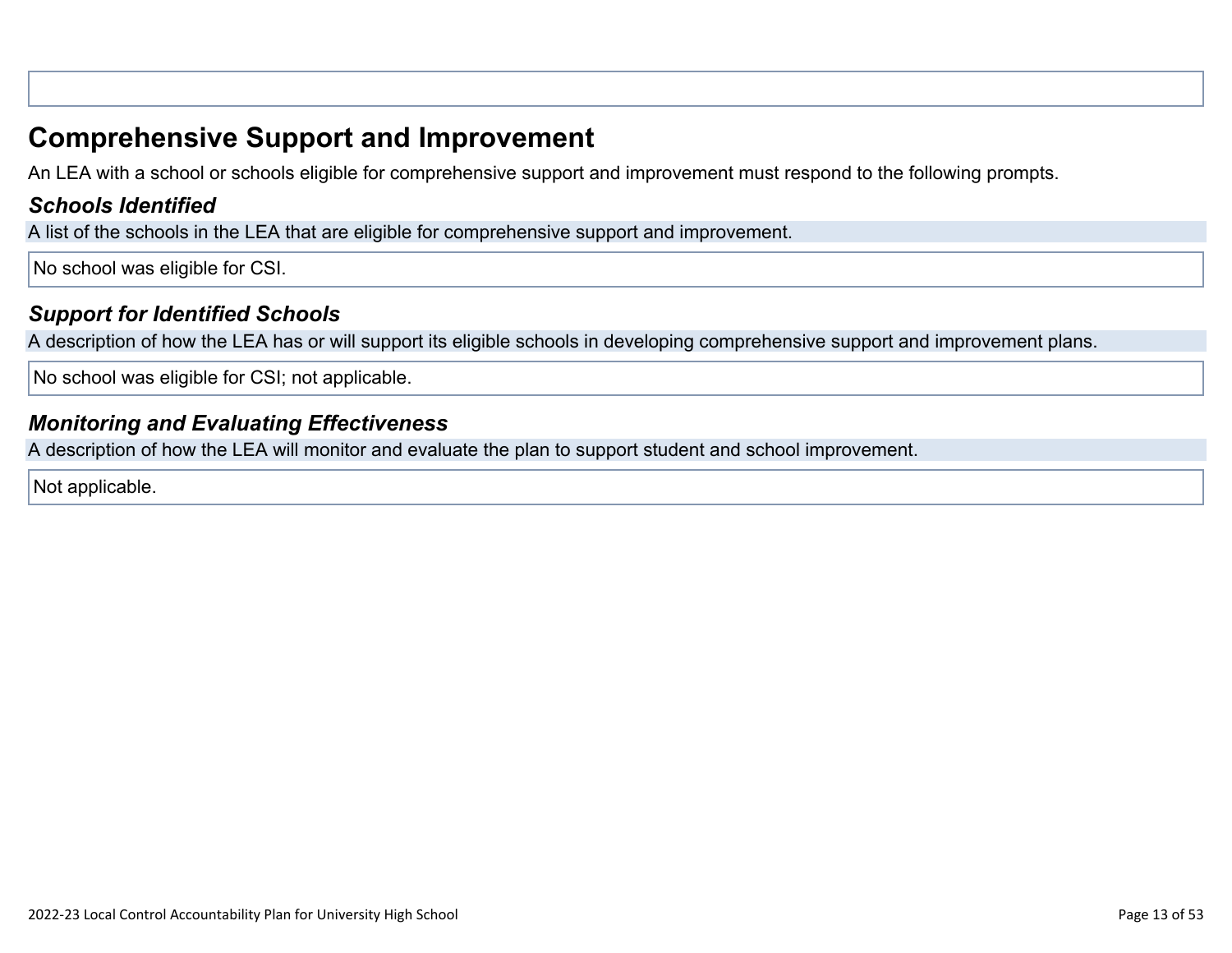## Comprehensive Support and Improvement

An LEA with a school or schools eligible for comprehensive support and improvement must respond to the following prompts.

### *Schools Identified*

A list of the schools in the LEA that are eligible for comprehensive support and improvement.

No school was eligible for CSI.

### *Support for Identified Schools*

A description of how the LEA has or will support its eligible schools in developing comprehensive support and improvement plans.

No school was eligible for CSI; not applicable.

### *Monitoring and Evaluating Effectiveness*

A description of how the LEA will monitor and evaluate the plan to support student and school improvement.

Not applicable.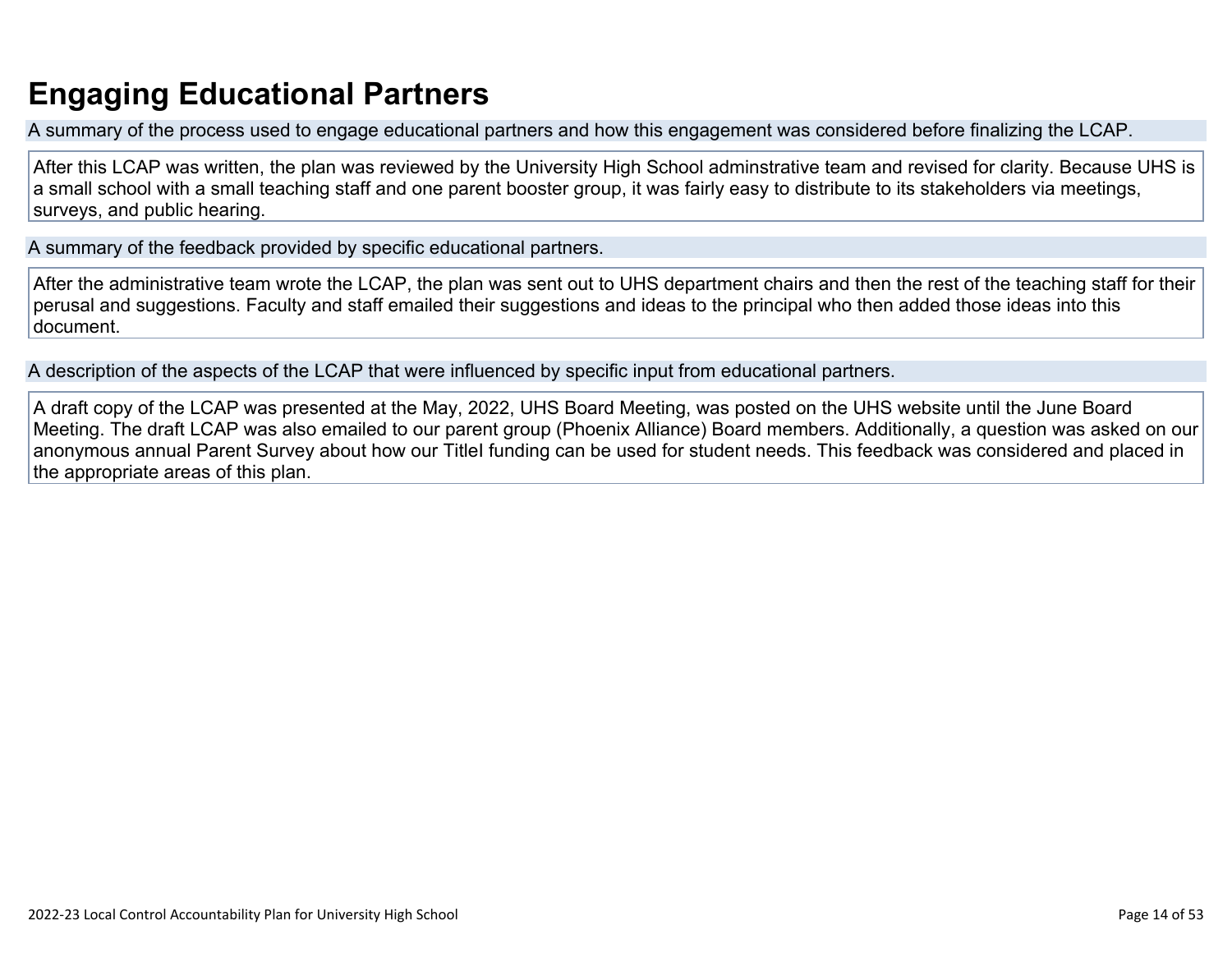# Engaging Educational Partners

A summary of the process used to engage educational partners and how this engagement was considered before finalizing the LCAP.

After this LCAP was written, the plan was reviewed by the University High School adminstrative team and revised for clarity. Because UHS is a small school with a small teaching staff and one parent booster group, it was fairly easy to distribute to its stakeholders via meetings, surveys, and public hearing.

A summary of the feedback provided by specific educational partners.

After the administrative team wrote the LCAP, the plan was sent out to UHS department chairs and then the rest of the teaching staff for their perusal and suggestions. Faculty and staff emailed their suggestions and ideas to the principal who then added those ideas into this document.

A description of the aspects of the LCAP that were influenced by specific input from educational partners.

A draft copy of the LCAP was presented at the May, 2022, UHS Board Meeting, was posted on the UHS website until the June Board Meeting. The draft LCAP was also emailed to our parent group (Phoenix Alliance) Board members. Additionally, a question was asked on our anonymous annual Parent Survey about how our TitleI funding can be used for student needs. This feedback was considered and placed in the appropriate areas of this plan.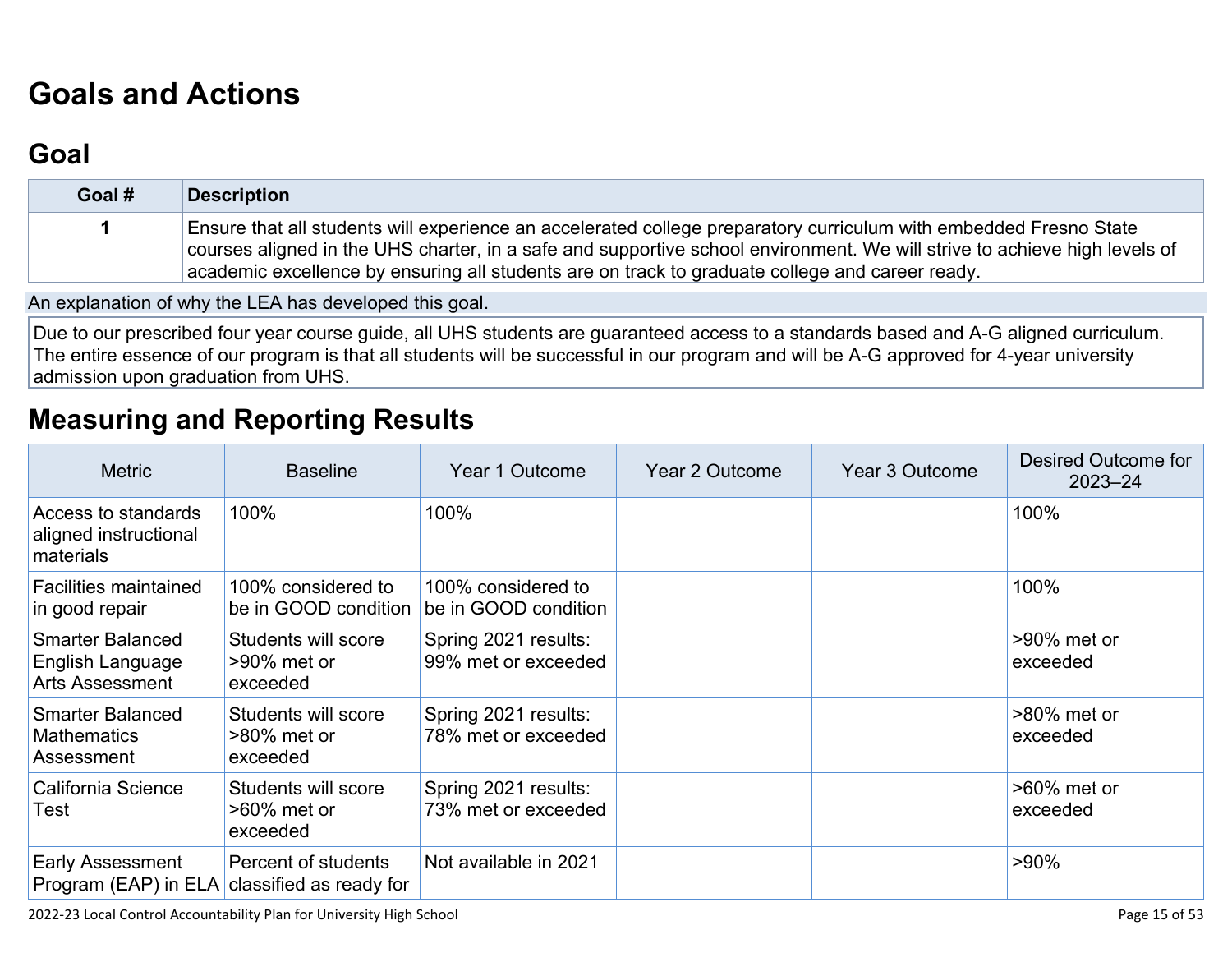# Goals and Actions

## Goal

| Goal # | Description |
|---|---|
| 1 | Ensure that all students will experience an accelerated college preparatory curriculum with embedded Fresno State courses aligned in the UHS charter, in a safe and supportive school environment. We will strive to achieve high levels of academic excellence by ensuring all students are on track to graduate college and career ready. |

An explanation of why the LEA has developed this goal.

Due to our prescribed four year course guide, all UHS students are guaranteed access to a standards based and A-G aligned curriculum. The entire essence of our program is that all students will be successful in our program and will be A-G approved for 4-year university admission upon graduation from UHS.

# Measuring and Reporting Results

| Metric | Baseline | Year 1 Outcome | Year 2 Outcome | Year 3 Outcome | Desired Outcome for 2023–24 |
|---|---|---|---|---|---|
| Access to standards aligned instructional materials | 100% | 100% | | | 100% |
| Facilities maintained in good repair | 100% considered to be in GOOD condition | 100% considered to be in GOOD condition | | | 100% |
| Smarter Balanced English Language Arts Assessment | Students will score >90% met or exceeded | Spring 2021 results: 99% met or exceeded | | | >90% met or exceeded |
| Smarter Balanced Mathematics Assessment | Students will score >80% met or exceeded | Spring 2021 results: 78% met or exceeded | | | >80% met or exceeded |
| California Science Test | Students will score >60% met or exceeded | Spring 2021 results: 73% met or exceeded | | | >60% met or exceeded |
| Early Assessment Program (EAP) in ELA | Percent of students classified as ready for | Not available in 2021 | | | >90% |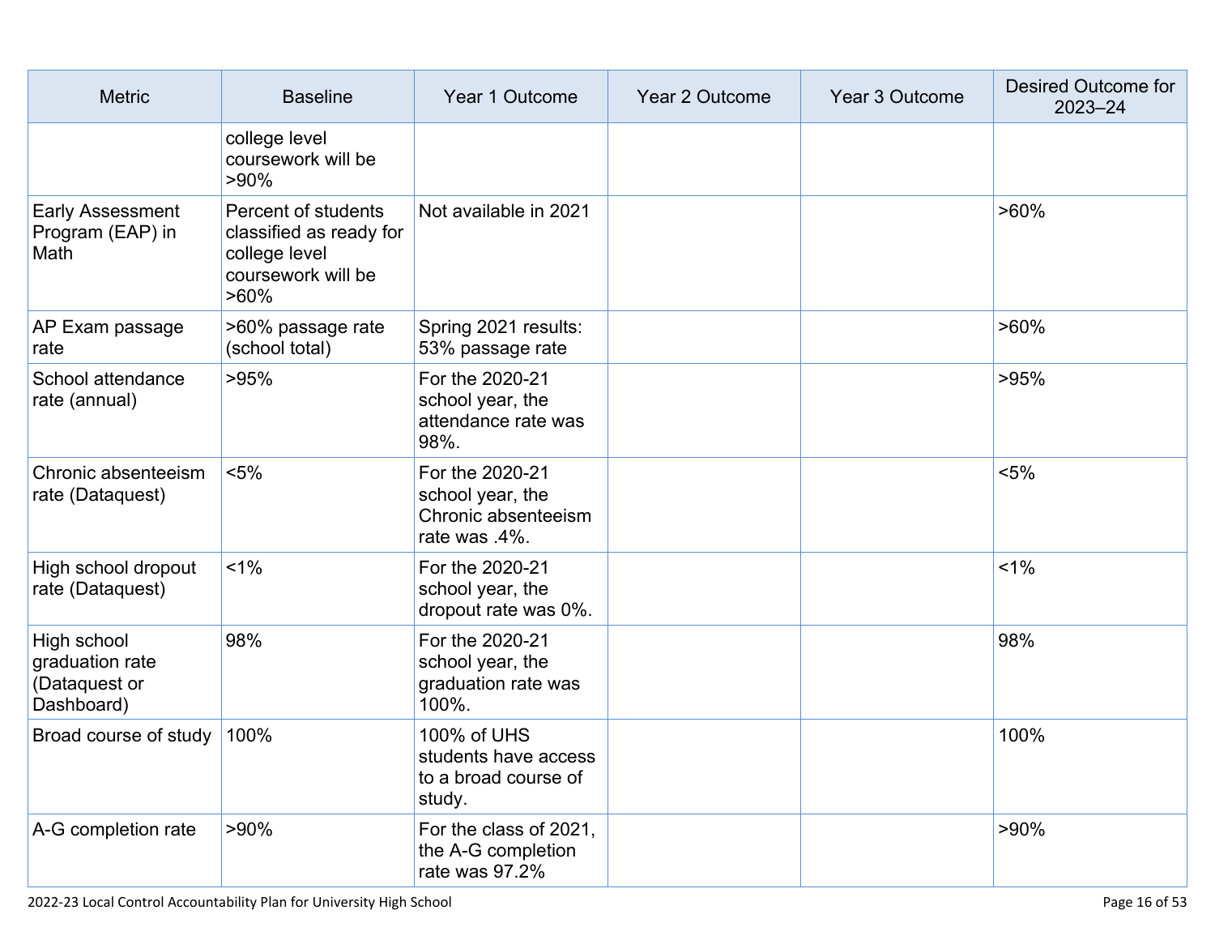| Metric | Baseline | Year 1 Outcome | Year 2 Outcome | Year 3 Outcome | Desired Outcome for 2023–24 |
|---|---|---|---|---|---|
| | college level coursework will be >90% | | | | |
| Early Assessment Program (EAP) in Math | Percent of students classified as ready for college level coursework will be >60% | Not available in 2021 | | | >60% |
| AP Exam passage rate | >60% passage rate (school total) | Spring 2021 results: 53% passage rate | | | >60% |
| School attendance rate (annual) | >95% | For the 2020-21 school year, the attendance rate was 98%. | | | >95% |
| Chronic absenteeism rate (Dataquest) | <5% | For the 2020-21 school year, the Chronic absenteeism rate was .4%. | | | <5% |
| High school dropout rate (Dataquest) | <1% | For the 2020-21 school year, the dropout rate was 0%. | | | <1% |
| High school graduation rate (Dataquest or Dashboard) | 98% | For the 2020-21 school year, the graduation rate was 100%. | | | 98% |
| Broad course of study | 100% | 100% of UHS students have access to a broad course of study. | | | 100% |
| A-G completion rate | >90% | For the class of 2021, the A-G completion rate was 97.2% | | | >90% |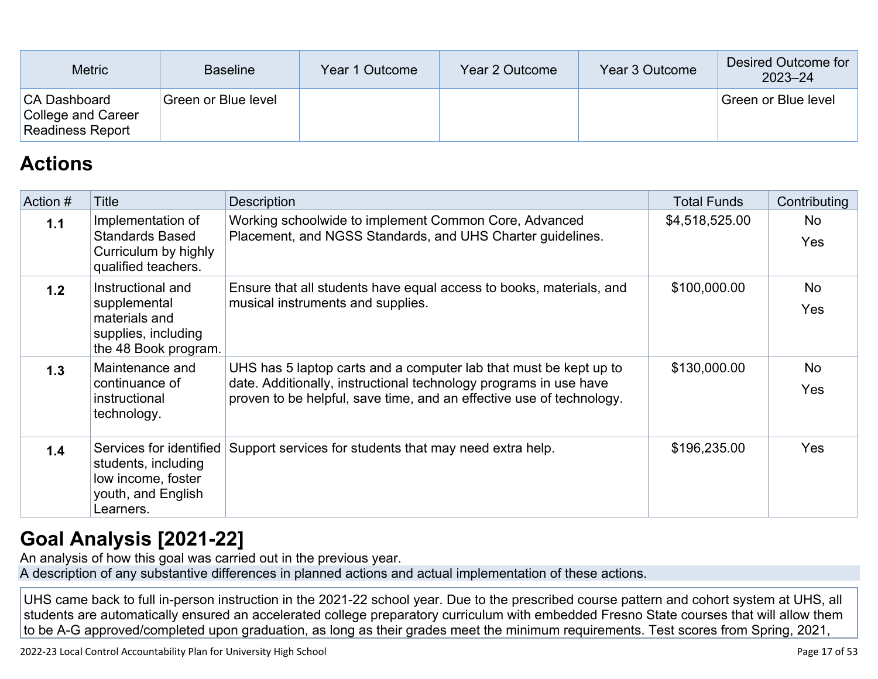| Metric | Baseline | Year 1 Outcome | Year 2 Outcome | Year 3 Outcome | Desired Outcome for 2023–24 |
|---|---|---|---|---|---|
| CA Dashboard College and Career Readiness Report | Green or Blue level | | | | Green or Blue level |

## Actions

| Action # | Title | Description | Total Funds | Contributing |
|---|---|---|---|---|
| **1.1** | Implementation of Standards Based Curriculum by highly qualified teachers. | Working schoolwide to implement Common Core, Advanced Placement, and NGSS Standards, and UHS Charter guidelines. | $4,518,525.00 | No<br>Yes |
| **1.2** | Instructional and supplemental materials and supplies, including the 48 Book program. | Ensure that all students have equal access to books, materials, and musical instruments and supplies. | $100,000.00 | No<br>Yes |
| **1.3** | Maintenance and continuance of instructional technology. | UHS has 5 laptop carts and a computer lab that must be kept up to date. Additionally, instructional technology programs in use have proven to be helpful, save time, and an effective use of technology. | $130,000.00 | No<br>Yes |
| **1.4** | Services for identified students, including low income, foster youth, and English Learners. | Support services for students that may need extra help. | $196,235.00 | Yes |

## Goal Analysis [2021-22]

An analysis of how this goal was carried out in the previous year.

A description of any substantive differences in planned actions and actual implementation of these actions.

UHS came back to full in-person instruction in the 2021-22 school year. Due to the prescribed course pattern and cohort system at UHS, all students are automatically ensured an accelerated college preparatory curriculum with embedded Fresno State courses that will allow them to be A-G approved/completed upon graduation, as long as their grades meet the minimum requirements. Test scores from Spring, 2021,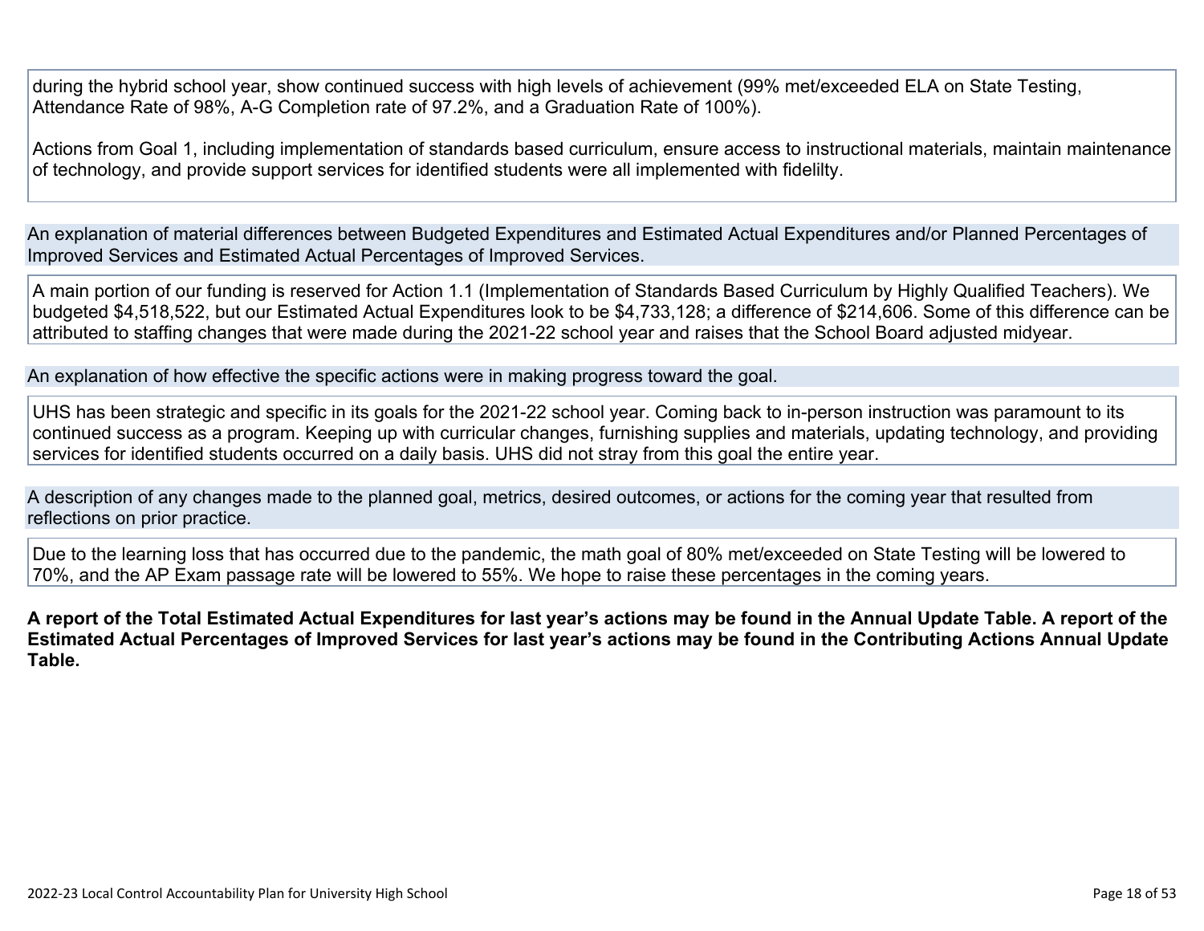during the hybrid school year, show continued success with high levels of achievement (99% met/exceeded ELA on State Testing, Attendance Rate of 98%, A-G Completion rate of 97.2%, and a Graduation Rate of 100%).

Actions from Goal 1, including implementation of standards based curriculum, ensure access to instructional materials, maintain maintenance of technology, and provide support services for identified students were all implemented with fidelilty.

An explanation of material differences between Budgeted Expenditures and Estimated Actual Expenditures and/or Planned Percentages of Improved Services and Estimated Actual Percentages of Improved Services.

A main portion of our funding is reserved for Action 1.1 (Implementation of Standards Based Curriculum by Highly Qualified Teachers). We budgeted $4,518,522, but our Estimated Actual Expenditures look to be $4,733,128; a difference of $214,606. Some of this difference can be attributed to staffing changes that were made during the 2021-22 school year and raises that the School Board adjusted midyear.

An explanation of how effective the specific actions were in making progress toward the goal.

UHS has been strategic and specific in its goals for the 2021-22 school year. Coming back to in-person instruction was paramount to its continued success as a program. Keeping up with curricular changes, furnishing supplies and materials, updating technology, and providing services for identified students occurred on a daily basis. UHS did not stray from this goal the entire year.

A description of any changes made to the planned goal, metrics, desired outcomes, or actions for the coming year that resulted from reflections on prior practice.

Due to the learning loss that has occurred due to the pandemic, the math goal of 80% met/exceeded on State Testing will be lowered to 70%, and the AP Exam passage rate will be lowered to 55%. We hope to raise these percentages in the coming years.

**A report of the Total Estimated Actual Expenditures for last year's actions may be found in the Annual Update Table. A report of the Estimated Actual Percentages of Improved Services for last year's actions may be found in the Contributing Actions Annual Update Table.**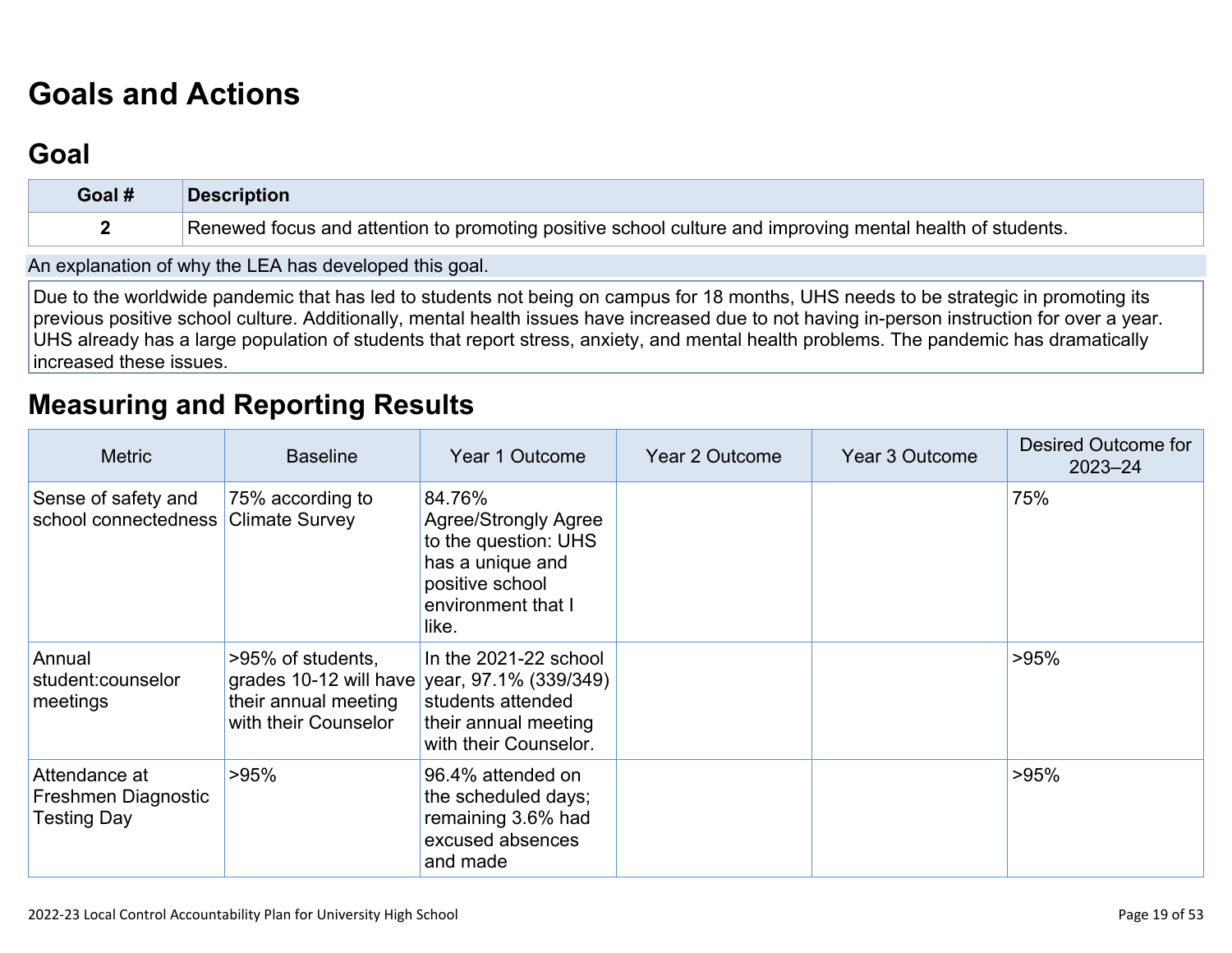# Goals and Actions

## Goal

| Goal # | Description |
| --- | --- |
| 2 | Renewed focus and attention to promoting positive school culture and improving mental health of students. |

An explanation of why the LEA has developed this goal.

Due to the worldwide pandemic that has led to students not being on campus for 18 months, UHS needs to be strategic in promoting its previous positive school culture. Additionally, mental health issues have increased due to not having in-person instruction for over a year. UHS already has a large population of students that report stress, anxiety, and mental health problems. The pandemic has dramatically increased these issues.

# Measuring and Reporting Results

| Metric | Baseline | Year 1 Outcome | Year 2 Outcome | Year 3 Outcome | Desired Outcome for 2023–24 |
| --- | --- | --- | --- | --- | --- |
| Sense of safety and school connectedness | 75% according to Climate Survey | 84.76% Agree/Strongly Agree to the question: UHS has a unique and positive school environment that I like. | | | 75% |
| Annual student:counselor meetings | >95% of students, grades 10-12 will have their annual meeting with their Counselor | In the 2021-22 school year, 97.1% (339/349) students attended their annual meeting with their Counselor. | | | >95% |
| Attendance at Freshmen Diagnostic Testing Day | >95% | 96.4% attended on the scheduled days; remaining 3.6% had excused absences and made | | | >95% |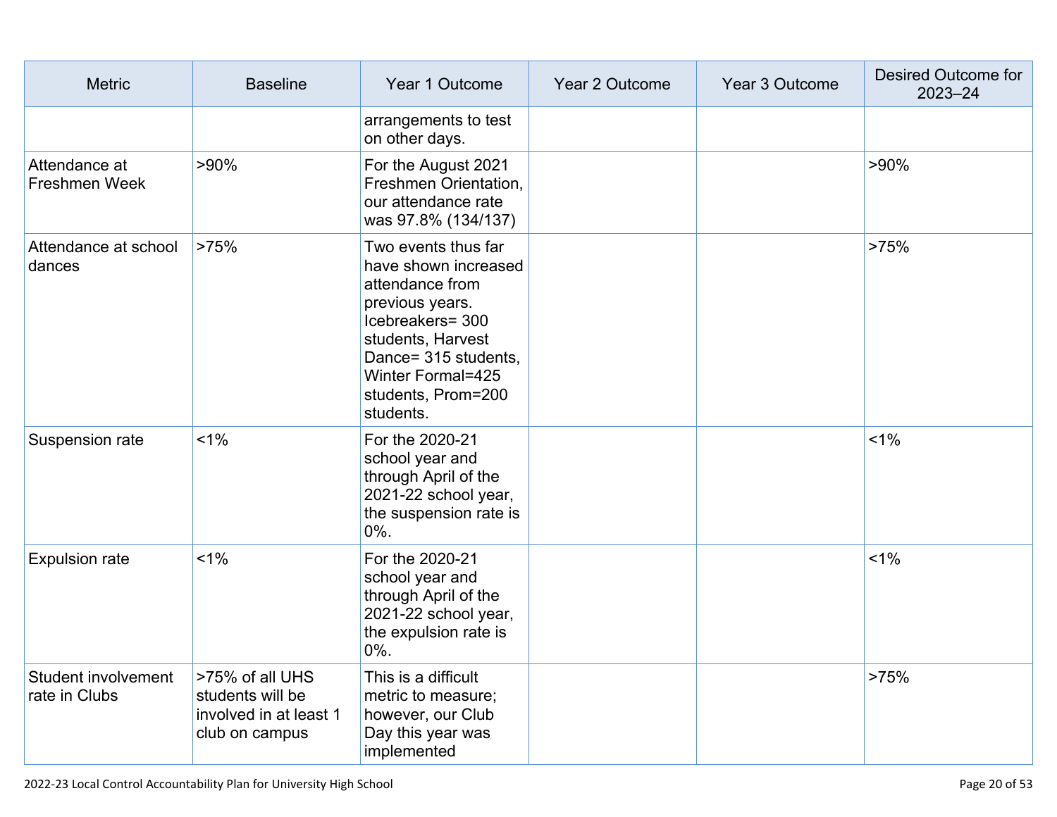| Metric | Baseline | Year 1 Outcome | Year 2 Outcome | Year 3 Outcome | Desired Outcome for 2023–24 |
|---|---|---|---|---|---|
| | | arrangements to test on other days. | | | |
| Attendance at Freshmen Week | >90% | For the August 2021 Freshmen Orientation, our attendance rate was 97.8% (134/137) | | | >90% |
| Attendance at school dances | >75% | Two events thus far have shown increased attendance from previous years. Icebreakers= 300 students, Harvest Dance= 315 students, Winter Formal=425 students, Prom=200 students. | | | >75% |
| Suspension rate | <1% | For the 2020-21 school year and through April of the 2021-22 school year, the suspension rate is 0%. | | | <1% |
| Expulsion rate | <1% | For the 2020-21 school year and through April of the 2021-22 school year, the expulsion rate is 0%. | | | <1% |
| Student involvement rate in Clubs | >75% of all UHS students will be involved in at least 1 club on campus | This is a difficult metric to measure; however, our Club Day this year was implemented | | | >75% |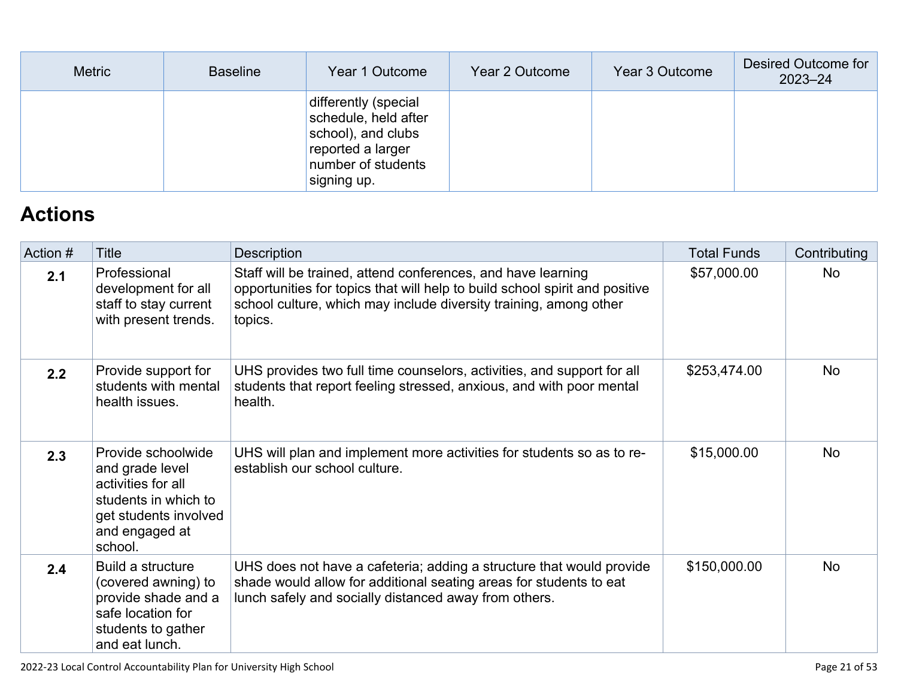| Metric | Baseline | Year 1 Outcome | Year 2 Outcome | Year 3 Outcome | Desired Outcome for 2023–24 |
|---|---|---|---|---|---|
| | | differently (special schedule, held after school), and clubs reported a larger number of students signing up. | | | |

## Actions

| Action # | Title | Description | Total Funds | Contributing |
|---|---|---|---|---|
| **2.1** | Professional development for all staff to stay current with present trends. | Staff will be trained, attend conferences, and have learning opportunities for topics that will help to build school spirit and positive school culture, which may include diversity training, among other topics. | $57,000.00 | No |
| **2.2** | Provide support for students with mental health issues. | UHS provides two full time counselors, activities, and support for all students that report feeling stressed, anxious, and with poor mental health. | $253,474.00 | No |
| **2.3** | Provide schoolwide and grade level activities for all students in which to get students involved and engaged at school. | UHS will plan and implement more activities for students so as to re-establish our school culture. | $15,000.00 | No |
| **2.4** | Build a structure (covered awning) to provide shade and a safe location for students to gather and eat lunch. | UHS does not have a cafeteria; adding a structure that would provide shade would allow for additional seating areas for students to eat lunch safely and socially distanced away from others. | $150,000.00 | No |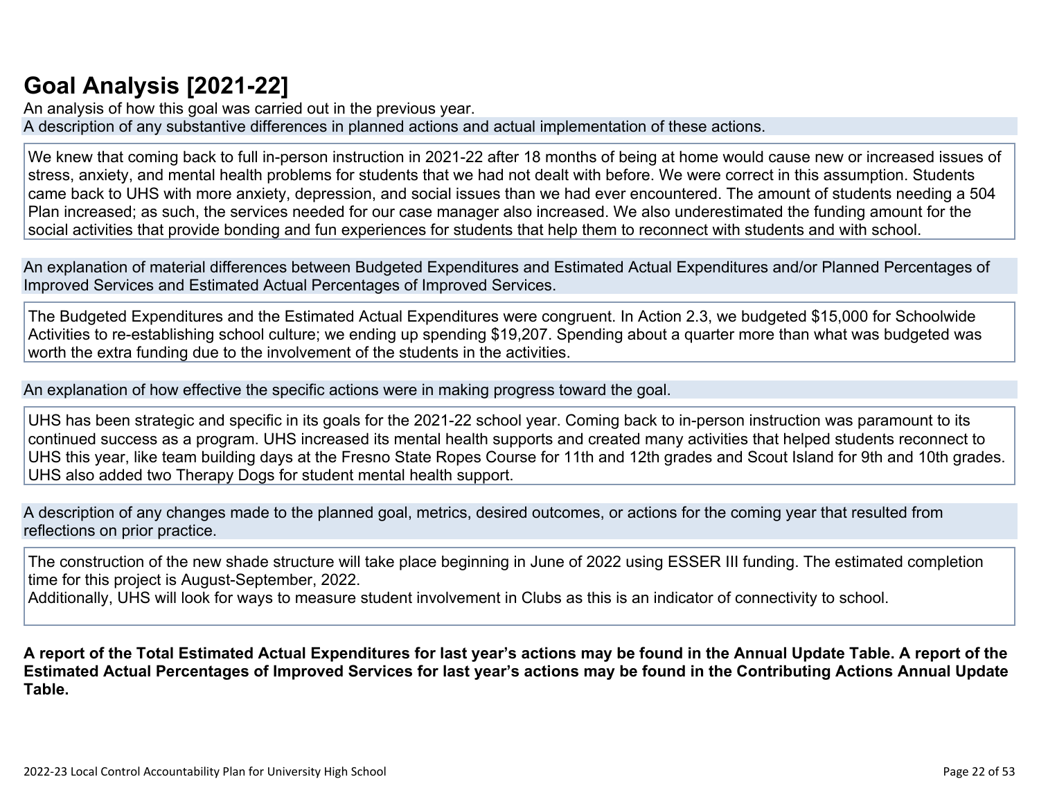# Goal Analysis [2021-22]

An analysis of how this goal was carried out in the previous year.

A description of any substantive differences in planned actions and actual implementation of these actions.

We knew that coming back to full in-person instruction in 2021-22 after 18 months of being at home would cause new or increased issues of stress, anxiety, and mental health problems for students that we had not dealt with before. We were correct in this assumption. Students came back to UHS with more anxiety, depression, and social issues than we had ever encountered. The amount of students needing a 504 Plan increased; as such, the services needed for our case manager also increased. We also underestimated the funding amount for the social activities that provide bonding and fun experiences for students that help them to reconnect with students and with school.

An explanation of material differences between Budgeted Expenditures and Estimated Actual Expenditures and/or Planned Percentages of Improved Services and Estimated Actual Percentages of Improved Services.

The Budgeted Expenditures and the Estimated Actual Expenditures were congruent. In Action 2.3, we budgeted $15,000 for Schoolwide Activities to re-establishing school culture; we ending up spending $19,207. Spending about a quarter more than what was budgeted was worth the extra funding due to the involvement of the students in the activities.

An explanation of how effective the specific actions were in making progress toward the goal.

UHS has been strategic and specific in its goals for the 2021-22 school year. Coming back to in-person instruction was paramount to its continued success as a program. UHS increased its mental health supports and created many activities that helped students reconnect to UHS this year, like team building days at the Fresno State Ropes Course for 11th and 12th grades and Scout Island for 9th and 10th grades. UHS also added two Therapy Dogs for student mental health support.

A description of any changes made to the planned goal, metrics, desired outcomes, or actions for the coming year that resulted from reflections on prior practice.

The construction of the new shade structure will take place beginning in June of 2022 using ESSER III funding. The estimated completion time for this project is August-September, 2022.
Additionally, UHS will look for ways to measure student involvement in Clubs as this is an indicator of connectivity to school.

**A report of the Total Estimated Actual Expenditures for last year's actions may be found in the Annual Update Table. A report of the Estimated Actual Percentages of Improved Services for last year's actions may be found in the Contributing Actions Annual Update Table.**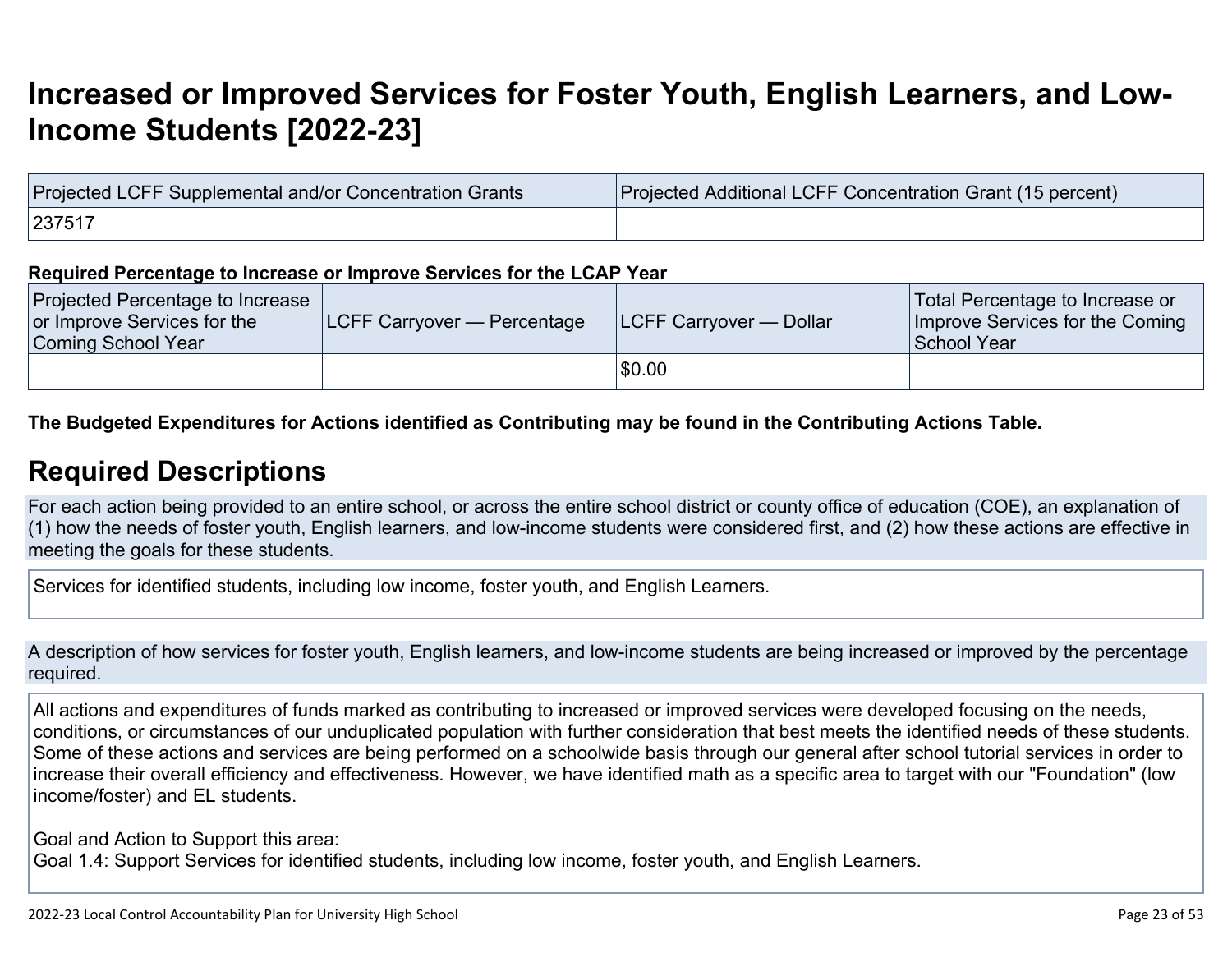# Increased or Improved Services for Foster Youth, English Learners, and Low-Income Students [2022-23]

| Projected LCFF Supplemental and/or Concentration Grants | Projected Additional LCFF Concentration Grant (15 percent) |
| --- | --- |
| 237517 | |

**Required Percentage to Increase or Improve Services for the LCAP Year**

| Projected Percentage to Increase or Improve Services for the Coming School Year | LCFF Carryover — Percentage | LCFF Carryover — Dollar | Total Percentage to Increase or Improve Services for the Coming School Year |
| --- | --- | --- | --- |
| | | $0.00 | |

**The Budgeted Expenditures for Actions identified as Contributing may be found in the Contributing Actions Table.**

## Required Descriptions

For each action being provided to an entire school, or across the entire school district or county office of education (COE), an explanation of (1) how the needs of foster youth, English learners, and low-income students were considered first, and (2) how these actions are effective in meeting the goals for these students.

Services for identified students, including low income, foster youth, and English Learners.

A description of how services for foster youth, English learners, and low-income students are being increased or improved by the percentage required.

All actions and expenditures of funds marked as contributing to increased or improved services were developed focusing on the needs, conditions, or circumstances of our unduplicated population with further consideration that best meets the identified needs of these students. Some of these actions and services are being performed on a schoolwide basis through our general after school tutorial services in order to increase their overall efficiency and effectiveness. However, we have identified math as a specific area to target with our "Foundation" (low income/foster) and EL students.

Goal and Action to Support this area:
Goal 1.4: Support Services for identified students, including low income, foster youth, and English Learners.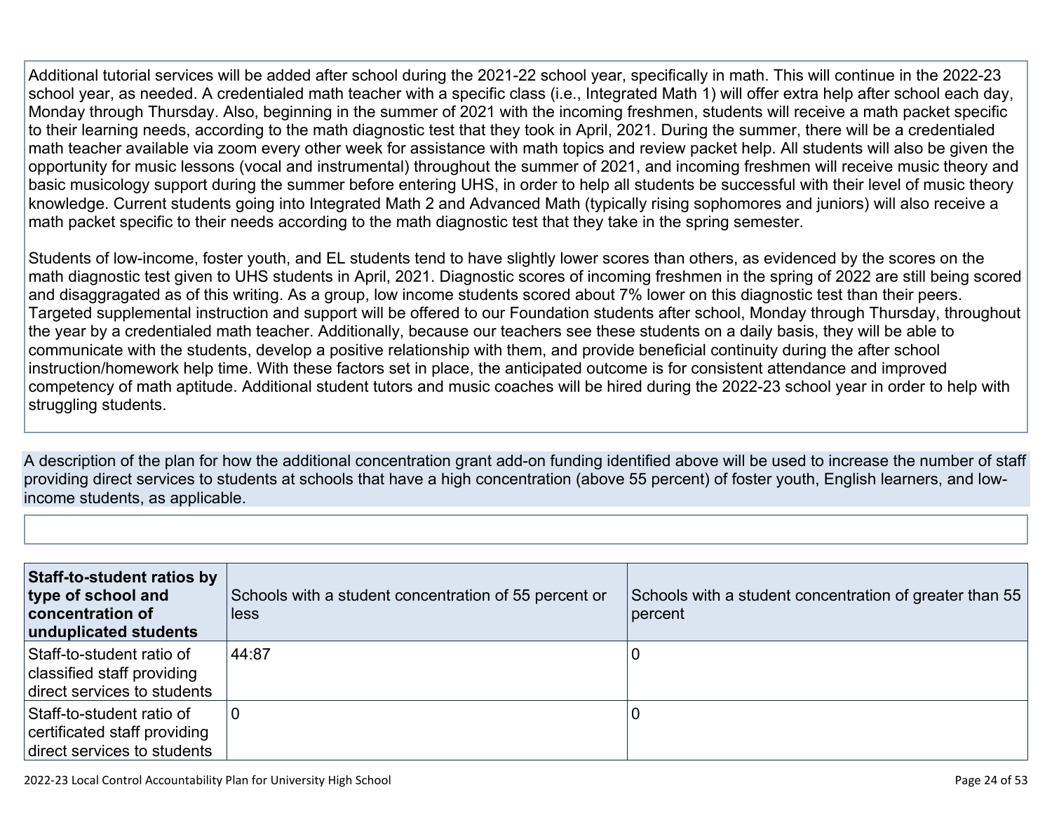Additional tutorial services will be added after school during the 2021-22 school year, specifically in math. This will continue in the 2022-23 school year, as needed. A credentialed math teacher with a specific class (i.e., Integrated Math 1) will offer extra help after school each day, Monday through Thursday. Also, beginning in the summer of 2021 with the incoming freshmen, students will receive a math packet specific to their learning needs, according to the math diagnostic test that they took in April, 2021. During the summer, there will be a credentialed math teacher available via zoom every other week for assistance with math topics and review packet help. All students will also be given the opportunity for music lessons (vocal and instrumental) throughout the summer of 2021, and incoming freshmen will receive music theory and basic musicology support during the summer before entering UHS, in order to help all students be successful with their level of music theory knowledge. Current students going into Integrated Math 2 and Advanced Math (typically rising sophomores and juniors) will also receive a math packet specific to their needs according to the math diagnostic test that they take in the spring semester.

Students of low-income, foster youth, and EL students tend to have slightly lower scores than others, as evidenced by the scores on the math diagnostic test given to UHS students in April, 2021. Diagnostic scores of incoming freshmen in the spring of 2022 are still being scored and disaggragated as of this writing. As a group, low income students scored about 7% lower on this diagnostic test than their peers. Targeted supplemental instruction and support will be offered to our Foundation students after school, Monday through Thursday, throughout the year by a credentialed math teacher. Additionally, because our teachers see these students on a daily basis, they will be able to communicate with the students, develop a positive relationship with them, and provide beneficial continuity during the after school instruction/homework help time. With these factors set in place, the anticipated outcome is for consistent attendance and improved competency of math aptitude. Additional student tutors and music coaches will be hired during the 2022-23 school year in order to help with struggling students.

A description of the plan for how the additional concentration grant add-on funding identified above will be used to increase the number of staff providing direct services to students at schools that have a high concentration (above 55 percent) of foster youth, English learners, and low-income students, as applicable.

| **Staff-to-student ratios by type of school and concentration of unduplicated students** | Schools with a student concentration of 55 percent or less | Schools with a student concentration of greater than 55 percent |
|---|---|---|
| Staff-to-student ratio of classified staff providing direct services to students | 44:87 | 0 |
| Staff-to-student ratio of certificated staff providing direct services to students | 0 | 0 |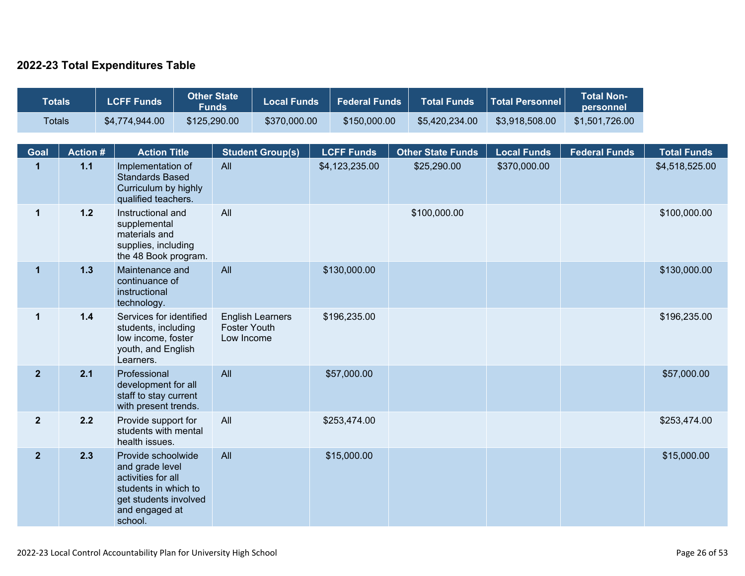## 2022-23 Total Expenditures Table

| Totals | LCFF Funds | Other State Funds | Local Funds | Federal Funds | Total Funds | Total Personnel | Total Non-personnel |
|---|---|---|---|---|---|---|---|
| Totals | $4,774,944.00 | $125,290.00 | $370,000.00 | $150,000.00 | $5,420,234.00 | $3,918,508.00 | $1,501,726.00 |

| Goal | Action # | Action Title | Student Group(s) | LCFF Funds | Other State Funds | Local Funds | Federal Funds | Total Funds |
|---|---|---|---|---|---|---|---|---|
| 1 | 1.1 | Implementation of Standards Based Curriculum by highly qualified teachers. | All | $4,123,235.00 | $25,290.00 | $370,000.00 | | $4,518,525.00 |
| 1 | 1.2 | Instructional and supplemental materials and supplies, including the 48 Book program. | All | | $100,000.00 | | | $100,000.00 |
| 1 | 1.3 | Maintenance and continuance of instructional technology. | All | $130,000.00 | | | | $130,000.00 |
| 1 | 1.4 | Services for identified students, including low income, foster youth, and English Learners. | English Learners Foster Youth Low Income | $196,235.00 | | | | $196,235.00 |
| 2 | 2.1 | Professional development for all staff to stay current with present trends. | All | $57,000.00 | | | | $57,000.00 |
| 2 | 2.2 | Provide support for students with mental health issues. | All | $253,474.00 | | | | $253,474.00 |
| 2 | 2.3 | Provide schoolwide and grade level activities for all students in which to get students involved and engaged at school. | All | $15,000.00 | | | | $15,000.00 |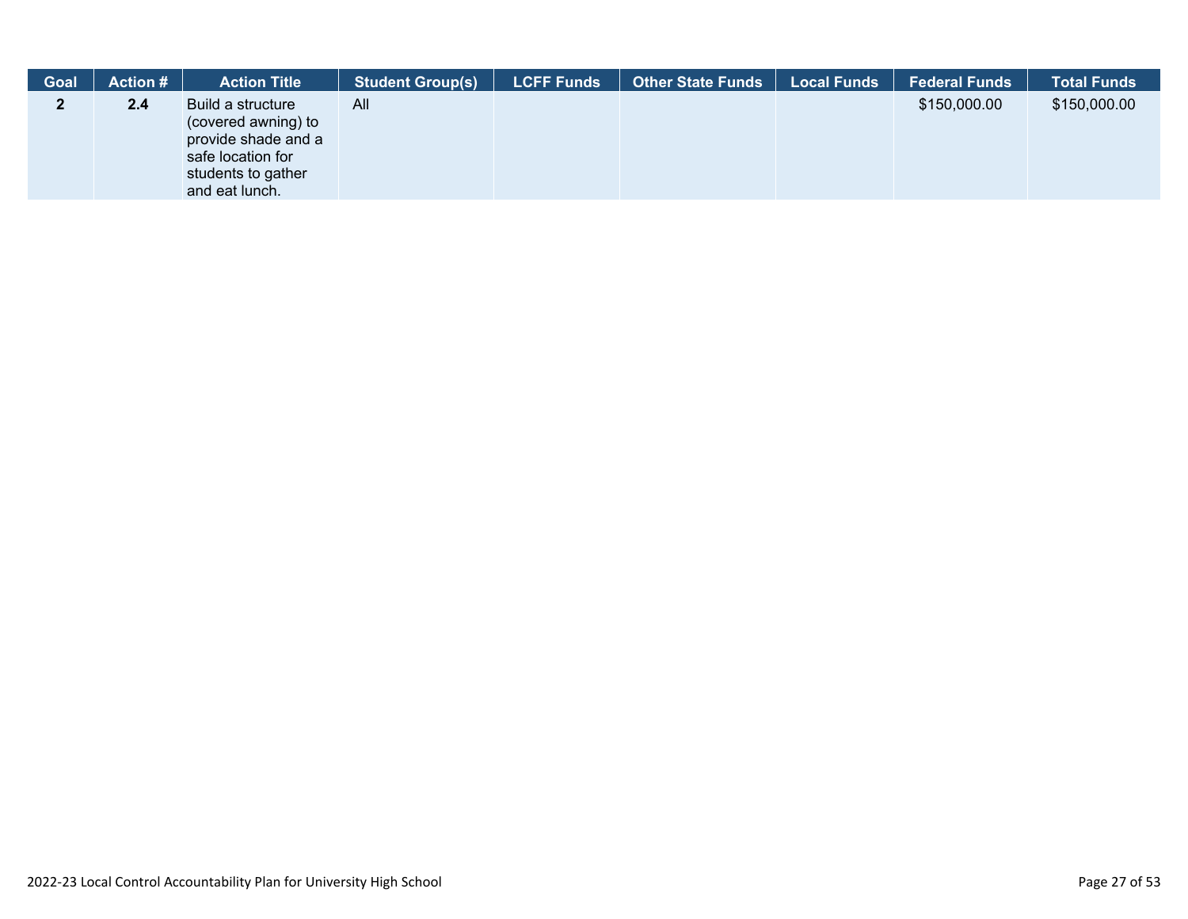| Goal | Action # | Action Title | Student Group(s) | LCFF Funds | Other State Funds | Local Funds | Federal Funds | Total Funds |
|---|---|---|---|---|---|---|---|---|
| 2 | 2.4 | Build a structure (covered awning) to provide shade and a safe location for students to gather and eat lunch. | All | | | | $150,000.00 | $150,000.00 |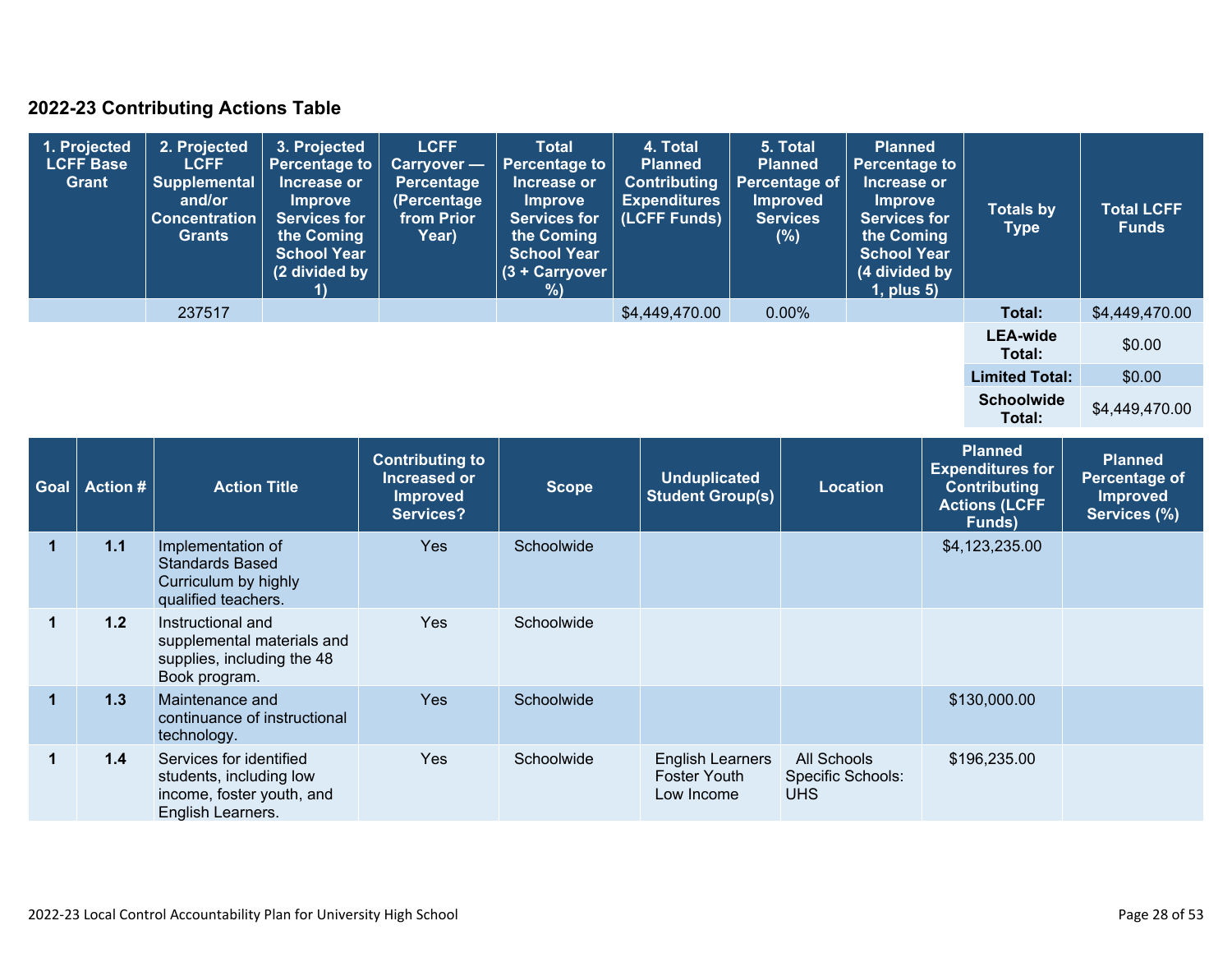## 2022-23 Contributing Actions Table

| 1. Projected LCFF Base Grant | 2. Projected LCFF Supplemental and/or Concentration Grants | 3. Projected Percentage to Increase or Improve Services for the Coming School Year (2 divided by 1) | LCFF Carryover — Percentage (Percentage from Prior Year) | Total Percentage to Increase or Improve Services for the Coming School Year (3 + Carryover %) | 4. Total Planned Contributing Expenditures (LCFF Funds) | 5. Total Planned Percentage of Improved Services (%) | Planned Percentage to Increase or Improve Services for the Coming School Year (4 divided by 1, plus 5) | Totals by Type | Total LCFF Funds |
|---|---|---|---|---|---|---|---|---|---|
| | 237517 | | | | $4,449,470.00 | 0.00% | | Total: | $4,449,470.00 |
| | | | | | | | | LEA-wide Total: | $0.00 |
| | | | | | | | | Limited Total: | $0.00 |
| | | | | | | | | Schoolwide Total: | $4,449,470.00 |

| Goal | Action # | Action Title | Contributing to Increased or Improved Services? | Scope | Unduplicated Student Group(s) | Location | Planned Expenditures for Contributing Actions (LCFF Funds) | Planned Percentage of Improved Services (%) |
|---|---|---|---|---|---|---|---|---|
| 1 | 1.1 | Implementation of Standards Based Curriculum by highly qualified teachers. | Yes | Schoolwide | | | $4,123,235.00 | |
| 1 | 1.2 | Instructional and supplemental materials and supplies, including the 48 Book program. | Yes | Schoolwide | | | | |
| 1 | 1.3 | Maintenance and continuance of instructional technology. | Yes | Schoolwide | | | $130,000.00 | |
| 1 | 1.4 | Services for identified students, including low income, foster youth, and English Learners. | Yes | Schoolwide | English Learners Foster Youth Low Income | All Schools Specific Schools: UHS | $196,235.00 | |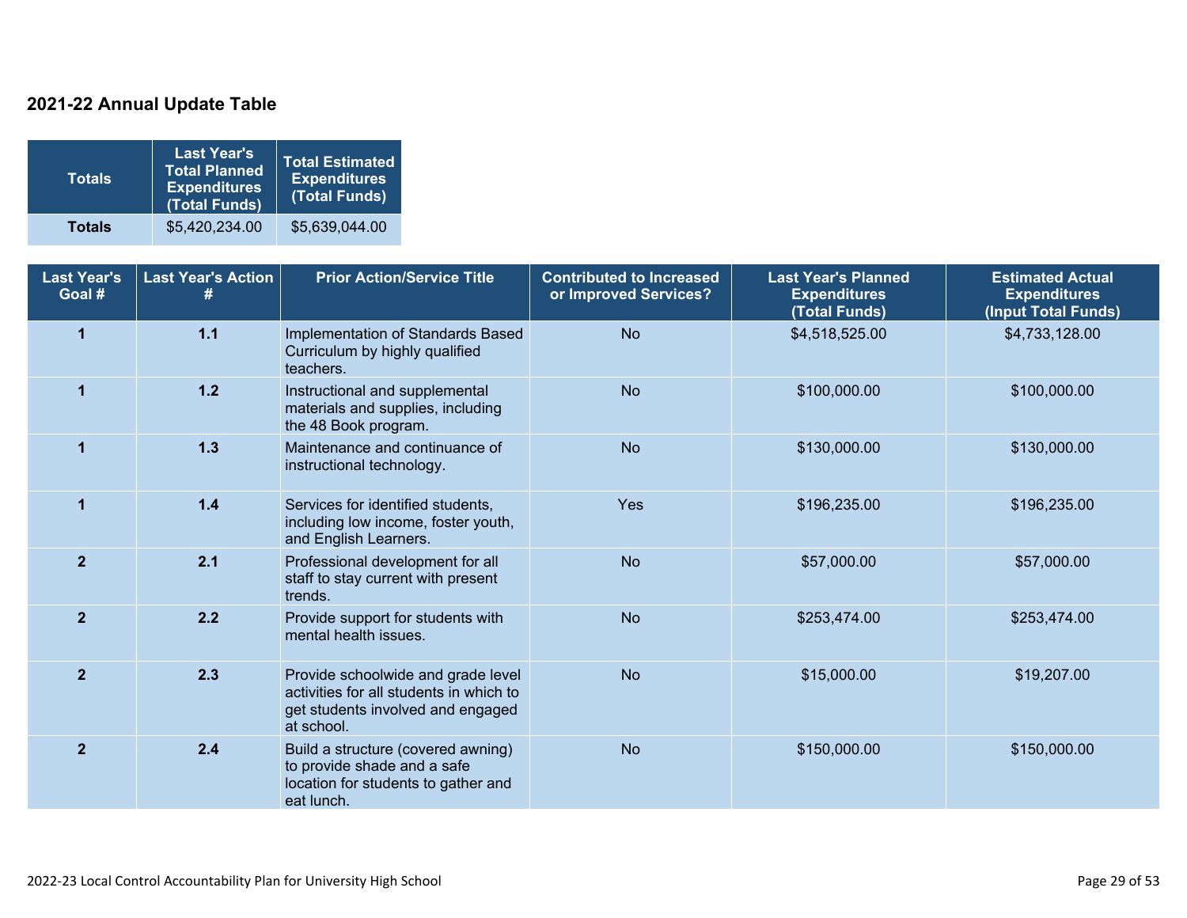## 2021-22 Annual Update Table

| Totals | Last Year's Total Planned Expenditures (Total Funds) | Total Estimated Expenditures (Total Funds) |
|---|---|---|
| **Totals** | $5,420,234.00 | $5,639,044.00 |

| Last Year's Goal # | Last Year's Action # | Prior Action/Service Title | Contributed to Increased or Improved Services? | Last Year's Planned Expenditures (Total Funds) | Estimated Actual Expenditures (Input Total Funds) |
|---|---|---|---|---|---|
| 1 | 1.1 | Implementation of Standards Based Curriculum by highly qualified teachers. | No | $4,518,525.00 | $4,733,128.00 |
| 1 | 1.2 | Instructional and supplemental materials and supplies, including the 48 Book program. | No | $100,000.00 | $100,000.00 |
| 1 | 1.3 | Maintenance and continuance of instructional technology. | No | $130,000.00 | $130,000.00 |
| 1 | 1.4 | Services for identified students, including low income, foster youth, and English Learners. | Yes | $196,235.00 | $196,235.00 |
| 2 | 2.1 | Professional development for all staff to stay current with present trends. | No | $57,000.00 | $57,000.00 |
| 2 | 2.2 | Provide support for students with mental health issues. | No | $253,474.00 | $253,474.00 |
| 2 | 2.3 | Provide schoolwide and grade level activities for all students in which to get students involved and engaged at school. | No | $15,000.00 | $19,207.00 |
| 2 | 2.4 | Build a structure (covered awning) to provide shade and a safe location for students to gather and eat lunch. | No | $150,000.00 | $150,000.00 |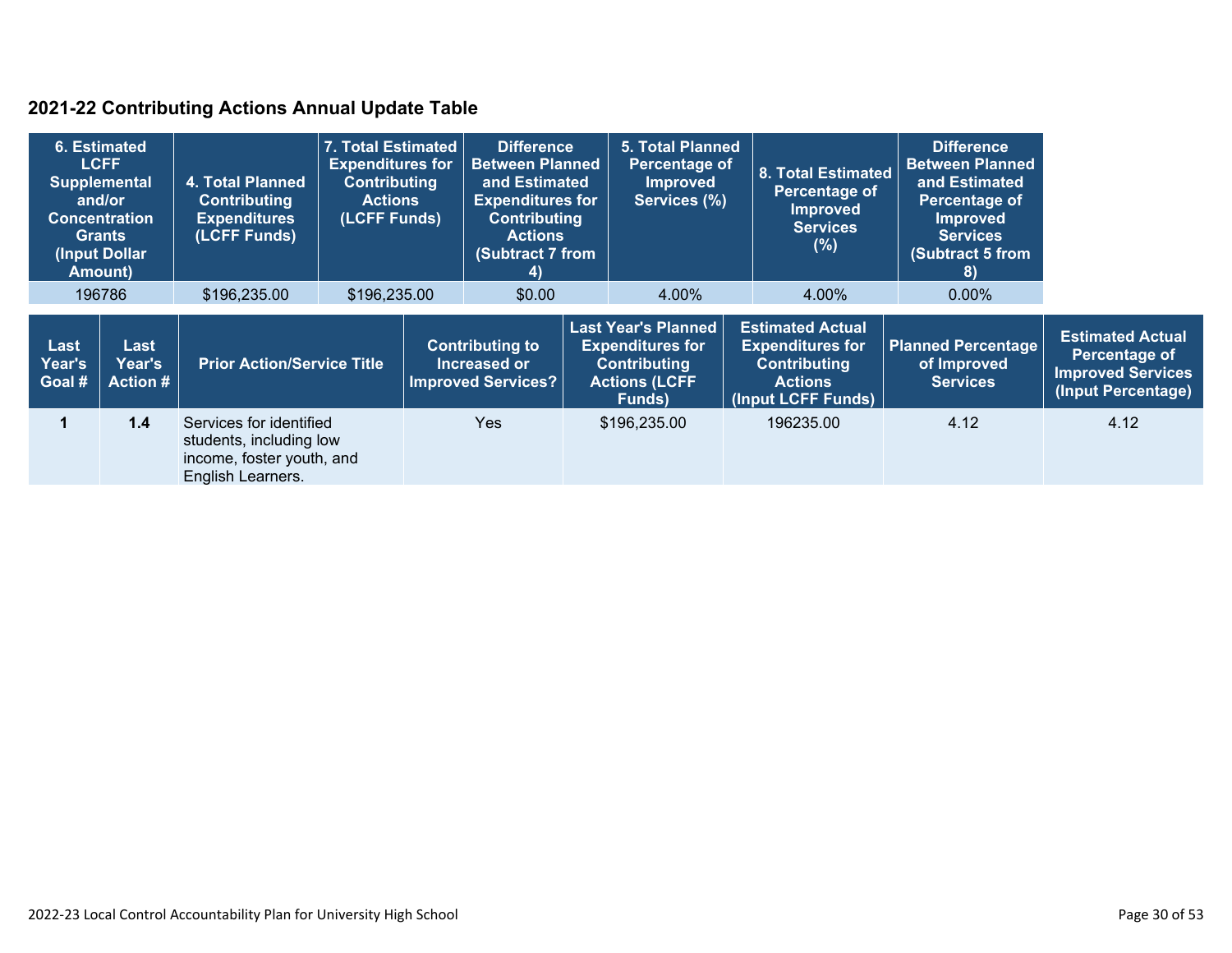## 2021-22 Contributing Actions Annual Update Table

| 6. Estimated LCFF Supplemental and/or Concentration Grants (Input Dollar Amount) | 4. Total Planned Contributing Expenditures (LCFF Funds) | 7. Total Estimated Expenditures for Contributing Actions (LCFF Funds) | Difference Between Planned and Estimated Expenditures for Contributing Actions (Subtract 7 from 4) | 5. Total Planned Percentage of Improved Services (%) | 8. Total Estimated Percentage of Improved Services (%) | Difference Between Planned and Estimated Percentage of Improved Services (Subtract 5 from 8) |
|---|---|---|---|---|---|---|
| 196786 | $196,235.00 | $196,235.00 | $0.00 | 4.00% | 4.00% | 0.00% |

| Last Year's Goal # | Last Year's Action # | Prior Action/Service Title | Contributing to Increased or Improved Services? | Last Year's Planned Expenditures for Contributing Actions (LCFF Funds) | Estimated Actual Expenditures for Contributing Actions (Input LCFF Funds) | Planned Percentage of Improved Services | Estimated Actual Percentage of Improved Services (Input Percentage) |
|---|---|---|---|---|---|---|---|
| 1 | 1.4 | Services for identified students, including low income, foster youth, and English Learners. | Yes | $196,235.00 | 196235.00 | 4.12 | 4.12 |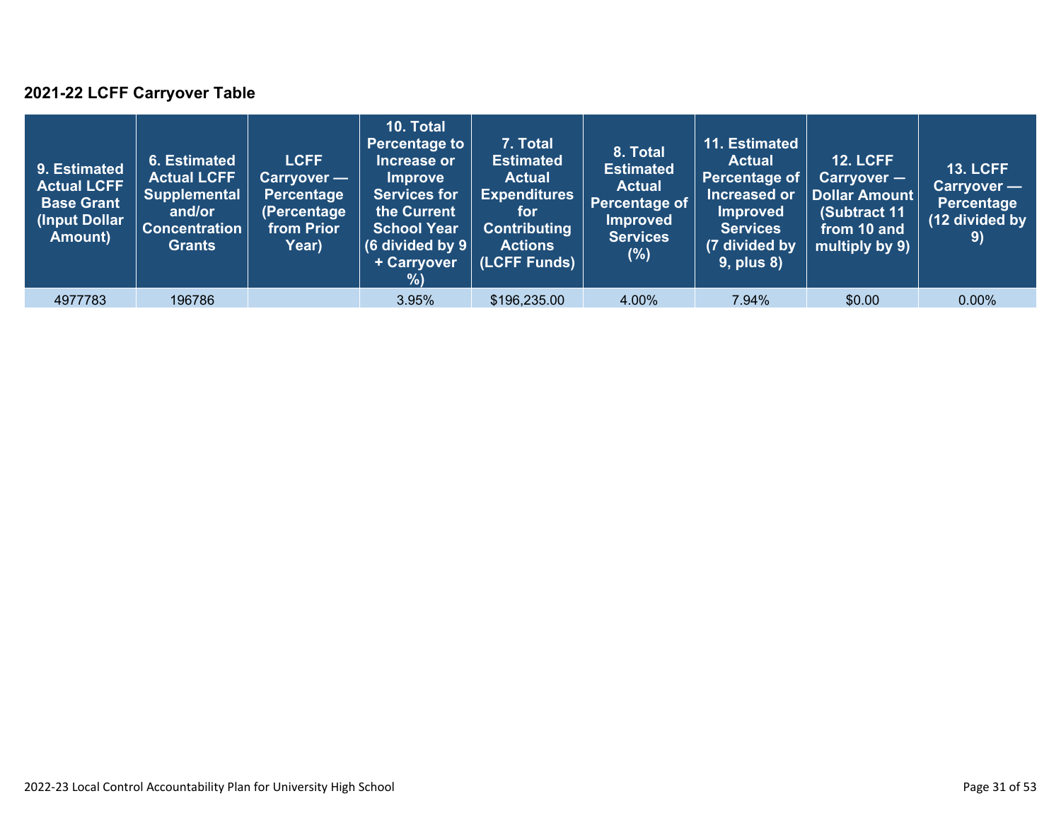### 2021-22 LCFF Carryover Table

| 9. Estimated Actual LCFF Base Grant (Input Dollar Amount) | 6. Estimated Actual LCFF Supplemental and/or Concentration Grants | LCFF Carryover — Percentage (Percentage from Prior Year) | 10. Total Percentage to Increase or Improve Services for the Current School Year (6 divided by 9 + Carryover %) | 7. Total Estimated Actual Expenditures for Contributing Actions (LCFF Funds) | 8. Total Estimated Actual Percentage of Improved Services (%) | 11. Estimated Actual Percentage of Increased or Improved Services (7 divided by 9, plus 8) | 12. LCFF Carryover — Dollar Amount (Subtract 11 from 10 and multiply by 9) | 13. LCFF Carryover — Percentage (12 divided by 9) |
|---|---|---|---|---|---|---|---|---|
| 4977783 | 196786 | | 3.95% | $196,235.00 | 4.00% | 7.94% | $0.00 | 0.00% |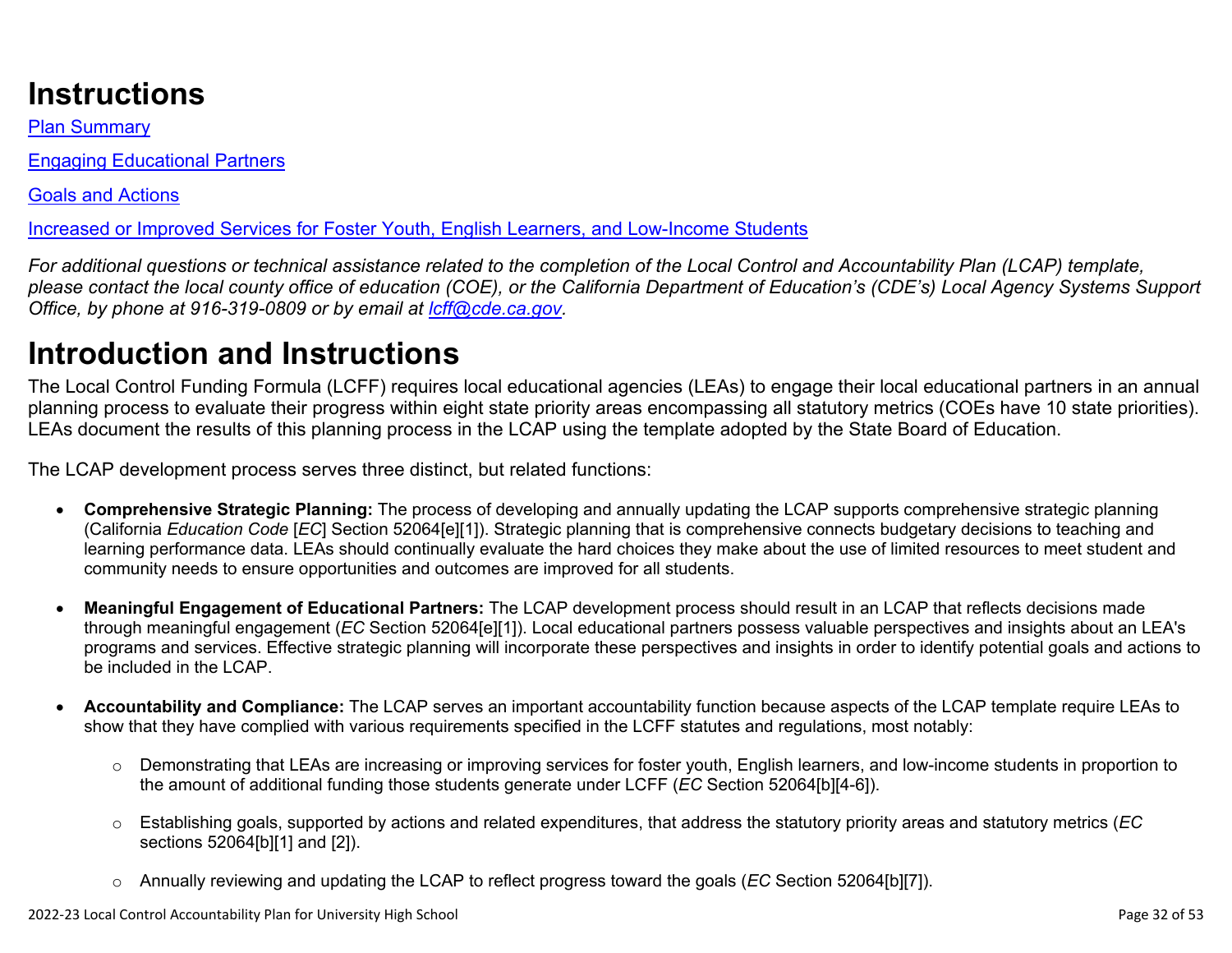# Instructions

[Plan Summary]

[Engaging Educational Partners]

[Goals and Actions]

[Increased or Improved Services for Foster Youth, English Learners, and Low-Income Students]

*For additional questions or technical assistance related to the completion of the Local Control and Accountability Plan (LCAP) template, please contact the local county office of education (COE), or the California Department of Education's (CDE's) Local Agency Systems Support Office, by phone at 916-319-0809 or by email at lcff@cde.ca.gov.*

# Introduction and Instructions

The Local Control Funding Formula (LCFF) requires local educational agencies (LEAs) to engage their local educational partners in an annual planning process to evaluate their progress within eight state priority areas encompassing all statutory metrics (COEs have 10 state priorities). LEAs document the results of this planning process in the LCAP using the template adopted by the State Board of Education.

The LCAP development process serves three distinct, but related functions:

- **Comprehensive Strategic Planning:** The process of developing and annually updating the LCAP supports comprehensive strategic planning (California *Education Code* [*EC*] Section 52064[e][1]). Strategic planning that is comprehensive connects budgetary decisions to teaching and learning performance data. LEAs should continually evaluate the hard choices they make about the use of limited resources to meet student and community needs to ensure opportunities and outcomes are improved for all students.

- **Meaningful Engagement of Educational Partners:** The LCAP development process should result in an LCAP that reflects decisions made through meaningful engagement (*EC* Section 52064[e][1]). Local educational partners possess valuable perspectives and insights about an LEA's programs and services. Effective strategic planning will incorporate these perspectives and insights in order to identify potential goals and actions to be included in the LCAP.

- **Accountability and Compliance:** The LCAP serves an important accountability function because aspects of the LCAP template require LEAs to show that they have complied with various requirements specified in the LCFF statutes and regulations, most notably:

  - Demonstrating that LEAs are increasing or improving services for foster youth, English learners, and low-income students in proportion to the amount of additional funding those students generate under LCFF (*EC* Section 52064[b][4-6]).

  - Establishing goals, supported by actions and related expenditures, that address the statutory priority areas and statutory metrics (*EC* sections 52064[b][1] and [2]).

  - Annually reviewing and updating the LCAP to reflect progress toward the goals (*EC* Section 52064[b][7]).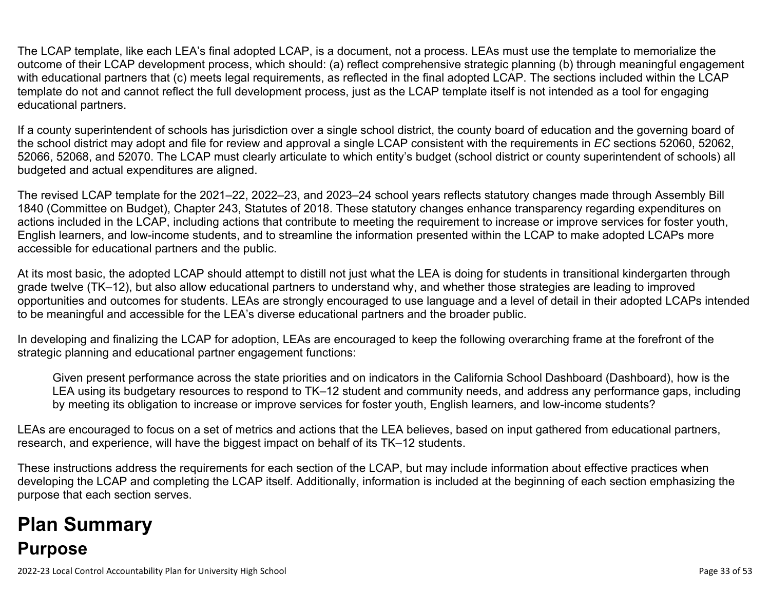The LCAP template, like each LEA's final adopted LCAP, is a document, not a process. LEAs must use the template to memorialize the outcome of their LCAP development process, which should: (a) reflect comprehensive strategic planning (b) through meaningful engagement with educational partners that (c) meets legal requirements, as reflected in the final adopted LCAP. The sections included within the LCAP template do not and cannot reflect the full development process, just as the LCAP template itself is not intended as a tool for engaging educational partners.

If a county superintendent of schools has jurisdiction over a single school district, the county board of education and the governing board of the school district may adopt and file for review and approval a single LCAP consistent with the requirements in *EC* sections 52060, 52062, 52066, 52068, and 52070. The LCAP must clearly articulate to which entity's budget (school district or county superintendent of schools) all budgeted and actual expenditures are aligned.

The revised LCAP template for the 2021–22, 2022–23, and 2023–24 school years reflects statutory changes made through Assembly Bill 1840 (Committee on Budget), Chapter 243, Statutes of 2018. These statutory changes enhance transparency regarding expenditures on actions included in the LCAP, including actions that contribute to meeting the requirement to increase or improve services for foster youth, English learners, and low-income students, and to streamline the information presented within the LCAP to make adopted LCAPs more accessible for educational partners and the public.

At its most basic, the adopted LCAP should attempt to distill not just what the LEA is doing for students in transitional kindergarten through grade twelve (TK–12), but also allow educational partners to understand why, and whether those strategies are leading to improved opportunities and outcomes for students. LEAs are strongly encouraged to use language and a level of detail in their adopted LCAPs intended to be meaningful and accessible for the LEA's diverse educational partners and the broader public.

In developing and finalizing the LCAP for adoption, LEAs are encouraged to keep the following overarching frame at the forefront of the strategic planning and educational partner engagement functions:

> Given present performance across the state priorities and on indicators in the California School Dashboard (Dashboard), how is the LEA using its budgetary resources to respond to TK–12 student and community needs, and address any performance gaps, including by meeting its obligation to increase or improve services for foster youth, English learners, and low-income students?

LEAs are encouraged to focus on a set of metrics and actions that the LEA believes, based on input gathered from educational partners, research, and experience, will have the biggest impact on behalf of its TK–12 students.

These instructions address the requirements for each section of the LCAP, but may include information about effective practices when developing the LCAP and completing the LCAP itself. Additionally, information is included at the beginning of each section emphasizing the purpose that each section serves.

# Plan Summary

## Purpose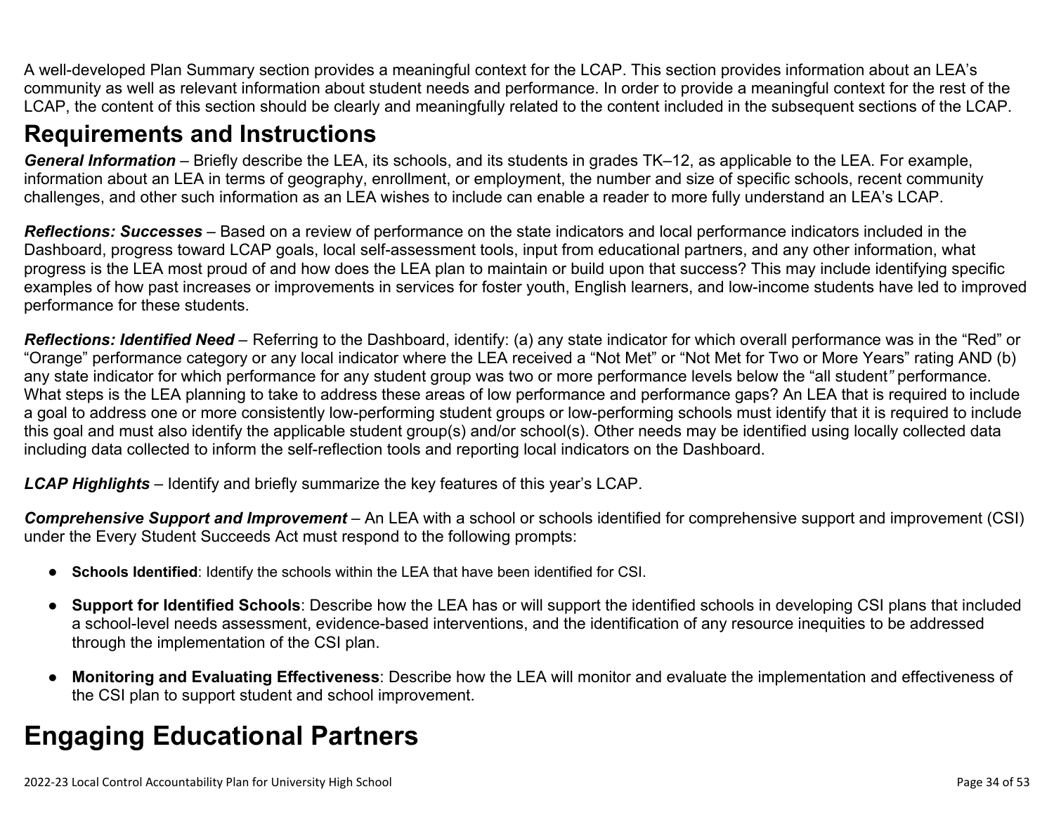A well-developed Plan Summary section provides a meaningful context for the LCAP. This section provides information about an LEA's community as well as relevant information about student needs and performance. In order to provide a meaningful context for the rest of the LCAP, the content of this section should be clearly and meaningfully related to the content included in the subsequent sections of the LCAP.

## Requirements and Instructions

***General Information*** – Briefly describe the LEA, its schools, and its students in grades TK–12, as applicable to the LEA. For example, information about an LEA in terms of geography, enrollment, or employment, the number and size of specific schools, recent community challenges, and other such information as an LEA wishes to include can enable a reader to more fully understand an LEA's LCAP.

***Reflections: Successes*** – Based on a review of performance on the state indicators and local performance indicators included in the Dashboard, progress toward LCAP goals, local self-assessment tools, input from educational partners, and any other information, what progress is the LEA most proud of and how does the LEA plan to maintain or build upon that success? This may include identifying specific examples of how past increases or improvements in services for foster youth, English learners, and low-income students have led to improved performance for these students.

***Reflections: Identified Need*** – Referring to the Dashboard, identify: (a) any state indicator for which overall performance was in the "Red" or "Orange" performance category or any local indicator where the LEA received a "Not Met" or "Not Met for Two or More Years" rating AND (b) any state indicator for which performance for any student group was two or more performance levels below the "all student*"* performance. What steps is the LEA planning to take to address these areas of low performance and performance gaps? An LEA that is required to include a goal to address one or more consistently low-performing student groups or low-performing schools must identify that it is required to include this goal and must also identify the applicable student group(s) and/or school(s). Other needs may be identified using locally collected data including data collected to inform the self-reflection tools and reporting local indicators on the Dashboard.

***LCAP Highlights*** – Identify and briefly summarize the key features of this year's LCAP.

***Comprehensive Support and Improvement*** – An LEA with a school or schools identified for comprehensive support and improvement (CSI) under the Every Student Succeeds Act must respond to the following prompts:

- **Schools Identified**: Identify the schools within the LEA that have been identified for CSI.
- **Support for Identified Schools**: Describe how the LEA has or will support the identified schools in developing CSI plans that included a school-level needs assessment, evidence-based interventions, and the identification of any resource inequities to be addressed through the implementation of the CSI plan.
- **Monitoring and Evaluating Effectiveness**: Describe how the LEA will monitor and evaluate the implementation and effectiveness of the CSI plan to support student and school improvement.

# Engaging Educational Partners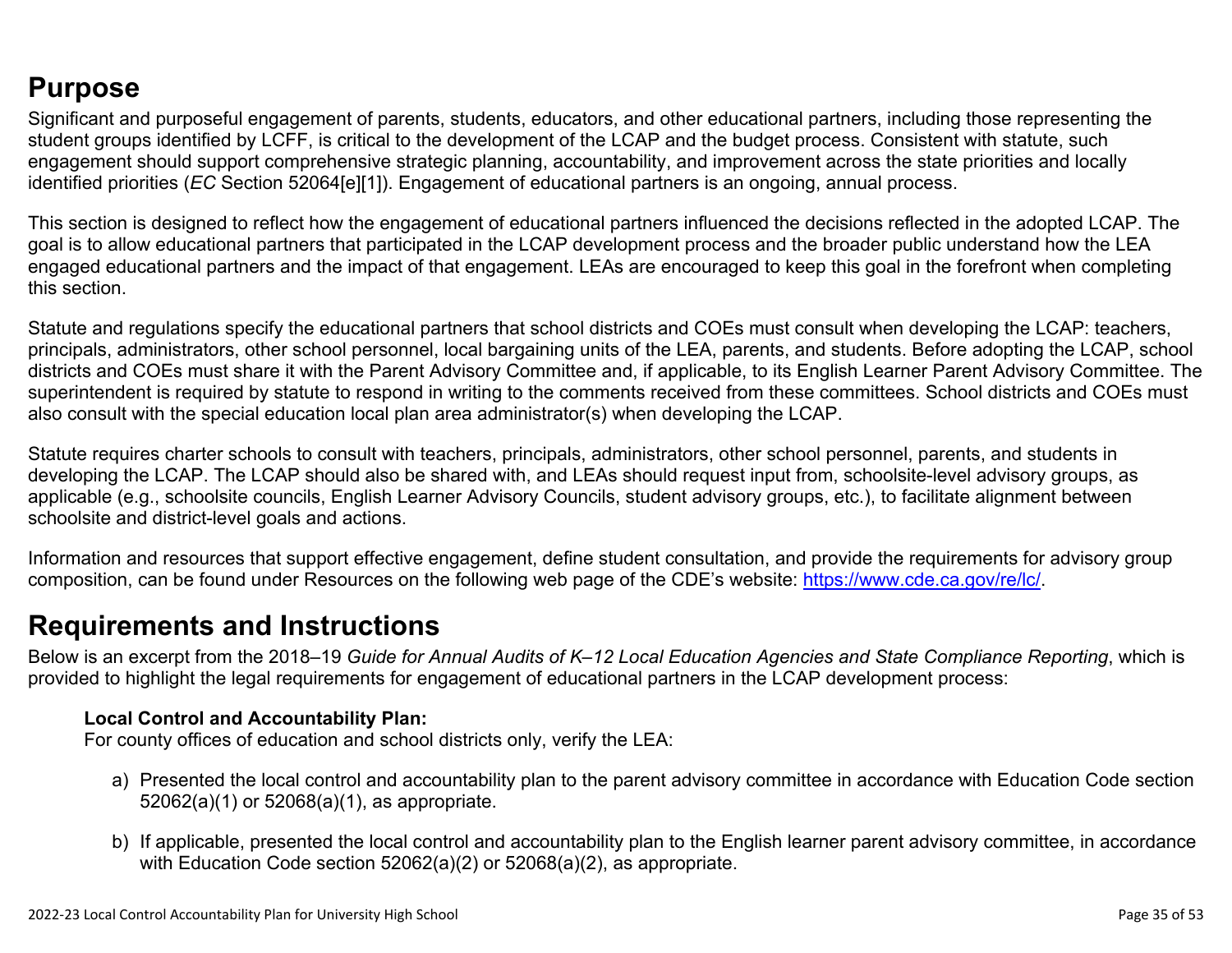## Purpose

Significant and purposeful engagement of parents, students, educators, and other educational partners, including those representing the student groups identified by LCFF, is critical to the development of the LCAP and the budget process. Consistent with statute, such engagement should support comprehensive strategic planning, accountability, and improvement across the state priorities and locally identified priorities (*EC* Section 52064[e][1]). Engagement of educational partners is an ongoing, annual process.

This section is designed to reflect how the engagement of educational partners influenced the decisions reflected in the adopted LCAP. The goal is to allow educational partners that participated in the LCAP development process and the broader public understand how the LEA engaged educational partners and the impact of that engagement. LEAs are encouraged to keep this goal in the forefront when completing this section.

Statute and regulations specify the educational partners that school districts and COEs must consult when developing the LCAP: teachers, principals, administrators, other school personnel, local bargaining units of the LEA, parents, and students. Before adopting the LCAP, school districts and COEs must share it with the Parent Advisory Committee and, if applicable, to its English Learner Parent Advisory Committee. The superintendent is required by statute to respond in writing to the comments received from these committees. School districts and COEs must also consult with the special education local plan area administrator(s) when developing the LCAP.

Statute requires charter schools to consult with teachers, principals, administrators, other school personnel, parents, and students in developing the LCAP. The LCAP should also be shared with, and LEAs should request input from, schoolsite-level advisory groups, as applicable (e.g., schoolsite councils, English Learner Advisory Councils, student advisory groups, etc.), to facilitate alignment between schoolsite and district-level goals and actions.

Information and resources that support effective engagement, define student consultation, and provide the requirements for advisory group composition, can be found under Resources on the following web page of the CDE's website: https://www.cde.ca.gov/re/lc/.

## Requirements and Instructions

Below is an excerpt from the 2018–19 *Guide for Annual Audits of K–12 Local Education Agencies and State Compliance Reporting*, which is provided to highlight the legal requirements for engagement of educational partners in the LCAP development process:

> **Local Control and Accountability Plan:**
> For county offices of education and school districts only, verify the LEA:
>
> a) Presented the local control and accountability plan to the parent advisory committee in accordance with Education Code section 52062(a)(1) or 52068(a)(1), as appropriate.
>
> b) If applicable, presented the local control and accountability plan to the English learner parent advisory committee, in accordance with Education Code section 52062(a)(2) or 52068(a)(2), as appropriate.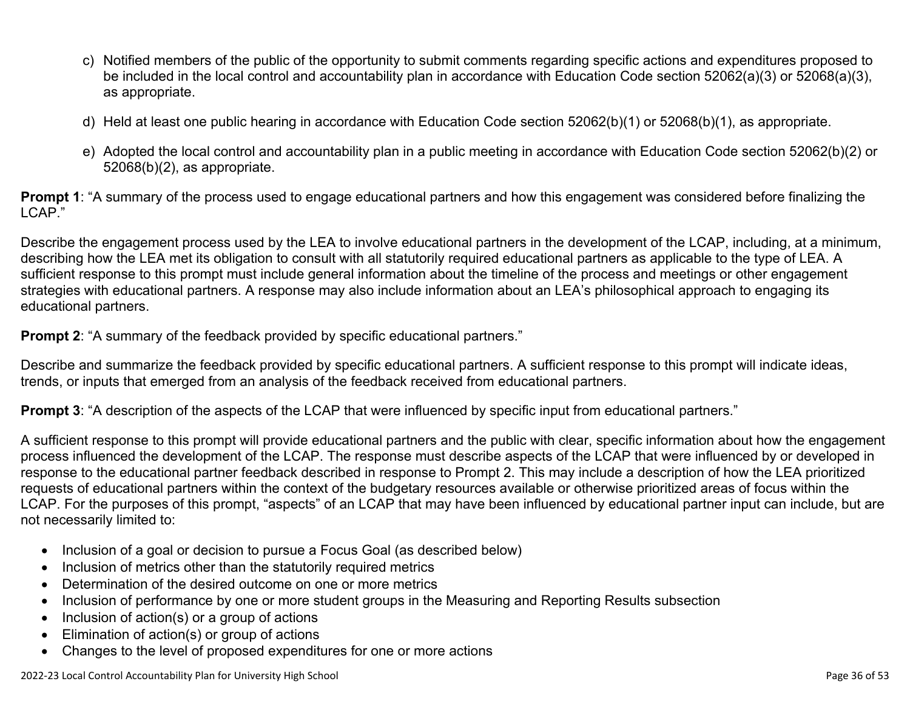c) Notified members of the public of the opportunity to submit comments regarding specific actions and expenditures proposed to be included in the local control and accountability plan in accordance with Education Code section 52062(a)(3) or 52068(a)(3), as appropriate.

d) Held at least one public hearing in accordance with Education Code section 52062(b)(1) or 52068(b)(1), as appropriate.

e) Adopted the local control and accountability plan in a public meeting in accordance with Education Code section 52062(b)(2) or 52068(b)(2), as appropriate.

**Prompt 1**: "A summary of the process used to engage educational partners and how this engagement was considered before finalizing the LCAP."

Describe the engagement process used by the LEA to involve educational partners in the development of the LCAP, including, at a minimum, describing how the LEA met its obligation to consult with all statutorily required educational partners as applicable to the type of LEA. A sufficient response to this prompt must include general information about the timeline of the process and meetings or other engagement strategies with educational partners. A response may also include information about an LEA's philosophical approach to engaging its educational partners.

**Prompt 2**: "A summary of the feedback provided by specific educational partners."

Describe and summarize the feedback provided by specific educational partners. A sufficient response to this prompt will indicate ideas, trends, or inputs that emerged from an analysis of the feedback received from educational partners.

**Prompt 3**: "A description of the aspects of the LCAP that were influenced by specific input from educational partners."

A sufficient response to this prompt will provide educational partners and the public with clear, specific information about how the engagement process influenced the development of the LCAP. The response must describe aspects of the LCAP that were influenced by or developed in response to the educational partner feedback described in response to Prompt 2. This may include a description of how the LEA prioritized requests of educational partners within the context of the budgetary resources available or otherwise prioritized areas of focus within the LCAP. For the purposes of this prompt, "aspects" of an LCAP that may have been influenced by educational partner input can include, but are not necessarily limited to:

- Inclusion of a goal or decision to pursue a Focus Goal (as described below)
- Inclusion of metrics other than the statutorily required metrics
- Determination of the desired outcome on one or more metrics
- Inclusion of performance by one or more student groups in the Measuring and Reporting Results subsection
- Inclusion of action(s) or a group of actions
- Elimination of action(s) or group of actions
- Changes to the level of proposed expenditures for one or more actions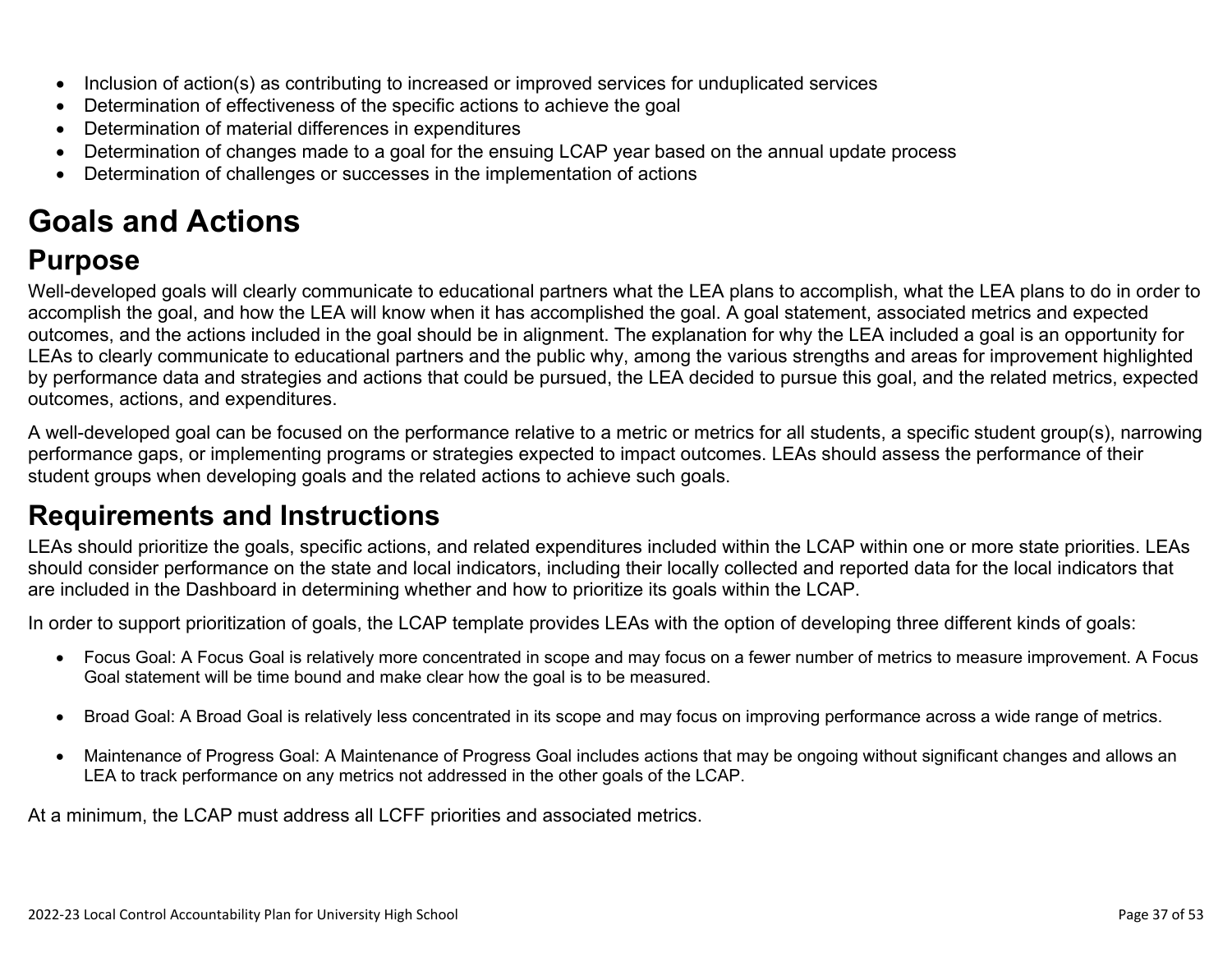- Inclusion of action(s) as contributing to increased or improved services for unduplicated services
- Determination of effectiveness of the specific actions to achieve the goal
- Determination of material differences in expenditures
- Determination of changes made to a goal for the ensuing LCAP year based on the annual update process
- Determination of challenges or successes in the implementation of actions

# Goals and Actions

## Purpose

Well-developed goals will clearly communicate to educational partners what the LEA plans to accomplish, what the LEA plans to do in order to accomplish the goal, and how the LEA will know when it has accomplished the goal. A goal statement, associated metrics and expected outcomes, and the actions included in the goal should be in alignment. The explanation for why the LEA included a goal is an opportunity for LEAs to clearly communicate to educational partners and the public why, among the various strengths and areas for improvement highlighted by performance data and strategies and actions that could be pursued, the LEA decided to pursue this goal, and the related metrics, expected outcomes, actions, and expenditures.

A well-developed goal can be focused on the performance relative to a metric or metrics for all students, a specific student group(s), narrowing performance gaps, or implementing programs or strategies expected to impact outcomes. LEAs should assess the performance of their student groups when developing goals and the related actions to achieve such goals.

## Requirements and Instructions

LEAs should prioritize the goals, specific actions, and related expenditures included within the LCAP within one or more state priorities. LEAs should consider performance on the state and local indicators, including their locally collected and reported data for the local indicators that are included in the Dashboard in determining whether and how to prioritize its goals within the LCAP.

In order to support prioritization of goals, the LCAP template provides LEAs with the option of developing three different kinds of goals:

- Focus Goal: A Focus Goal is relatively more concentrated in scope and may focus on a fewer number of metrics to measure improvement. A Focus Goal statement will be time bound and make clear how the goal is to be measured.

- Broad Goal: A Broad Goal is relatively less concentrated in its scope and may focus on improving performance across a wide range of metrics.

- Maintenance of Progress Goal: A Maintenance of Progress Goal includes actions that may be ongoing without significant changes and allows an LEA to track performance on any metrics not addressed in the other goals of the LCAP.

At a minimum, the LCAP must address all LCFF priorities and associated metrics.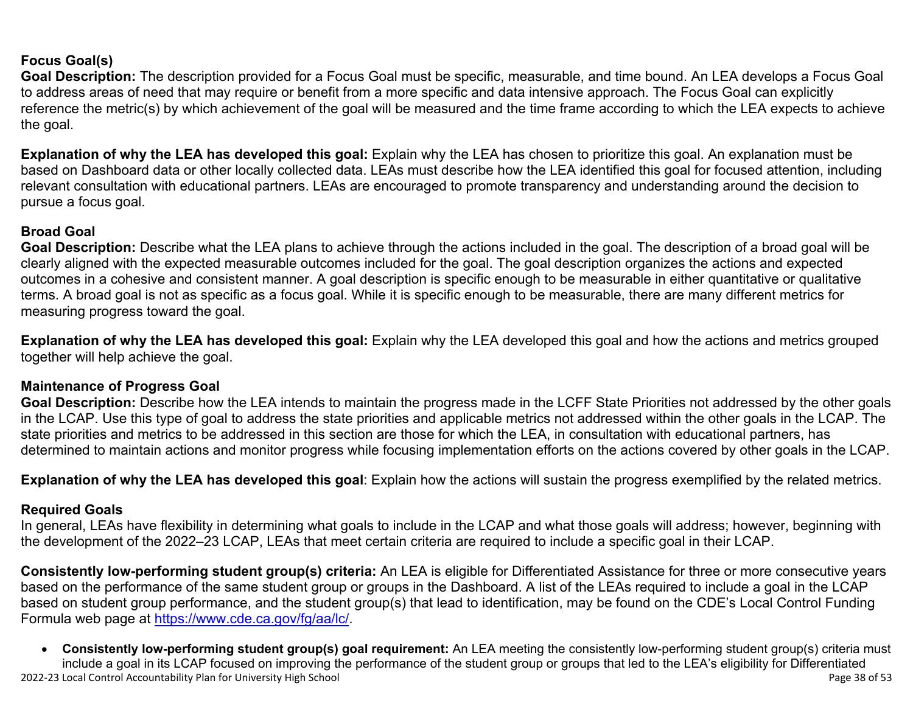### Focus Goal(s)

**Goal Description:** The description provided for a Focus Goal must be specific, measurable, and time bound. An LEA develops a Focus Goal to address areas of need that may require or benefit from a more specific and data intensive approach. The Focus Goal can explicitly reference the metric(s) by which achievement of the goal will be measured and the time frame according to which the LEA expects to achieve the goal.

**Explanation of why the LEA has developed this goal:** Explain why the LEA has chosen to prioritize this goal. An explanation must be based on Dashboard data or other locally collected data. LEAs must describe how the LEA identified this goal for focused attention, including relevant consultation with educational partners. LEAs are encouraged to promote transparency and understanding around the decision to pursue a focus goal.

### Broad Goal

**Goal Description:** Describe what the LEA plans to achieve through the actions included in the goal. The description of a broad goal will be clearly aligned with the expected measurable outcomes included for the goal. The goal description organizes the actions and expected outcomes in a cohesive and consistent manner. A goal description is specific enough to be measurable in either quantitative or qualitative terms. A broad goal is not as specific as a focus goal. While it is specific enough to be measurable, there are many different metrics for measuring progress toward the goal.

**Explanation of why the LEA has developed this goal:** Explain why the LEA developed this goal and how the actions and metrics grouped together will help achieve the goal.

### Maintenance of Progress Goal

**Goal Description:** Describe how the LEA intends to maintain the progress made in the LCFF State Priorities not addressed by the other goals in the LCAP. Use this type of goal to address the state priorities and applicable metrics not addressed within the other goals in the LCAP. The state priorities and metrics to be addressed in this section are those for which the LEA, in consultation with educational partners, has determined to maintain actions and monitor progress while focusing implementation efforts on the actions covered by other goals in the LCAP.

**Explanation of why the LEA has developed this goal**: Explain how the actions will sustain the progress exemplified by the related metrics.

### Required Goals

In general, LEAs have flexibility in determining what goals to include in the LCAP and what those goals will address; however, beginning with the development of the 2022–23 LCAP, LEAs that meet certain criteria are required to include a specific goal in their LCAP.

**Consistently low-performing student group(s) criteria:** An LEA is eligible for Differentiated Assistance for three or more consecutive years based on the performance of the same student group or groups in the Dashboard. A list of the LEAs required to include a goal in the LCAP based on student group performance, and the student group(s) that lead to identification, may be found on the CDE's Local Control Funding Formula web page at [https://www.cde.ca.gov/fg/aa/lc/](https://www.cde.ca.gov/fg/aa/lc/).

- **Consistently low-performing student group(s) goal requirement:** An LEA meeting the consistently low-performing student group(s) criteria must include a goal in its LCAP focused on improving the performance of the student group or groups that led to the LEA's eligibility for Differentiated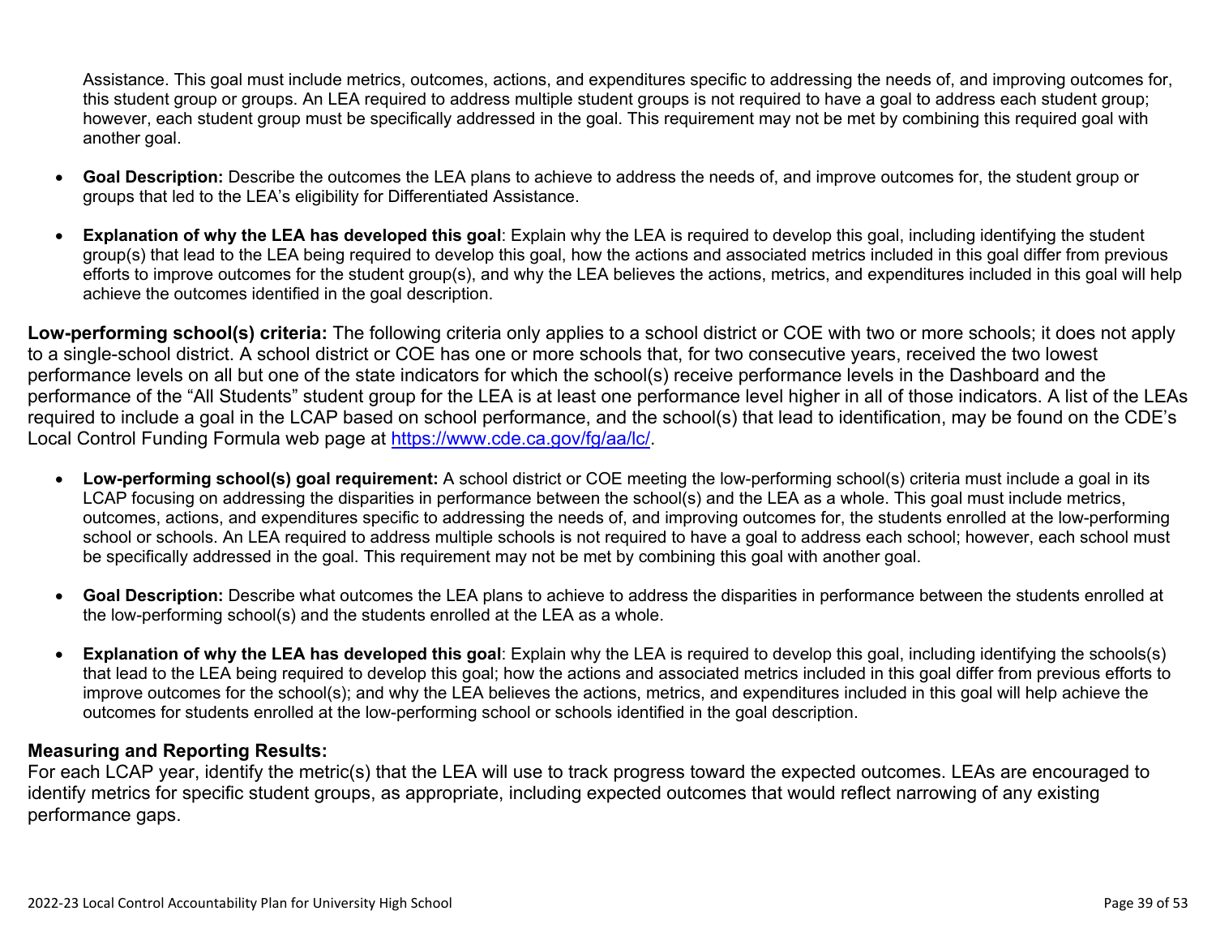Assistance. This goal must include metrics, outcomes, actions, and expenditures specific to addressing the needs of, and improving outcomes for, this student group or groups. An LEA required to address multiple student groups is not required to have a goal to address each student group; however, each student group must be specifically addressed in the goal. This requirement may not be met by combining this required goal with another goal.

- **Goal Description:** Describe the outcomes the LEA plans to achieve to address the needs of, and improve outcomes for, the student group or groups that led to the LEA's eligibility for Differentiated Assistance.
- **Explanation of why the LEA has developed this goal**: Explain why the LEA is required to develop this goal, including identifying the student group(s) that lead to the LEA being required to develop this goal, how the actions and associated metrics included in this goal differ from previous efforts to improve outcomes for the student group(s), and why the LEA believes the actions, metrics, and expenditures included in this goal will help achieve the outcomes identified in the goal description.

**Low-performing school(s) criteria:** The following criteria only applies to a school district or COE with two or more schools; it does not apply to a single-school district. A school district or COE has one or more schools that, for two consecutive years, received the two lowest performance levels on all but one of the state indicators for which the school(s) receive performance levels in the Dashboard and the performance of the "All Students" student group for the LEA is at least one performance level higher in all of those indicators. A list of the LEAs required to include a goal in the LCAP based on school performance, and the school(s) that lead to identification, may be found on the CDE's Local Control Funding Formula web page at [https://www.cde.ca.gov/fg/aa/lc/](https://www.cde.ca.gov/fg/aa/lc/).

- **Low-performing school(s) goal requirement:** A school district or COE meeting the low-performing school(s) criteria must include a goal in its LCAP focusing on addressing the disparities in performance between the school(s) and the LEA as a whole. This goal must include metrics, outcomes, actions, and expenditures specific to addressing the needs of, and improving outcomes for, the students enrolled at the low-performing school or schools. An LEA required to address multiple schools is not required to have a goal to address each school; however, each school must be specifically addressed in the goal. This requirement may not be met by combining this goal with another goal.
- **Goal Description:** Describe what outcomes the LEA plans to achieve to address the disparities in performance between the students enrolled at the low-performing school(s) and the students enrolled at the LEA as a whole.
- **Explanation of why the LEA has developed this goal**: Explain why the LEA is required to develop this goal, including identifying the schools(s) that lead to the LEA being required to develop this goal; how the actions and associated metrics included in this goal differ from previous efforts to improve outcomes for the school(s); and why the LEA believes the actions, metrics, and expenditures included in this goal will help achieve the outcomes for students enrolled at the low-performing school or schools identified in the goal description.

### Measuring and Reporting Results:

For each LCAP year, identify the metric(s) that the LEA will use to track progress toward the expected outcomes. LEAs are encouraged to identify metrics for specific student groups, as appropriate, including expected outcomes that would reflect narrowing of any existing performance gaps.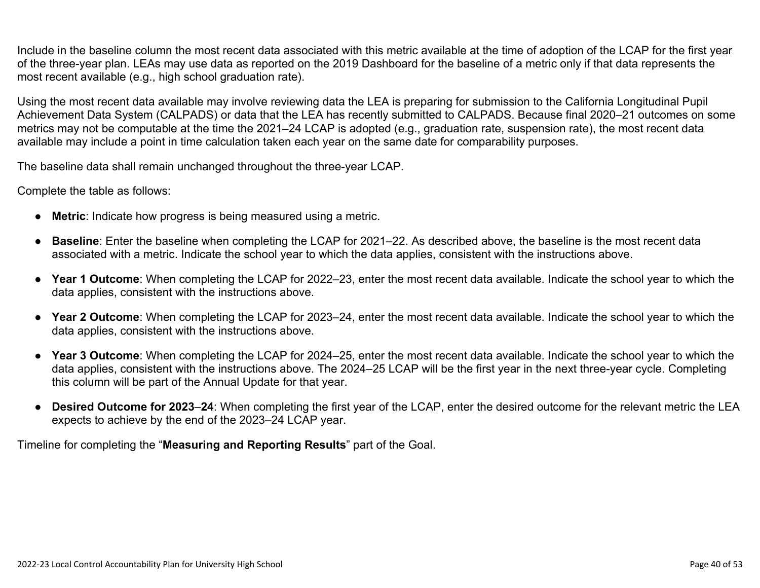Include in the baseline column the most recent data associated with this metric available at the time of adoption of the LCAP for the first year of the three-year plan. LEAs may use data as reported on the 2019 Dashboard for the baseline of a metric only if that data represents the most recent available (e.g., high school graduation rate).

Using the most recent data available may involve reviewing data the LEA is preparing for submission to the California Longitudinal Pupil Achievement Data System (CALPADS) or data that the LEA has recently submitted to CALPADS. Because final 2020–21 outcomes on some metrics may not be computable at the time the 2021–24 LCAP is adopted (e.g., graduation rate, suspension rate), the most recent data available may include a point in time calculation taken each year on the same date for comparability purposes.

The baseline data shall remain unchanged throughout the three-year LCAP.

Complete the table as follows:

- **Metric**: Indicate how progress is being measured using a metric.
- **Baseline**: Enter the baseline when completing the LCAP for 2021–22. As described above, the baseline is the most recent data associated with a metric. Indicate the school year to which the data applies, consistent with the instructions above.
- **Year 1 Outcome**: When completing the LCAP for 2022–23, enter the most recent data available. Indicate the school year to which the data applies, consistent with the instructions above.
- **Year 2 Outcome**: When completing the LCAP for 2023–24, enter the most recent data available. Indicate the school year to which the data applies, consistent with the instructions above.
- **Year 3 Outcome**: When completing the LCAP for 2024–25, enter the most recent data available. Indicate the school year to which the data applies, consistent with the instructions above. The 2024–25 LCAP will be the first year in the next three-year cycle. Completing this column will be part of the Annual Update for that year.
- **Desired Outcome for 2023–24**: When completing the first year of the LCAP, enter the desired outcome for the relevant metric the LEA expects to achieve by the end of the 2023–24 LCAP year.

Timeline for completing the "**Measuring and Reporting Results**" part of the Goal.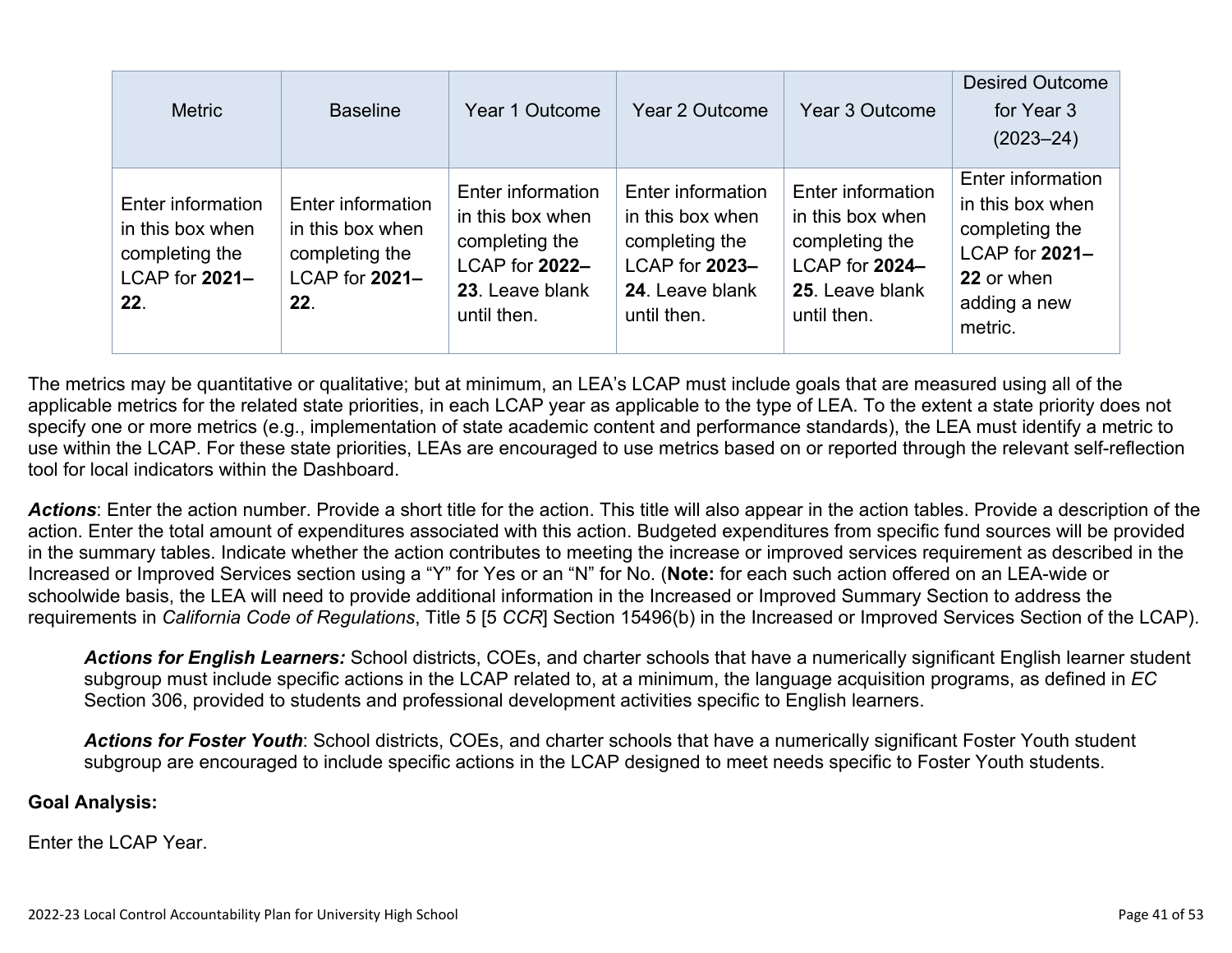| Metric | Baseline | Year 1 Outcome | Year 2 Outcome | Year 3 Outcome | Desired Outcome for Year 3 (2023–24) |
|---|---|---|---|---|---|
| Enter information in this box when completing the LCAP for **2021–22**. | Enter information in this box when completing the LCAP for **2021–22**. | Enter information in this box when completing the LCAP for **2022–23**. Leave blank until then. | Enter information in this box when completing the LCAP for **2023–24**. Leave blank until then. | Enter information in this box when completing the LCAP for **2024–25**. Leave blank until then. | Enter information in this box when completing the LCAP for **2021–22** or when adding a new metric. |

The metrics may be quantitative or qualitative; but at minimum, an LEA's LCAP must include goals that are measured using all of the applicable metrics for the related state priorities, in each LCAP year as applicable to the type of LEA. To the extent a state priority does not specify one or more metrics (e.g., implementation of state academic content and performance standards), the LEA must identify a metric to use within the LCAP. For these state priorities, LEAs are encouraged to use metrics based on or reported through the relevant self-reflection tool for local indicators within the Dashboard.

***Actions***: Enter the action number. Provide a short title for the action. This title will also appear in the action tables. Provide a description of the action. Enter the total amount of expenditures associated with this action. Budgeted expenditures from specific fund sources will be provided in the summary tables. Indicate whether the action contributes to meeting the increase or improved services requirement as described in the Increased or Improved Services section using a "Y" for Yes or an "N" for No. (**Note:** for each such action offered on an LEA-wide or schoolwide basis, the LEA will need to provide additional information in the Increased or Improved Summary Section to address the requirements in *California Code of Regulations*, Title 5 [5 *CCR*] Section 15496(b) in the Increased or Improved Services Section of the LCAP).

> ***Actions for English Learners:*** School districts, COEs, and charter schools that have a numerically significant English learner student subgroup must include specific actions in the LCAP related to, at a minimum, the language acquisition programs, as defined in *EC* Section 306, provided to students and professional development activities specific to English learners.
>
> ***Actions for Foster Youth***: School districts, COEs, and charter schools that have a numerically significant Foster Youth student subgroup are encouraged to include specific actions in the LCAP designed to meet needs specific to Foster Youth students.

**Goal Analysis:**

Enter the LCAP Year.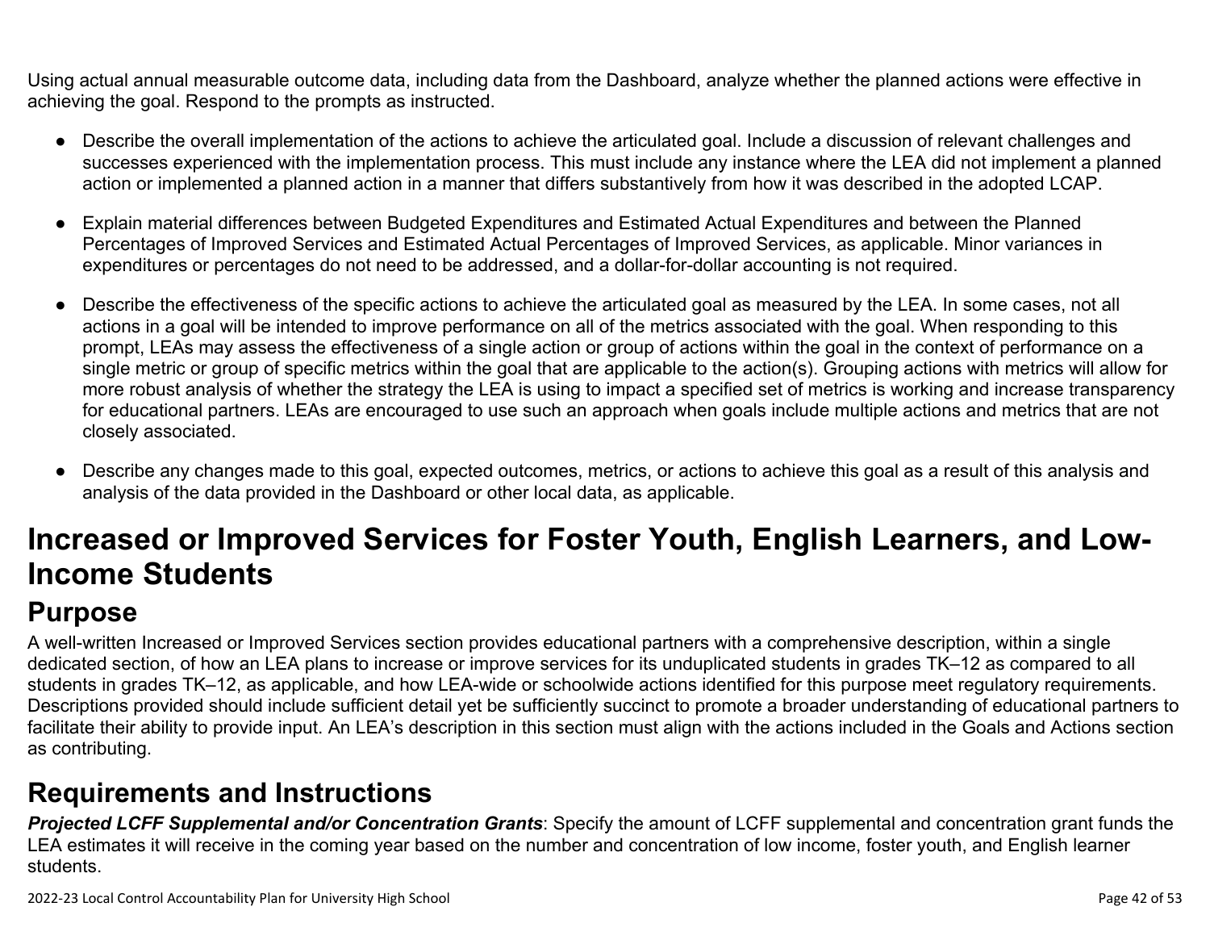Using actual annual measurable outcome data, including data from the Dashboard, analyze whether the planned actions were effective in achieving the goal. Respond to the prompts as instructed.

- Describe the overall implementation of the actions to achieve the articulated goal. Include a discussion of relevant challenges and successes experienced with the implementation process. This must include any instance where the LEA did not implement a planned action or implemented a planned action in a manner that differs substantively from how it was described in the adopted LCAP.
- Explain material differences between Budgeted Expenditures and Estimated Actual Expenditures and between the Planned Percentages of Improved Services and Estimated Actual Percentages of Improved Services, as applicable. Minor variances in expenditures or percentages do not need to be addressed, and a dollar-for-dollar accounting is not required.
- Describe the effectiveness of the specific actions to achieve the articulated goal as measured by the LEA. In some cases, not all actions in a goal will be intended to improve performance on all of the metrics associated with the goal. When responding to this prompt, LEAs may assess the effectiveness of a single action or group of actions within the goal in the context of performance on a single metric or group of specific metrics within the goal that are applicable to the action(s). Grouping actions with metrics will allow for more robust analysis of whether the strategy the LEA is using to impact a specified set of metrics is working and increase transparency for educational partners. LEAs are encouraged to use such an approach when goals include multiple actions and metrics that are not closely associated.
- Describe any changes made to this goal, expected outcomes, metrics, or actions to achieve this goal as a result of this analysis and analysis of the data provided in the Dashboard or other local data, as applicable.

# Increased or Improved Services for Foster Youth, English Learners, and Low-Income Students

## Purpose

A well-written Increased or Improved Services section provides educational partners with a comprehensive description, within a single dedicated section, of how an LEA plans to increase or improve services for its unduplicated students in grades TK–12 as compared to all students in grades TK–12, as applicable, and how LEA-wide or schoolwide actions identified for this purpose meet regulatory requirements. Descriptions provided should include sufficient detail yet be sufficiently succinct to promote a broader understanding of educational partners to facilitate their ability to provide input. An LEA's description in this section must align with the actions included in the Goals and Actions section as contributing.

## Requirements and Instructions

***Projected LCFF Supplemental and/or Concentration Grants***: Specify the amount of LCFF supplemental and concentration grant funds the LEA estimates it will receive in the coming year based on the number and concentration of low income, foster youth, and English learner students.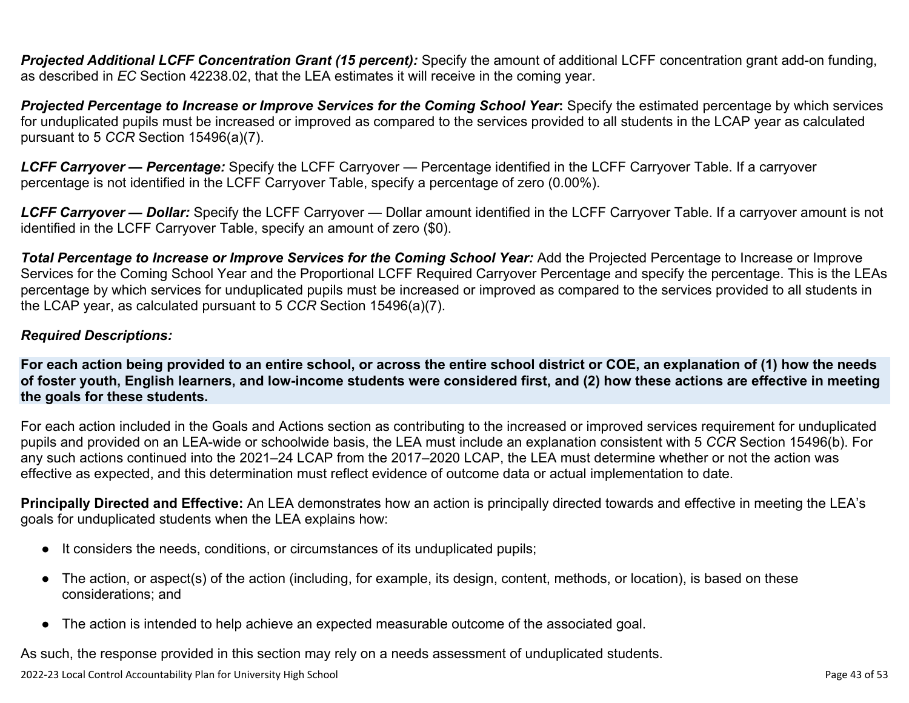***Projected Additional LCFF Concentration Grant (15 percent):*** Specify the amount of additional LCFF concentration grant add-on funding, as described in *EC* Section 42238.02, that the LEA estimates it will receive in the coming year.

***Projected Percentage to Increase or Improve Services for the Coming School Year*:** Specify the estimated percentage by which services for unduplicated pupils must be increased or improved as compared to the services provided to all students in the LCAP year as calculated pursuant to 5 *CCR* Section 15496(a)(7).

***LCFF Carryover — Percentage:*** Specify the LCFF Carryover — Percentage identified in the LCFF Carryover Table. If a carryover percentage is not identified in the LCFF Carryover Table, specify a percentage of zero (0.00%).

***LCFF Carryover — Dollar:*** Specify the LCFF Carryover — Dollar amount identified in the LCFF Carryover Table. If a carryover amount is not identified in the LCFF Carryover Table, specify an amount of zero ($0).

***Total Percentage to Increase or Improve Services for the Coming School Year:*** Add the Projected Percentage to Increase or Improve Services for the Coming School Year and the Proportional LCFF Required Carryover Percentage and specify the percentage. This is the LEAs percentage by which services for unduplicated pupils must be increased or improved as compared to the services provided to all students in the LCAP year, as calculated pursuant to 5 *CCR* Section 15496(a)(7).

***Required Descriptions:***

**For each action being provided to an entire school, or across the entire school district or COE, an explanation of (1) how the needs of foster youth, English learners, and low-income students were considered first, and (2) how these actions are effective in meeting the goals for these students.**

For each action included in the Goals and Actions section as contributing to the increased or improved services requirement for unduplicated pupils and provided on an LEA-wide or schoolwide basis, the LEA must include an explanation consistent with 5 *CCR* Section 15496(b). For any such actions continued into the 2021–24 LCAP from the 2017–2020 LCAP, the LEA must determine whether or not the action was effective as expected, and this determination must reflect evidence of outcome data or actual implementation to date.

**Principally Directed and Effective:** An LEA demonstrates how an action is principally directed towards and effective in meeting the LEA's goals for unduplicated students when the LEA explains how:

- It considers the needs, conditions, or circumstances of its unduplicated pupils;
- The action, or aspect(s) of the action (including, for example, its design, content, methods, or location), is based on these considerations; and
- The action is intended to help achieve an expected measurable outcome of the associated goal.

As such, the response provided in this section may rely on a needs assessment of unduplicated students.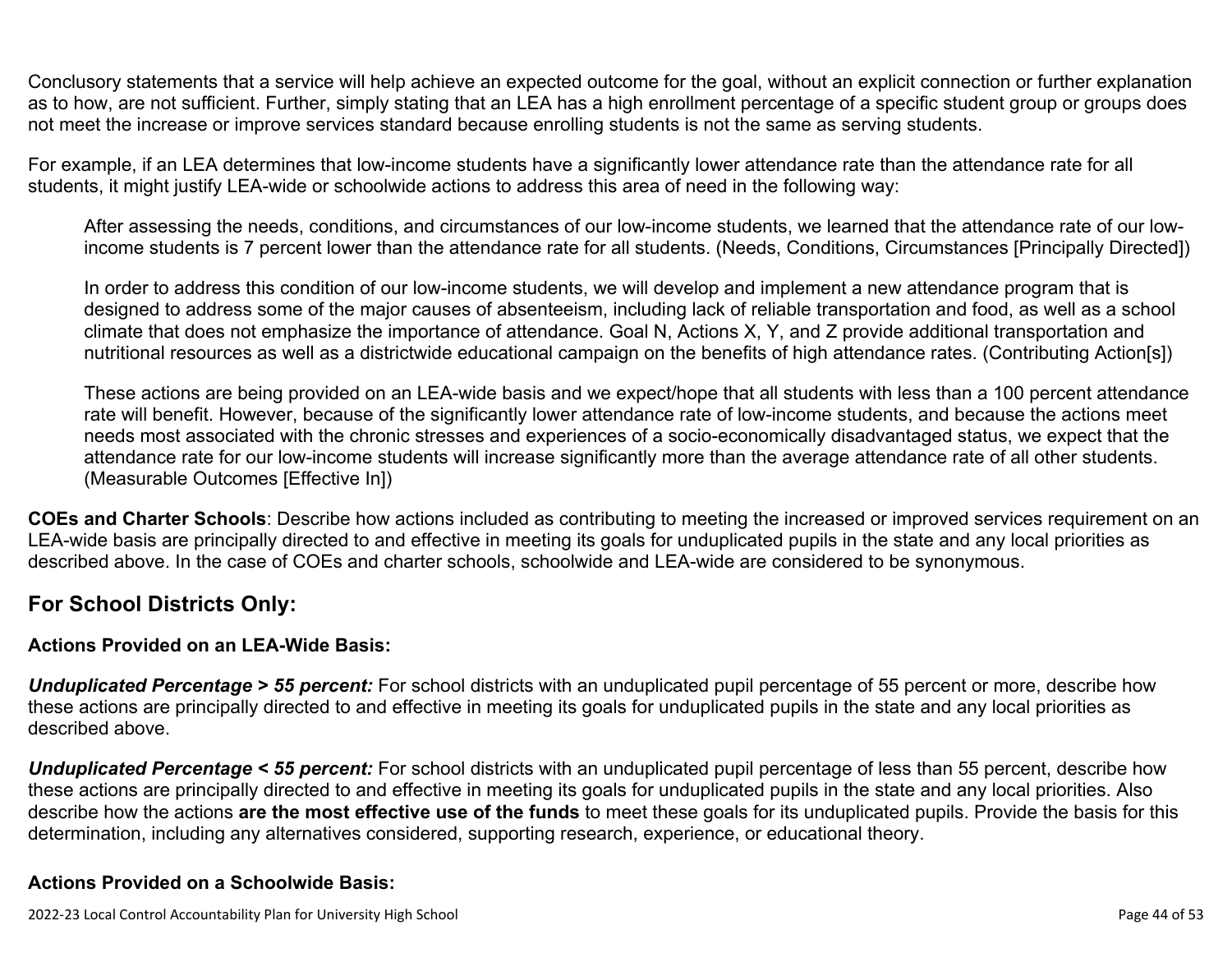Conclusory statements that a service will help achieve an expected outcome for the goal, without an explicit connection or further explanation as to how, are not sufficient. Further, simply stating that an LEA has a high enrollment percentage of a specific student group or groups does not meet the increase or improve services standard because enrolling students is not the same as serving students.

For example, if an LEA determines that low-income students have a significantly lower attendance rate than the attendance rate for all students, it might justify LEA-wide or schoolwide actions to address this area of need in the following way:

> After assessing the needs, conditions, and circumstances of our low-income students, we learned that the attendance rate of our low-income students is 7 percent lower than the attendance rate for all students. (Needs, Conditions, Circumstances [Principally Directed])
>
> In order to address this condition of our low-income students, we will develop and implement a new attendance program that is designed to address some of the major causes of absenteeism, including lack of reliable transportation and food, as well as a school climate that does not emphasize the importance of attendance. Goal N, Actions X, Y, and Z provide additional transportation and nutritional resources as well as a districtwide educational campaign on the benefits of high attendance rates. (Contributing Action[s])
>
> These actions are being provided on an LEA-wide basis and we expect/hope that all students with less than a 100 percent attendance rate will benefit. However, because of the significantly lower attendance rate of low-income students, and because the actions meet needs most associated with the chronic stresses and experiences of a socio-economically disadvantaged status, we expect that the attendance rate for our low-income students will increase significantly more than the average attendance rate of all other students. (Measurable Outcomes [Effective In])

**COEs and Charter Schools**: Describe how actions included as contributing to meeting the increased or improved services requirement on an LEA-wide basis are principally directed to and effective in meeting its goals for unduplicated pupils in the state and any local priorities as described above. In the case of COEs and charter schools, schoolwide and LEA-wide are considered to be synonymous.

## For School Districts Only:

### Actions Provided on an LEA-Wide Basis:

***Unduplicated Percentage > 55 percent:*** For school districts with an unduplicated pupil percentage of 55 percent or more, describe how these actions are principally directed to and effective in meeting its goals for unduplicated pupils in the state and any local priorities as described above.

***Unduplicated Percentage < 55 percent:*** For school districts with an unduplicated pupil percentage of less than 55 percent, describe how these actions are principally directed to and effective in meeting its goals for unduplicated pupils in the state and any local priorities. Also describe how the actions **are the most effective use of the funds** to meet these goals for its unduplicated pupils. Provide the basis for this determination, including any alternatives considered, supporting research, experience, or educational theory.

### Actions Provided on a Schoolwide Basis: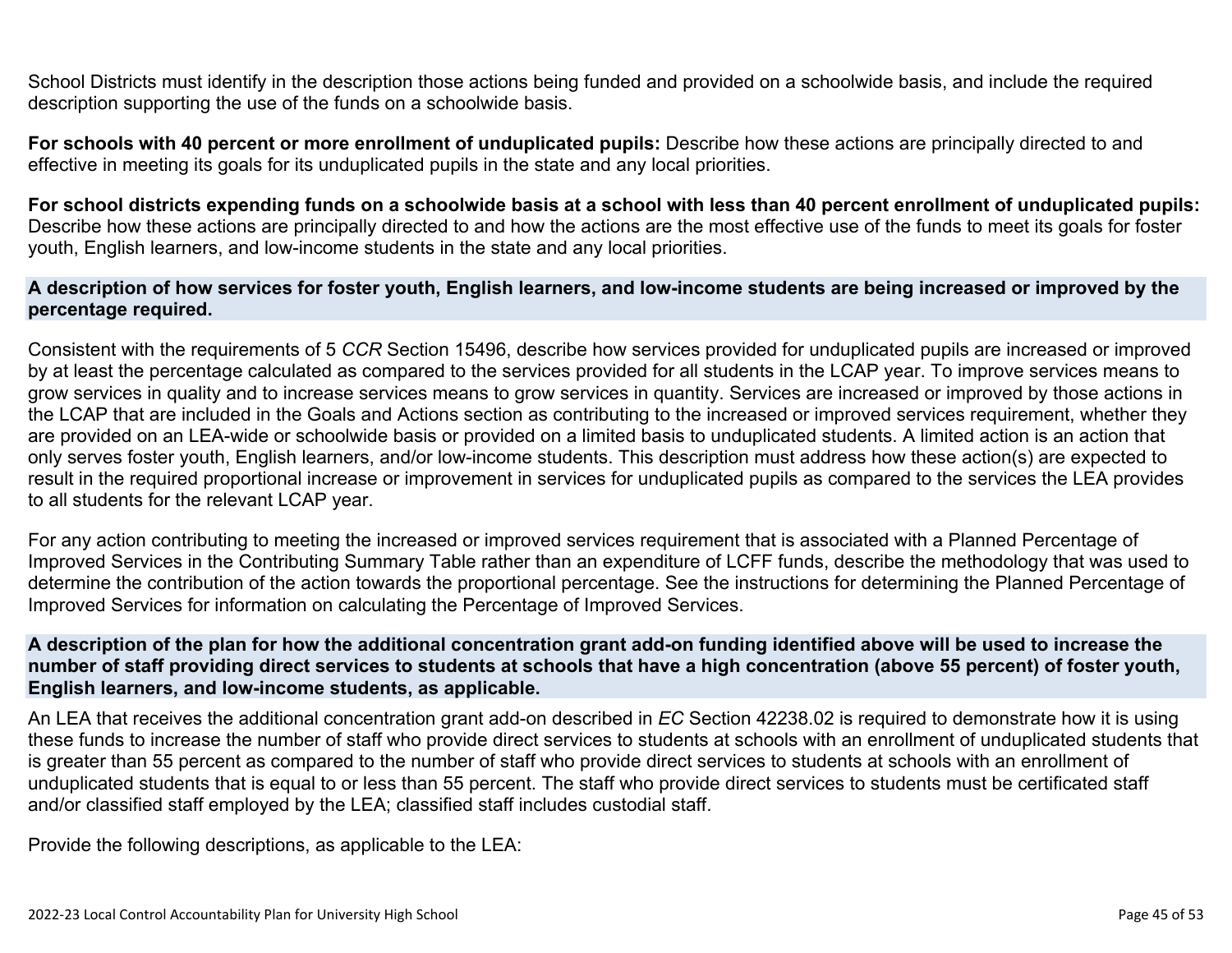School Districts must identify in the description those actions being funded and provided on a schoolwide basis, and include the required description supporting the use of the funds on a schoolwide basis.

**For schools with 40 percent or more enrollment of unduplicated pupils:** Describe how these actions are principally directed to and effective in meeting its goals for its unduplicated pupils in the state and any local priorities.

**For school districts expending funds on a schoolwide basis at a school with less than 40 percent enrollment of unduplicated pupils:** Describe how these actions are principally directed to and how the actions are the most effective use of the funds to meet its goals for foster youth, English learners, and low-income students in the state and any local priorities.

### A description of how services for foster youth, English learners, and low-income students are being increased or improved by the percentage required.

Consistent with the requirements of 5 *CCR* Section 15496, describe how services provided for unduplicated pupils are increased or improved by at least the percentage calculated as compared to the services provided for all students in the LCAP year. To improve services means to grow services in quality and to increase services means to grow services in quantity. Services are increased or improved by those actions in the LCAP that are included in the Goals and Actions section as contributing to the increased or improved services requirement, whether they are provided on an LEA-wide or schoolwide basis or provided on a limited basis to unduplicated students. A limited action is an action that only serves foster youth, English learners, and/or low-income students. This description must address how these action(s) are expected to result in the required proportional increase or improvement in services for unduplicated pupils as compared to the services the LEA provides to all students for the relevant LCAP year.

For any action contributing to meeting the increased or improved services requirement that is associated with a Planned Percentage of Improved Services in the Contributing Summary Table rather than an expenditure of LCFF funds, describe the methodology that was used to determine the contribution of the action towards the proportional percentage. See the instructions for determining the Planned Percentage of Improved Services for information on calculating the Percentage of Improved Services.

### A description of the plan for how the additional concentration grant add-on funding identified above will be used to increase the number of staff providing direct services to students at schools that have a high concentration (above 55 percent) of foster youth, English learners, and low-income students, as applicable.

An LEA that receives the additional concentration grant add-on described in *EC* Section 42238.02 is required to demonstrate how it is using these funds to increase the number of staff who provide direct services to students at schools with an enrollment of unduplicated students that is greater than 55 percent as compared to the number of staff who provide direct services to students at schools with an enrollment of unduplicated students that is equal to or less than 55 percent. The staff who provide direct services to students must be certificated staff and/or classified staff employed by the LEA; classified staff includes custodial staff.

Provide the following descriptions, as applicable to the LEA: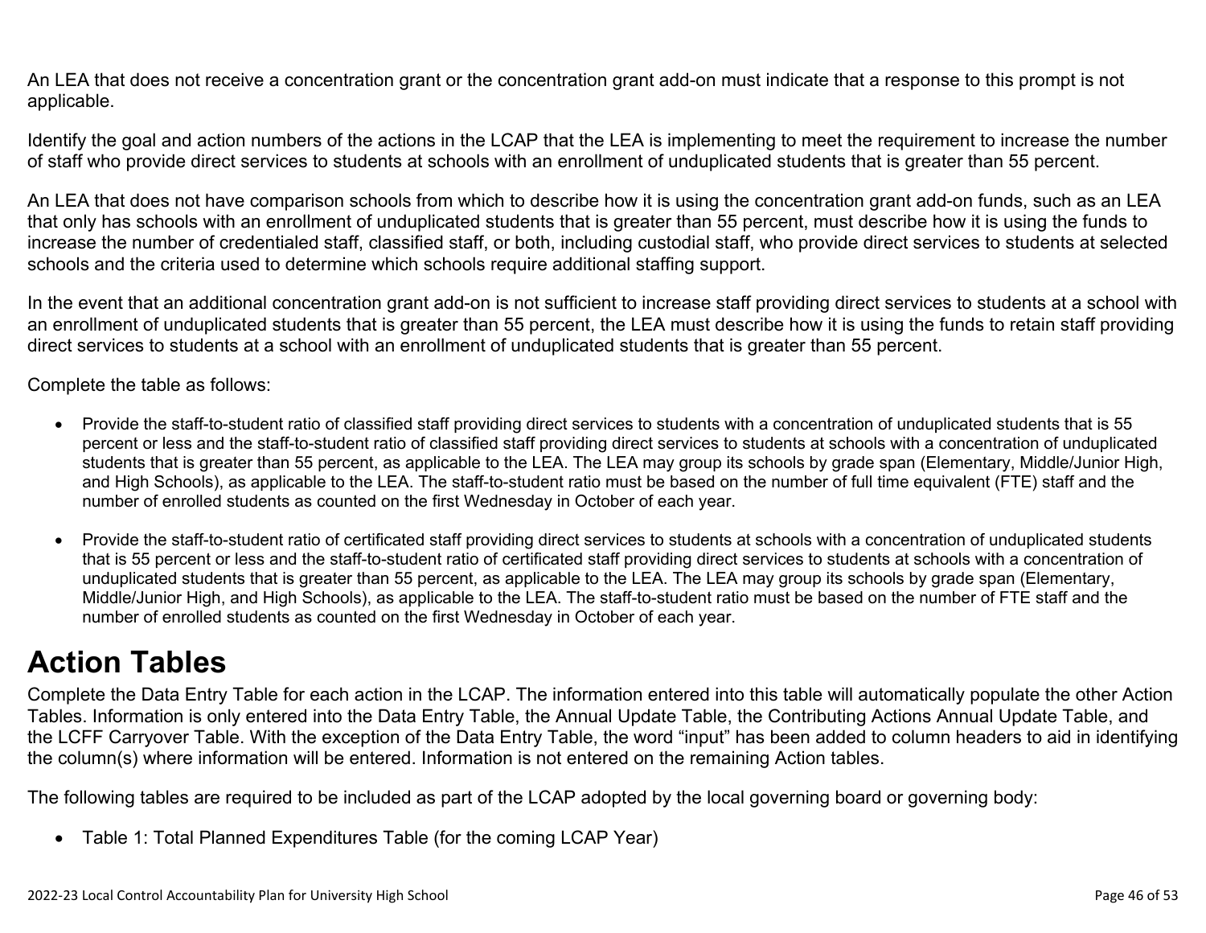An LEA that does not receive a concentration grant or the concentration grant add-on must indicate that a response to this prompt is not applicable.

Identify the goal and action numbers of the actions in the LCAP that the LEA is implementing to meet the requirement to increase the number of staff who provide direct services to students at schools with an enrollment of unduplicated students that is greater than 55 percent.

An LEA that does not have comparison schools from which to describe how it is using the concentration grant add-on funds, such as an LEA that only has schools with an enrollment of unduplicated students that is greater than 55 percent, must describe how it is using the funds to increase the number of credentialed staff, classified staff, or both, including custodial staff, who provide direct services to students at selected schools and the criteria used to determine which schools require additional staffing support.

In the event that an additional concentration grant add-on is not sufficient to increase staff providing direct services to students at a school with an enrollment of unduplicated students that is greater than 55 percent, the LEA must describe how it is using the funds to retain staff providing direct services to students at a school with an enrollment of unduplicated students that is greater than 55 percent.

Complete the table as follows:

- Provide the staff-to-student ratio of classified staff providing direct services to students with a concentration of unduplicated students that is 55 percent or less and the staff-to-student ratio of classified staff providing direct services to students at schools with a concentration of unduplicated students that is greater than 55 percent, as applicable to the LEA. The LEA may group its schools by grade span (Elementary, Middle/Junior High, and High Schools), as applicable to the LEA. The staff-to-student ratio must be based on the number of full time equivalent (FTE) staff and the number of enrolled students as counted on the first Wednesday in October of each year.

- Provide the staff-to-student ratio of certificated staff providing direct services to students at schools with a concentration of unduplicated students that is 55 percent or less and the staff-to-student ratio of certificated staff providing direct services to students at schools with a concentration of unduplicated students that is greater than 55 percent, as applicable to the LEA. The LEA may group its schools by grade span (Elementary, Middle/Junior High, and High Schools), as applicable to the LEA. The staff-to-student ratio must be based on the number of FTE staff and the number of enrolled students as counted on the first Wednesday in October of each year.

# Action Tables

Complete the Data Entry Table for each action in the LCAP. The information entered into this table will automatically populate the other Action Tables. Information is only entered into the Data Entry Table, the Annual Update Table, the Contributing Actions Annual Update Table, and the LCFF Carryover Table. With the exception of the Data Entry Table, the word "input" has been added to column headers to aid in identifying the column(s) where information will be entered. Information is not entered on the remaining Action tables.

The following tables are required to be included as part of the LCAP adopted by the local governing board or governing body:

- Table 1: Total Planned Expenditures Table (for the coming LCAP Year)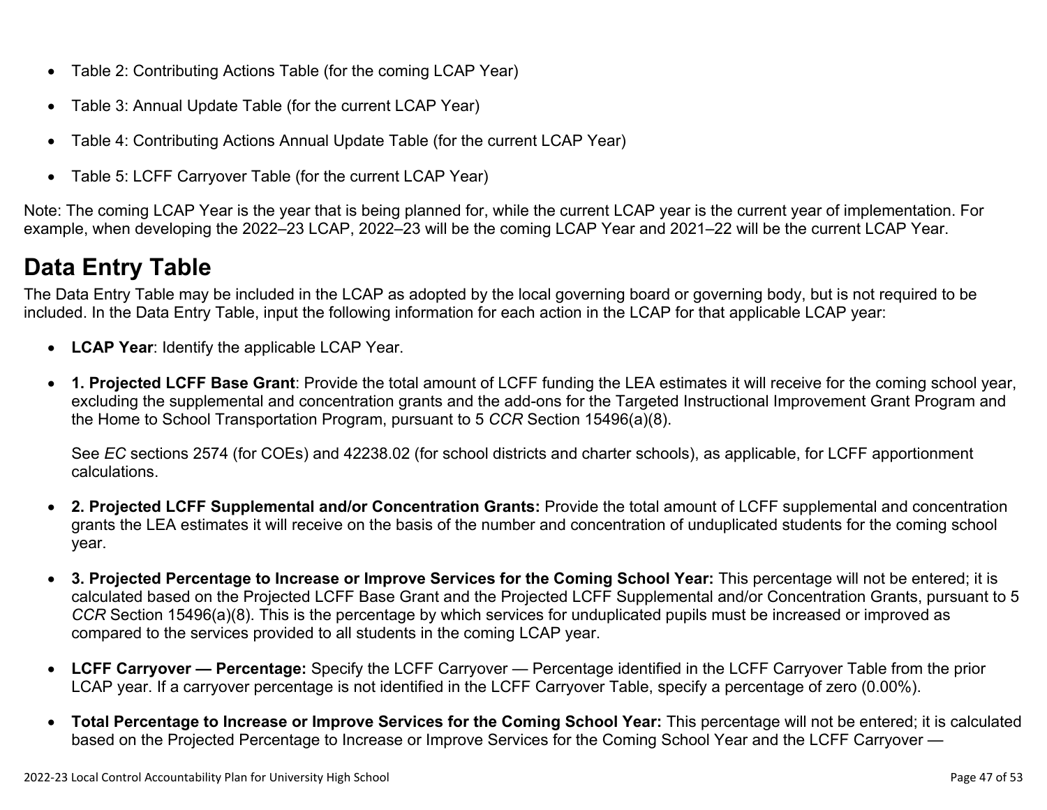- Table 2: Contributing Actions Table (for the coming LCAP Year)
- Table 3: Annual Update Table (for the current LCAP Year)
- Table 4: Contributing Actions Annual Update Table (for the current LCAP Year)
- Table 5: LCFF Carryover Table (for the current LCAP Year)

Note: The coming LCAP Year is the year that is being planned for, while the current LCAP year is the current year of implementation. For example, when developing the 2022–23 LCAP, 2022–23 will be the coming LCAP Year and 2021–22 will be the current LCAP Year.

## Data Entry Table

The Data Entry Table may be included in the LCAP as adopted by the local governing board or governing body, but is not required to be included. In the Data Entry Table, input the following information for each action in the LCAP for that applicable LCAP year:

- **LCAP Year**: Identify the applicable LCAP Year.
- **1. Projected LCFF Base Grant**: Provide the total amount of LCFF funding the LEA estimates it will receive for the coming school year, excluding the supplemental and concentration grants and the add-ons for the Targeted Instructional Improvement Grant Program and the Home to School Transportation Program, pursuant to 5 *CCR* Section 15496(a)(8).

  See *EC* sections 2574 (for COEs) and 42238.02 (for school districts and charter schools), as applicable, for LCFF apportionment calculations.
- **2. Projected LCFF Supplemental and/or Concentration Grants:** Provide the total amount of LCFF supplemental and concentration grants the LEA estimates it will receive on the basis of the number and concentration of unduplicated students for the coming school year.
- **3. Projected Percentage to Increase or Improve Services for the Coming School Year:** This percentage will not be entered; it is calculated based on the Projected LCFF Base Grant and the Projected LCFF Supplemental and/or Concentration Grants, pursuant to 5 *CCR* Section 15496(a)(8). This is the percentage by which services for unduplicated pupils must be increased or improved as compared to the services provided to all students in the coming LCAP year.
- **LCFF Carryover — Percentage:** Specify the LCFF Carryover — Percentage identified in the LCFF Carryover Table from the prior LCAP year. If a carryover percentage is not identified in the LCFF Carryover Table, specify a percentage of zero (0.00%).
- **Total Percentage to Increase or Improve Services for the Coming School Year:** This percentage will not be entered; it is calculated based on the Projected Percentage to Increase or Improve Services for the Coming School Year and the LCFF Carryover —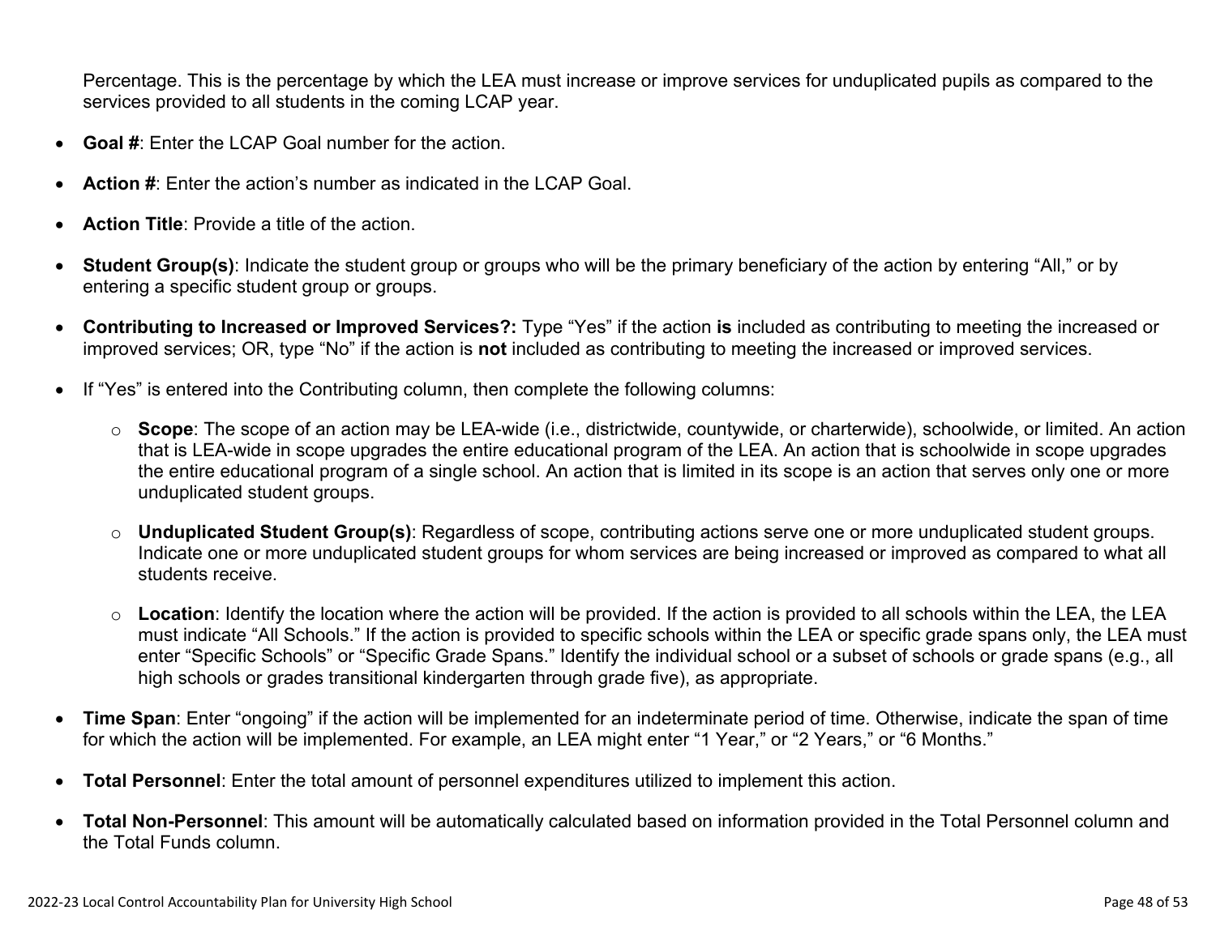Percentage. This is the percentage by which the LEA must increase or improve services for unduplicated pupils as compared to the services provided to all students in the coming LCAP year.

- **Goal #**: Enter the LCAP Goal number for the action.
- **Action #**: Enter the action's number as indicated in the LCAP Goal.
- **Action Title**: Provide a title of the action.
- **Student Group(s)**: Indicate the student group or groups who will be the primary beneficiary of the action by entering "All," or by entering a specific student group or groups.
- **Contributing to Increased or Improved Services?:** Type "Yes" if the action **is** included as contributing to meeting the increased or improved services; OR, type "No" if the action is **not** included as contributing to meeting the increased or improved services.
- If "Yes" is entered into the Contributing column, then complete the following columns:
  - **Scope**: The scope of an action may be LEA-wide (i.e., districtwide, countywide, or charterwide), schoolwide, or limited. An action that is LEA-wide in scope upgrades the entire educational program of the LEA. An action that is schoolwide in scope upgrades the entire educational program of a single school. An action that is limited in its scope is an action that serves only one or more unduplicated student groups.
  - **Unduplicated Student Group(s)**: Regardless of scope, contributing actions serve one or more unduplicated student groups. Indicate one or more unduplicated student groups for whom services are being increased or improved as compared to what all students receive.
  - **Location**: Identify the location where the action will be provided. If the action is provided to all schools within the LEA, the LEA must indicate "All Schools." If the action is provided to specific schools within the LEA or specific grade spans only, the LEA must enter "Specific Schools" or "Specific Grade Spans." Identify the individual school or a subset of schools or grade spans (e.g., all high schools or grades transitional kindergarten through grade five), as appropriate.
- **Time Span**: Enter "ongoing" if the action will be implemented for an indeterminate period of time. Otherwise, indicate the span of time for which the action will be implemented. For example, an LEA might enter "1 Year," or "2 Years," or "6 Months."
- **Total Personnel**: Enter the total amount of personnel expenditures utilized to implement this action.
- **Total Non-Personnel**: This amount will be automatically calculated based on information provided in the Total Personnel column and the Total Funds column.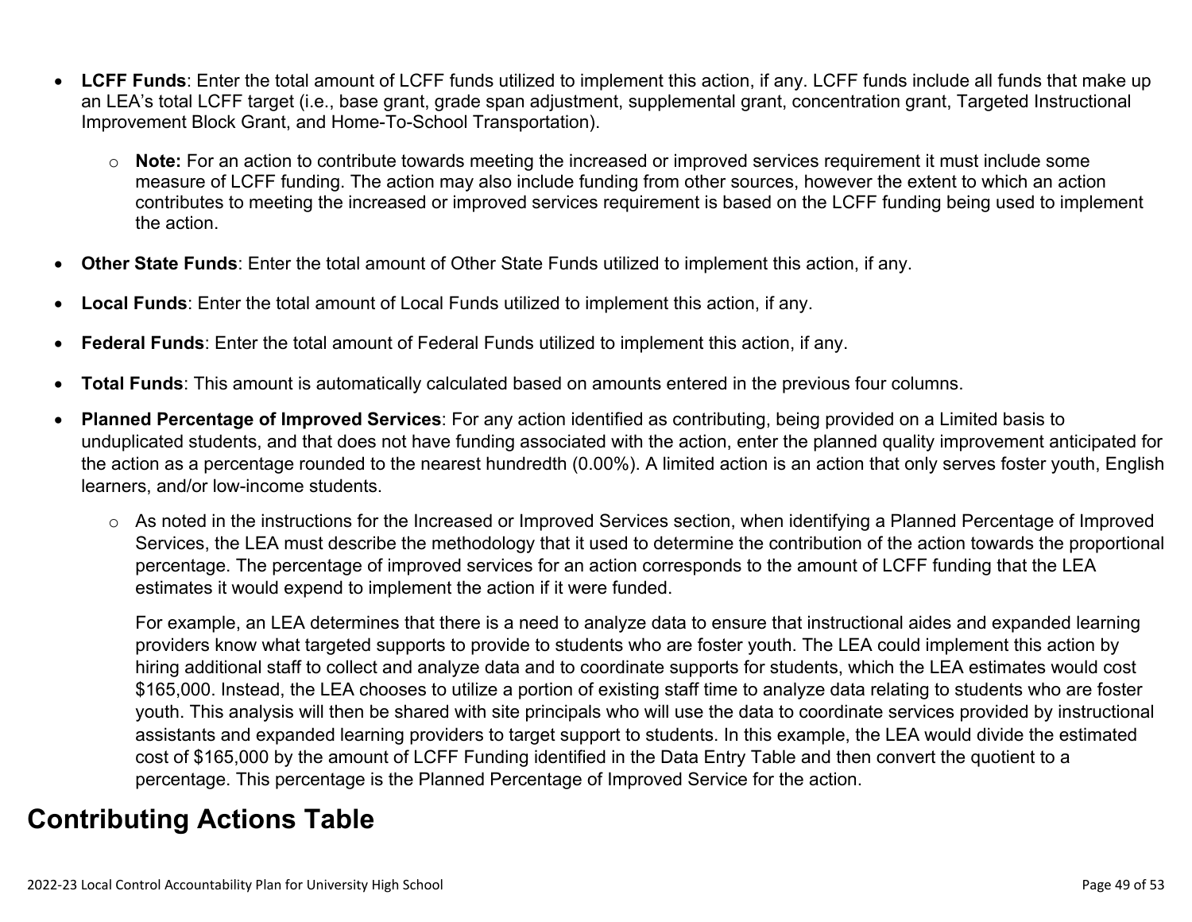- **LCFF Funds**: Enter the total amount of LCFF funds utilized to implement this action, if any. LCFF funds include all funds that make up an LEA's total LCFF target (i.e., base grant, grade span adjustment, supplemental grant, concentration grant, Targeted Instructional Improvement Block Grant, and Home-To-School Transportation).
  - **Note:** For an action to contribute towards meeting the increased or improved services requirement it must include some measure of LCFF funding. The action may also include funding from other sources, however the extent to which an action contributes to meeting the increased or improved services requirement is based on the LCFF funding being used to implement the action.
- **Other State Funds**: Enter the total amount of Other State Funds utilized to implement this action, if any.
- **Local Funds**: Enter the total amount of Local Funds utilized to implement this action, if any.
- **Federal Funds**: Enter the total amount of Federal Funds utilized to implement this action, if any.
- **Total Funds**: This amount is automatically calculated based on amounts entered in the previous four columns.
- **Planned Percentage of Improved Services**: For any action identified as contributing, being provided on a Limited basis to unduplicated students, and that does not have funding associated with the action, enter the planned quality improvement anticipated for the action as a percentage rounded to the nearest hundredth (0.00%). A limited action is an action that only serves foster youth, English learners, and/or low-income students.
  - As noted in the instructions for the Increased or Improved Services section, when identifying a Planned Percentage of Improved Services, the LEA must describe the methodology that it used to determine the contribution of the action towards the proportional percentage. The percentage of improved services for an action corresponds to the amount of LCFF funding that the LEA estimates it would expend to implement the action if it were funded.

    For example, an LEA determines that there is a need to analyze data to ensure that instructional aides and expanded learning providers know what targeted supports to provide to students who are foster youth. The LEA could implement this action by hiring additional staff to collect and analyze data and to coordinate supports for students, which the LEA estimates would cost $165,000. Instead, the LEA chooses to utilize a portion of existing staff time to analyze data relating to students who are foster youth. This analysis will then be shared with site principals who will use the data to coordinate services provided by instructional assistants and expanded learning providers to target support to students. In this example, the LEA would divide the estimated cost of $165,000 by the amount of LCFF Funding identified in the Data Entry Table and then convert the quotient to a percentage. This percentage is the Planned Percentage of Improved Service for the action.

# Contributing Actions Table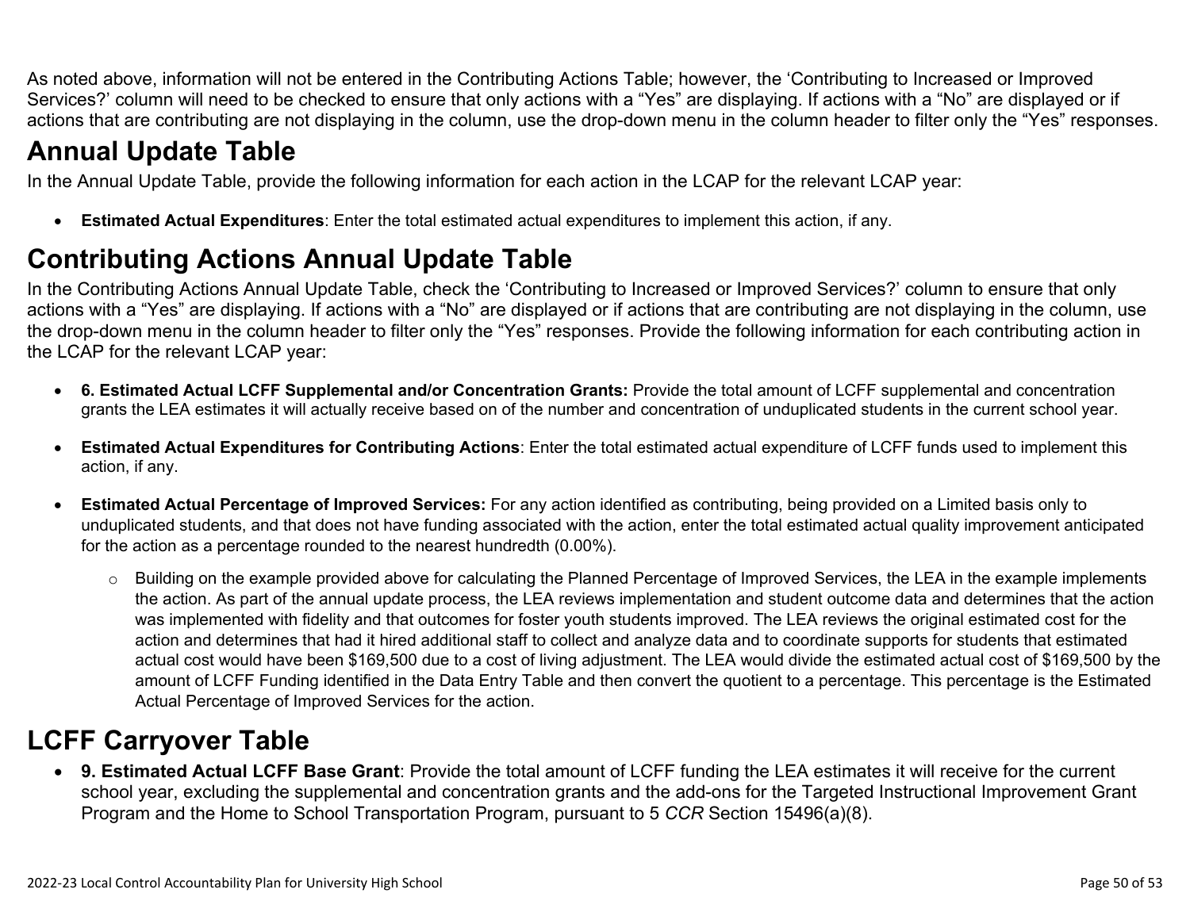As noted above, information will not be entered in the Contributing Actions Table; however, the ‘Contributing to Increased or Improved Services?’ column will need to be checked to ensure that only actions with a “Yes” are displaying. If actions with a “No” are displayed or if actions that are contributing are not displaying in the column, use the drop-down menu in the column header to filter only the “Yes” responses.

# Annual Update Table

In the Annual Update Table, provide the following information for each action in the LCAP for the relevant LCAP year:

- **Estimated Actual Expenditures**: Enter the total estimated actual expenditures to implement this action, if any.

# Contributing Actions Annual Update Table

In the Contributing Actions Annual Update Table, check the ‘Contributing to Increased or Improved Services?’ column to ensure that only actions with a “Yes” are displaying. If actions with a “No” are displayed or if actions that are contributing are not displaying in the column, use the drop-down menu in the column header to filter only the “Yes” responses. Provide the following information for each contributing action in the LCAP for the relevant LCAP year:

- **6. Estimated Actual LCFF Supplemental and/or Concentration Grants:** Provide the total amount of LCFF supplemental and concentration grants the LEA estimates it will actually receive based on of the number and concentration of unduplicated students in the current school year.
- **Estimated Actual Expenditures for Contributing Actions**: Enter the total estimated actual expenditure of LCFF funds used to implement this action, if any.
- **Estimated Actual Percentage of Improved Services:** For any action identified as contributing, being provided on a Limited basis only to unduplicated students, and that does not have funding associated with the action, enter the total estimated actual quality improvement anticipated for the action as a percentage rounded to the nearest hundredth (0.00%).
    - Building on the example provided above for calculating the Planned Percentage of Improved Services, the LEA in the example implements the action. As part of the annual update process, the LEA reviews implementation and student outcome data and determines that the action was implemented with fidelity and that outcomes for foster youth students improved. The LEA reviews the original estimated cost for the action and determines that had it hired additional staff to collect and analyze data and to coordinate supports for students that estimated actual cost would have been $169,500 due to a cost of living adjustment. The LEA would divide the estimated actual cost of $169,500 by the amount of LCFF Funding identified in the Data Entry Table and then convert the quotient to a percentage. This percentage is the Estimated Actual Percentage of Improved Services for the action.

# LCFF Carryover Table

- **9. Estimated Actual LCFF Base Grant**: Provide the total amount of LCFF funding the LEA estimates it will receive for the current school year, excluding the supplemental and concentration grants and the add-ons for the Targeted Instructional Improvement Grant Program and the Home to School Transportation Program, pursuant to 5 *CCR* Section 15496(a)(8).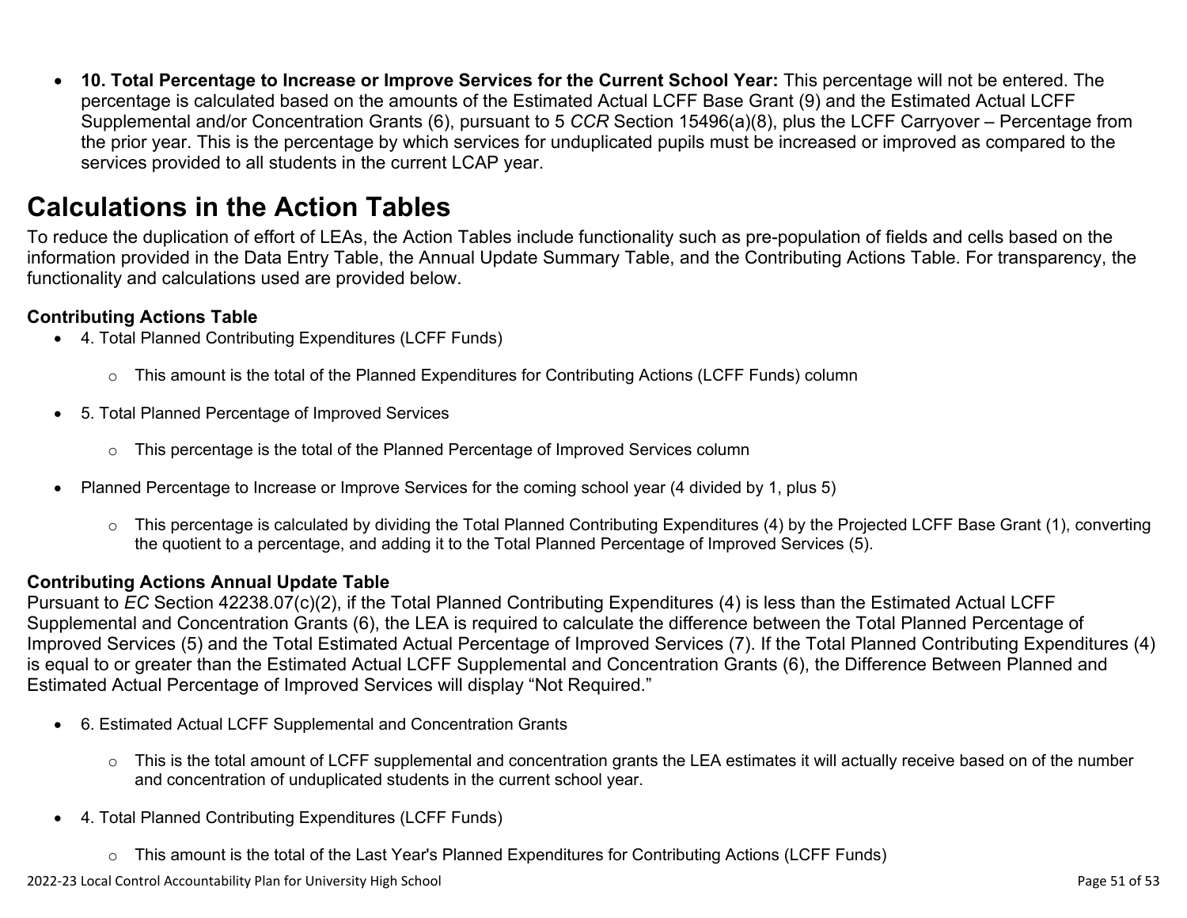- **10. Total Percentage to Increase or Improve Services for the Current School Year:** This percentage will not be entered. The percentage is calculated based on the amounts of the Estimated Actual LCFF Base Grant (9) and the Estimated Actual LCFF Supplemental and/or Concentration Grants (6), pursuant to 5 *CCR* Section 15496(a)(8), plus the LCFF Carryover – Percentage from the prior year. This is the percentage by which services for unduplicated pupils must be increased or improved as compared to the services provided to all students in the current LCAP year.

# Calculations in the Action Tables

To reduce the duplication of effort of LEAs, the Action Tables include functionality such as pre-population of fields and cells based on the information provided in the Data Entry Table, the Annual Update Summary Table, and the Contributing Actions Table. For transparency, the functionality and calculations used are provided below.

### Contributing Actions Table

- 4. Total Planned Contributing Expenditures (LCFF Funds)
  - This amount is the total of the Planned Expenditures for Contributing Actions (LCFF Funds) column
- 5. Total Planned Percentage of Improved Services
  - This percentage is the total of the Planned Percentage of Improved Services column
- Planned Percentage to Increase or Improve Services for the coming school year (4 divided by 1, plus 5)
  - This percentage is calculated by dividing the Total Planned Contributing Expenditures (4) by the Projected LCFF Base Grant (1), converting the quotient to a percentage, and adding it to the Total Planned Percentage of Improved Services (5).

### Contributing Actions Annual Update Table

Pursuant to *EC* Section 42238.07(c)(2), if the Total Planned Contributing Expenditures (4) is less than the Estimated Actual LCFF Supplemental and Concentration Grants (6), the LEA is required to calculate the difference between the Total Planned Percentage of Improved Services (5) and the Total Estimated Actual Percentage of Improved Services (7). If the Total Planned Contributing Expenditures (4) is equal to or greater than the Estimated Actual LCFF Supplemental and Concentration Grants (6), the Difference Between Planned and Estimated Actual Percentage of Improved Services will display "Not Required."

- 6. Estimated Actual LCFF Supplemental and Concentration Grants
  - This is the total amount of LCFF supplemental and concentration grants the LEA estimates it will actually receive based on of the number and concentration of unduplicated students in the current school year.
- 4. Total Planned Contributing Expenditures (LCFF Funds)
  - This amount is the total of the Last Year's Planned Expenditures for Contributing Actions (LCFF Funds)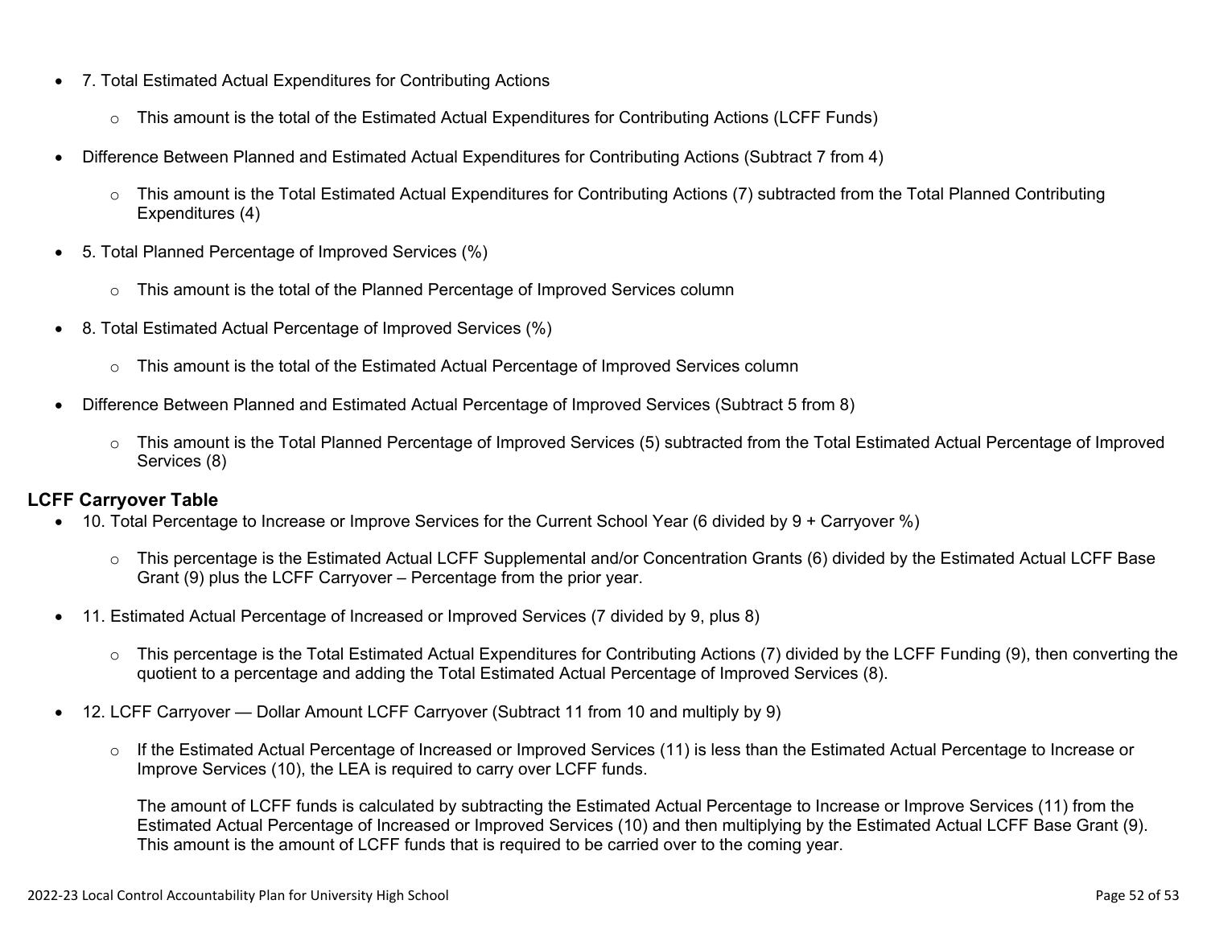- 7. Total Estimated Actual Expenditures for Contributing Actions
  - This amount is the total of the Estimated Actual Expenditures for Contributing Actions (LCFF Funds)
- Difference Between Planned and Estimated Actual Expenditures for Contributing Actions (Subtract 7 from 4)
  - This amount is the Total Estimated Actual Expenditures for Contributing Actions (7) subtracted from the Total Planned Contributing Expenditures (4)
- 5. Total Planned Percentage of Improved Services (%)
  - This amount is the total of the Planned Percentage of Improved Services column
- 8. Total Estimated Actual Percentage of Improved Services (%)
  - This amount is the total of the Estimated Actual Percentage of Improved Services column
- Difference Between Planned and Estimated Actual Percentage of Improved Services (Subtract 5 from 8)
  - This amount is the Total Planned Percentage of Improved Services (5) subtracted from the Total Estimated Actual Percentage of Improved Services (8)

**LCFF Carryover Table**

- 10. Total Percentage to Increase or Improve Services for the Current School Year (6 divided by 9 + Carryover %)
  - This percentage is the Estimated Actual LCFF Supplemental and/or Concentration Grants (6) divided by the Estimated Actual LCFF Base Grant (9) plus the LCFF Carryover – Percentage from the prior year.
- 11. Estimated Actual Percentage of Increased or Improved Services (7 divided by 9, plus 8)
  - This percentage is the Total Estimated Actual Expenditures for Contributing Actions (7) divided by the LCFF Funding (9), then converting the quotient to a percentage and adding the Total Estimated Actual Percentage of Improved Services (8).
- 12. LCFF Carryover — Dollar Amount LCFF Carryover (Subtract 11 from 10 and multiply by 9)
  - If the Estimated Actual Percentage of Increased or Improved Services (11) is less than the Estimated Actual Percentage to Increase or Improve Services (10), the LEA is required to carry over LCFF funds.

    The amount of LCFF funds is calculated by subtracting the Estimated Actual Percentage to Increase or Improve Services (11) from the Estimated Actual Percentage of Increased or Improved Services (10) and then multiplying by the Estimated Actual LCFF Base Grant (9). This amount is the amount of LCFF funds that is required to be carried over to the coming year.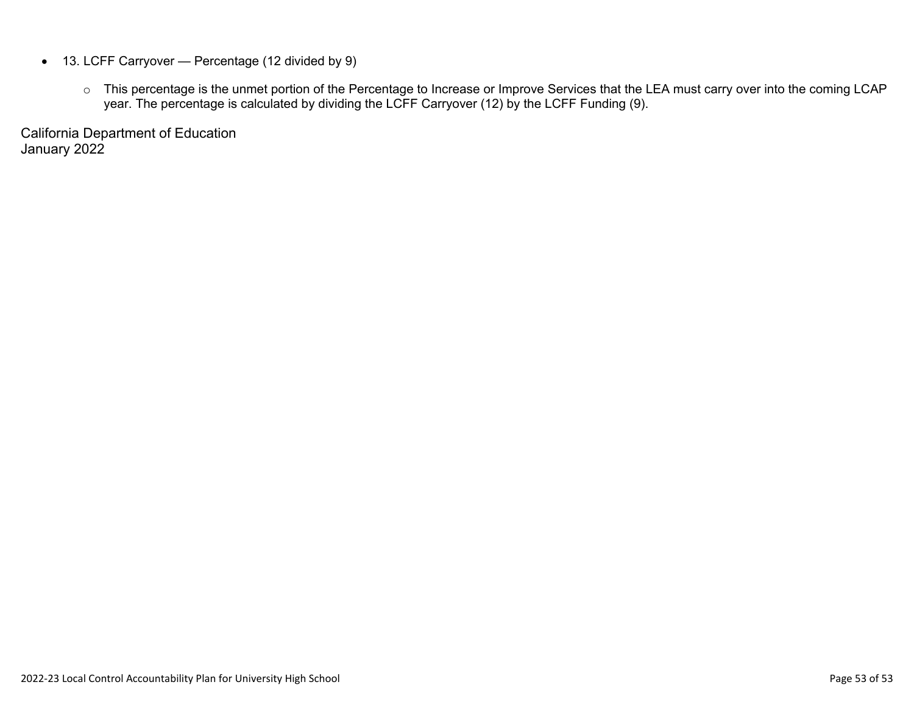- 13. LCFF Carryover — Percentage (12 divided by 9)
  - This percentage is the unmet portion of the Percentage to Increase or Improve Services that the LEA must carry over into the coming LCAP year. The percentage is calculated by dividing the LCFF Carryover (12) by the LCFF Funding (9).

California Department of Education
January 2022